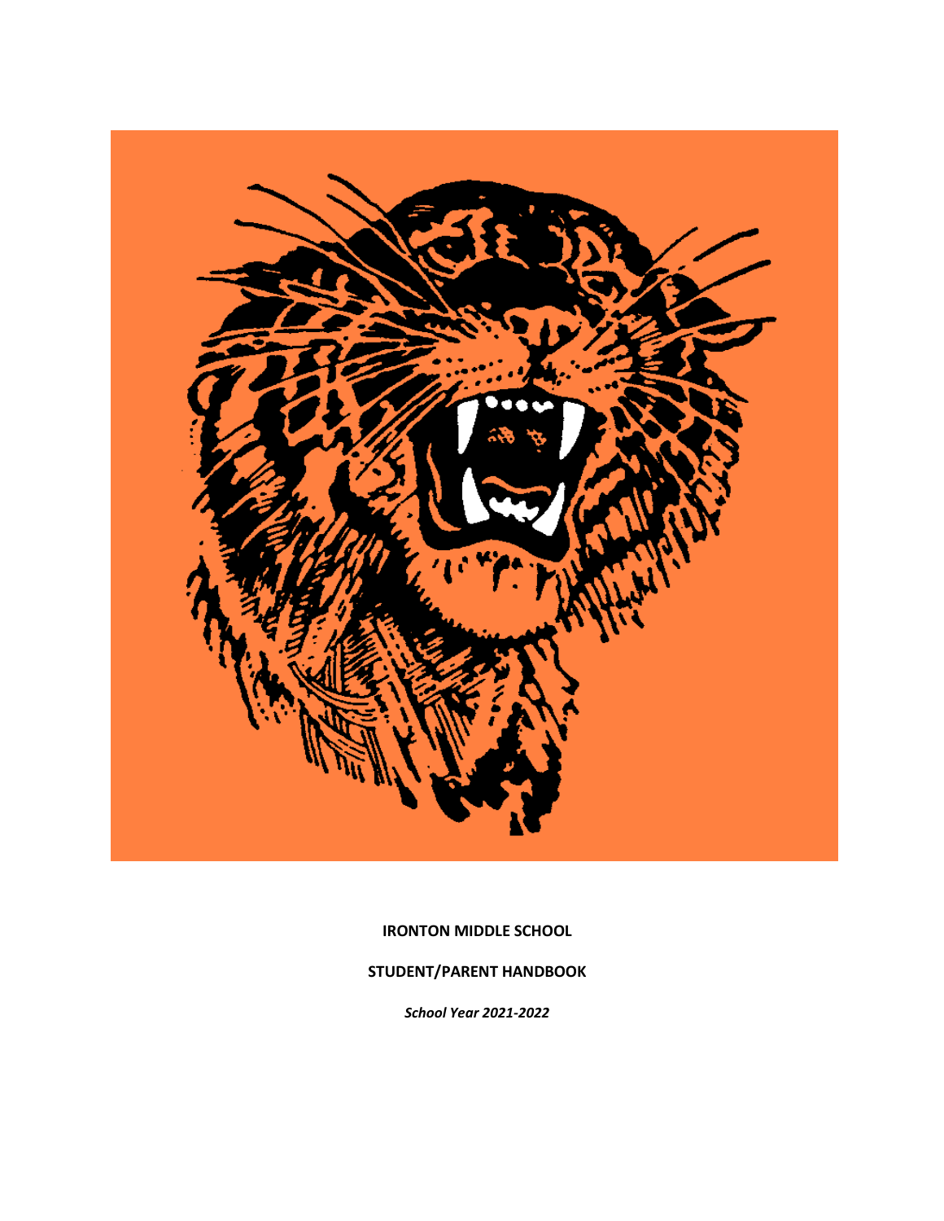**IRONTON MIDDLE SCHOOL**

**STUDENT/PARENT HANDBOOK**

***School Year 2021-2022***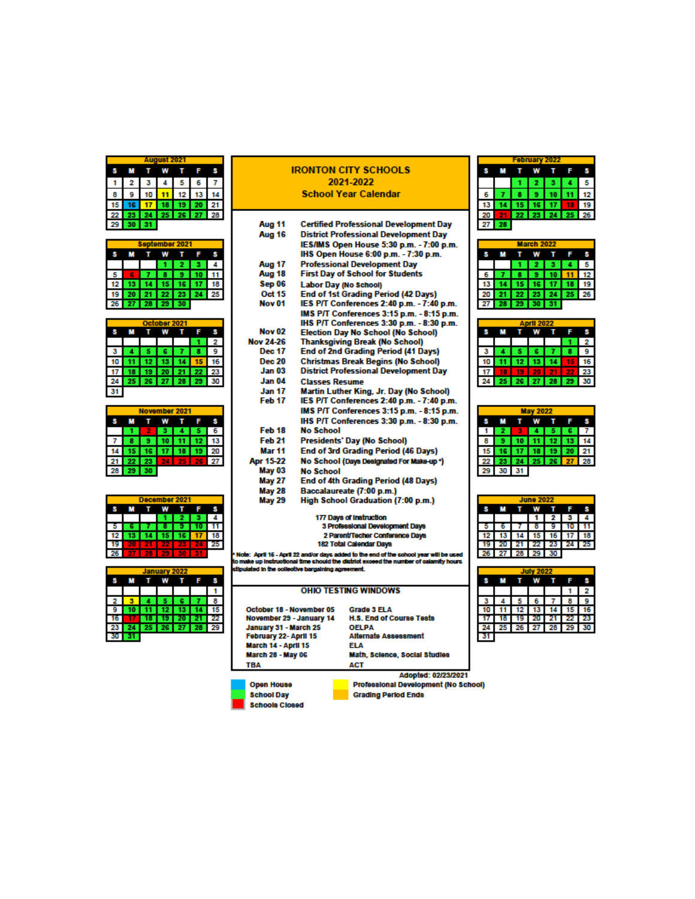# IRONTON CITY SCHOOLS
## 2021-2022
## School Year Calendar

| Date | Event |
|---|---|
| Aug 11 | Certified Professional Development Day |
| Aug 16 | District Professional Development Day |
| | IES/IMS Open House 5:30 p.m. - 7:00 p.m. |
| | IHS Open House 6:00 p.m. - 7:30 p.m. |
| Aug 17 | Professional Development Day |
| Aug 18 | First Day of School for Students |
| Sep 06 | Labor Day (No School) |
| Oct 15 | End of 1st Grading Period (42 Days) |
| Nov 01 | IES P/T Conferences 2:40 p.m. - 7:40 p.m. |
| | IMS P/T Conferences 3:15 p.m. - 8:15 p.m. |
| | IHS P/T Conferences 3:30 p.m. - 8:30 p.m. |
| Nov 02 | Election Day No School (No School) |
| Nov 24-26 | Thanksgiving Break (No School) |
| Dec 17 | End of 2nd Grading Period (41 Days) |
| Dec 20 | Christmas Break Begins (No School) |
| Jan 03 | District Professional Development Day |
| Jan 04 | Classes Resume |
| Jan 17 | Martin Luther King, Jr. Day (No School) |
| Feb 17 | IES P/T Conferences 2:40 p.m. - 7:40 p.m. |
| | IMS P/T Conferences 3:15 p.m. - 8:15 p.m. |
| | IHS P/T Conferences 3:30 p.m. - 8:30 p.m. |
| Feb 18 | No School |
| Feb 21 | Presidents' Day (No School) |
| Mar 11 | End of 3rd Grading Period (46 Days) |
| Apr 15-22 | No School (Days Designated For Make-up *) |
| May 03 | No School |
| May 27 | End of 4th Grading Period (48 Days) |
| May 28 | Baccalaureate (7:00 p.m.) |
| May 29 | High School Graduation (7:00 p.m.) |

177 Days of Instruction
3 Professional Development Days
2 Parent/Techer Conference Days
182 Total Calendar Days

* Note: April 15 - April 22 and/or days added to the end of the school year will be used to make up instructional time should the district exceed the number of calamity hours stipulated in the collective bargaining agreement.

## OHIO TESTING WINDOWS

| Window | Test |
|---|---|
| October 18 - November 05 | Grade 3 ELA |
| November 29 - January 14 | H.S. End of Course Tests |
| January 31 - March 25 | OELPA |
| February 22- April 15 | Alternate Assessment |
| March 14 - April 15 | ELA |
| March 28 - May 06 | Math, Science, Social Studies |
| TBA | ACT |

Adopted: 02/23/2021

**Legend:**
- Open House (blue)
- School Day (green)
- Schools Closed (red)
- Professional Development (No School) (yellow)
- Grading Period Ends (orange)

### August 2021

| S | M | T | W | T | F | S |
|---|---|---|---|---|---|---|
| 1 | 2 | 3 | 4 | 5 | 6 | 7 |
| 8 | 9 | 10 | 11 | 12 | 13 | 14 |
| 15 | 16 | 17 | 18 | 19 | 20 | 21 |
| 22 | 23 | 24 | 25 | 26 | 27 | 28 |
| 29 | 30 | 31 | | | | |

### September 2021

| S | M | T | W | T | F | S |
|---|---|---|---|---|---|---|
| | | | 1 | 2 | 3 | 4 |
| 5 | 6 | 7 | 8 | 9 | 10 | 11 |
| 12 | 13 | 14 | 15 | 16 | 17 | 18 |
| 19 | 20 | 21 | 22 | 23 | 24 | 25 |
| 26 | 27 | 28 | 29 | 30 | | |

### October 2021

| S | M | T | W | T | F | S |
|---|---|---|---|---|---|---|
| | | | | | 1 | 2 |
| 3 | 4 | 5 | 6 | 7 | 8 | 9 |
| 10 | 11 | 12 | 13 | 14 | 15 | 16 |
| 17 | 18 | 19 | 20 | 21 | 22 | 23 |
| 24 | 25 | 26 | 27 | 28 | 29 | 30 |
| 31 | | | | | | |

### November 2021

| S | M | T | W | T | F | S |
|---|---|---|---|---|---|---|
| | 1 | 2 | 3 | 4 | 5 | 6 |
| 7 | 8 | 9 | 10 | 11 | 12 | 13 |
| 14 | 15 | 16 | 17 | 18 | 19 | 20 |
| 21 | 22 | 23 | 24 | 25 | 26 | 27 |
| 28 | 29 | 30 | | | | |

### December 2021

| S | M | T | W | T | F | S |
|---|---|---|---|---|---|---|
| | | | 1 | 2 | 3 | 4 |
| 5 | 6 | 7 | 8 | 9 | 10 | 11 |
| 12 | 13 | 14 | 15 | 16 | 17 | 18 |
| 19 | 20 | 21 | 22 | 23 | 24 | 25 |
| 26 | 27 | 28 | 29 | 30 | 31 | |

### January 2022

| S | M | T | W | T | F | S |
|---|---|---|---|---|---|---|
| | | | | | | 1 |
| 2 | 3 | 4 | 5 | 6 | 7 | 8 |
| 9 | 10 | 11 | 12 | 13 | 14 | 15 |
| 16 | 17 | 18 | 19 | 20 | 21 | 22 |
| 23 | 24 | 25 | 26 | 27 | 28 | 29 |
| 30 | 31 | | | | | |

### February 2022

| S | M | T | W | T | F | S |
|---|---|---|---|---|---|---|
| | | 1 | 2 | 3 | 4 | 5 |
| 6 | 7 | 8 | 9 | 10 | 11 | 12 |
| 13 | 14 | 15 | 16 | 17 | 18 | 19 |
| 20 | 21 | 22 | 23 | 24 | 25 | 26 |
| 27 | 28 | | | | | |

### March 2022

| S | M | T | W | T | F | S |
|---|---|---|---|---|---|---|
| | | 1 | 2 | 3 | 4 | 5 |
| 6 | 7 | 8 | 9 | 10 | 11 | 12 |
| 13 | 14 | 15 | 16 | 17 | 18 | 19 |
| 20 | 21 | 22 | 23 | 24 | 25 | 26 |
| 27 | 28 | 29 | 30 | 31 | | |

### April 2022

| S | M | T | W | T | F | S |
|---|---|---|---|---|---|---|
| | | | | | 1 | 2 |
| 3 | 4 | 5 | 6 | 7 | 8 | 9 |
| 10 | 11 | 12 | 13 | 14 | 15 | 16 |
| 17 | 18 | 19 | 20 | 21 | 22 | 23 |
| 24 | 25 | 26 | 27 | 28 | 29 | 30 |

### May 2022

| S | M | T | W | T | F | S |
|---|---|---|---|---|---|---|
| 1 | 2 | 3 | 4 | 5 | 6 | 7 |
| 8 | 9 | 10 | 11 | 12 | 13 | 14 |
| 15 | 16 | 17 | 18 | 19 | 20 | 21 |
| 22 | 23 | 24 | 25 | 26 | 27 | 28 |
| 29 | 30 | 31 | | | | |

### June 2022

| S | M | T | W | T | F | S |
|---|---|---|---|---|---|---|
| | | | 1 | 2 | 3 | 4 |
| 5 | 6 | 7 | 8 | 9 | 10 | 11 |
| 12 | 13 | 14 | 15 | 16 | 17 | 18 |
| 19 | 20 | 21 | 22 | 23 | 24 | 25 |
| 26 | 27 | 28 | 29 | 30 | | |

### July 2022

| S | M | T | W | T | F | S |
|---|---|---|---|---|---|---|
| | | | | | 1 | 2 |
| 3 | 4 | 5 | 6 | 7 | 8 | 9 |
| 10 | 11 | 12 | 13 | 14 | 15 | 16 |
| 17 | 18 | 19 | 20 | 21 | 22 | 23 |
| 24 | 25 | 26 | 27 | 28 | 29 | 30 |
| 31 | | | | | | |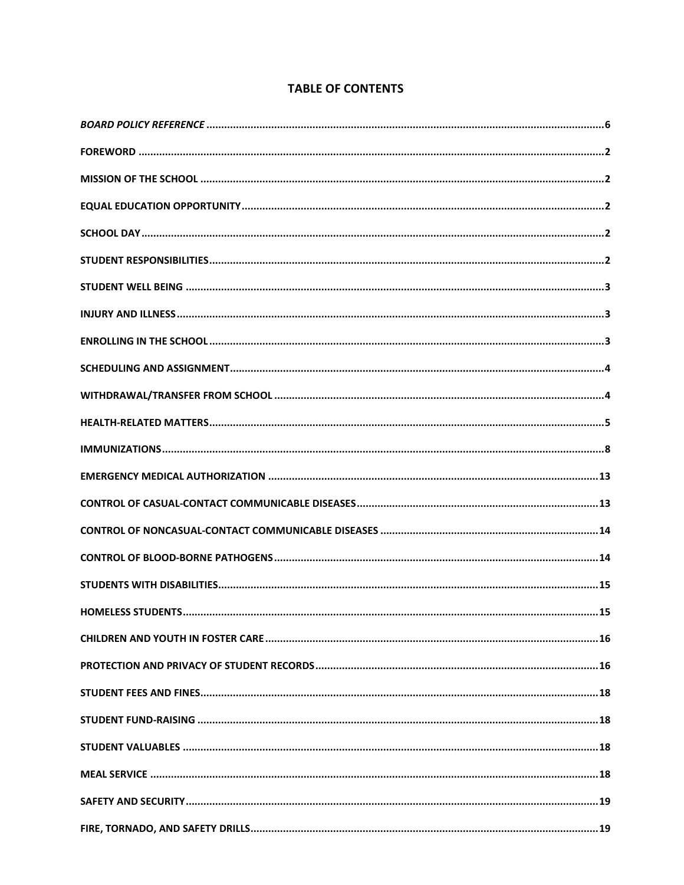## TABLE OF CONTENTS

| | |
|---|---|
| ***BOARD POLICY REFERENCE*** | **6** |
| **FOREWORD** | **2** |
| **MISSION OF THE SCHOOL** | **2** |
| **EQUAL EDUCATION OPPORTUNITY** | **2** |
| **SCHOOL DAY** | **2** |
| **STUDENT RESPONSIBILITIES** | **2** |
| **STUDENT WELL BEING** | **3** |
| **INJURY AND ILLNESS** | **3** |
| **ENROLLING IN THE SCHOOL** | **3** |
| **SCHEDULING AND ASSIGNMENT** | **4** |
| **WITHDRAWAL/TRANSFER FROM SCHOOL** | **4** |
| **HEALTH-RELATED MATTERS** | **5** |
| **IMMUNIZATIONS** | **8** |
| **EMERGENCY MEDICAL AUTHORIZATION** | **13** |
| **CONTROL OF CASUAL-CONTACT COMMUNICABLE DISEASES** | **13** |
| **CONTROL OF NONCASUAL-CONTACT COMMUNICABLE DISEASES** | **14** |
| **CONTROL OF BLOOD-BORNE PATHOGENS** | **14** |
| **STUDENTS WITH DISABILITIES** | **15** |
| **HOMELESS STUDENTS** | **15** |
| **CHILDREN AND YOUTH IN FOSTER CARE** | **16** |
| **PROTECTION AND PRIVACY OF STUDENT RECORDS** | **16** |
| **STUDENT FEES AND FINES** | **18** |
| **STUDENT FUND-RAISING** | **18** |
| **STUDENT VALUABLES** | **18** |
| **MEAL SERVICE** | **18** |
| **SAFETY AND SECURITY** | **19** |
| **FIRE, TORNADO, AND SAFETY DRILLS** | **19** |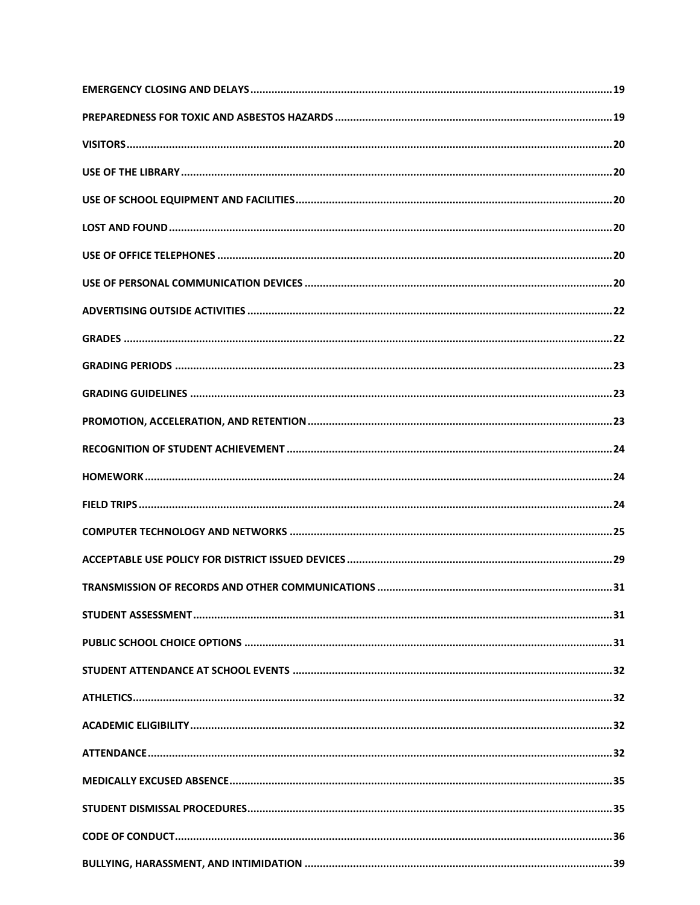**EMERGENCY CLOSING AND DELAYS** ........................................................................ 19

**PREPAREDNESS FOR TOXIC AND ASBESTOS HAZARDS** ........................................................................ 19

**VISITORS** ........................................................................ 20

**USE OF THE LIBRARY** ........................................................................ 20

**USE OF SCHOOL EQUIPMENT AND FACILITIES** ........................................................................ 20

**LOST AND FOUND** ........................................................................ 20

**USE OF OFFICE TELEPHONES** ........................................................................ 20

**USE OF PERSONAL COMMUNICATION DEVICES** ........................................................................ 20

**ADVERTISING OUTSIDE ACTIVITIES** ........................................................................ 22

**GRADES** ........................................................................ 22

**GRADING PERIODS** ........................................................................ 23

**GRADING GUIDELINES** ........................................................................ 23

**PROMOTION, ACCELERATION, AND RETENTION** ........................................................................ 23

**RECOGNITION OF STUDENT ACHIEVEMENT** ........................................................................ 24

**HOMEWORK** ........................................................................ 24

**FIELD TRIPS** ........................................................................ 24

**COMPUTER TECHNOLOGY AND NETWORKS** ........................................................................ 25

**ACCEPTABLE USE POLICY FOR DISTRICT ISSUED DEVICES** ........................................................................ 29

**TRANSMISSION OF RECORDS AND OTHER COMMUNICATIONS** ........................................................................ 31

**STUDENT ASSESSMENT** ........................................................................ 31

**PUBLIC SCHOOL CHOICE OPTIONS** ........................................................................ 31

**STUDENT ATTENDANCE AT SCHOOL EVENTS** ........................................................................ 32

**ATHLETICS** ........................................................................ 32

**ACADEMIC ELIGIBILITY** ........................................................................ 32

**ATTENDANCE** ........................................................................ 32

**MEDICALLY EXCUSED ABSENCE** ........................................................................ 35

**STUDENT DISMISSAL PROCEDURES** ........................................................................ 35

**CODE OF CONDUCT** ........................................................................ 36

**BULLYING, HARASSMENT, AND INTIMIDATION** ........................................................................ 39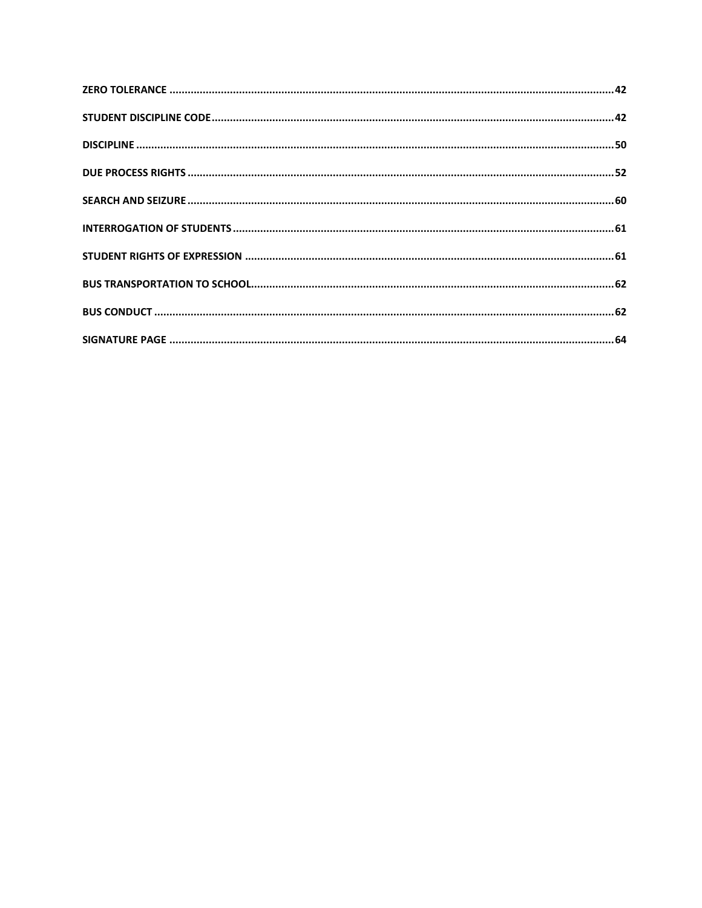ZERO TOLERANCE ............................................................................................................................................42

STUDENT DISCIPLINE CODE.............................................................................................................................42

DISCIPLINE .....................................................................................................................................................50

DUE PROCESS RIGHTS ....................................................................................................................................52

SEARCH AND SEIZURE ....................................................................................................................................60

INTERROGATION OF STUDENTS ......................................................................................................................61

STUDENT RIGHTS OF EXPRESSION ..................................................................................................................61

BUS TRANSPORTATION TO SCHOOL................................................................................................................62

BUS CONDUCT ...............................................................................................................................................62

SIGNATURE PAGE ..........................................................................................................................................64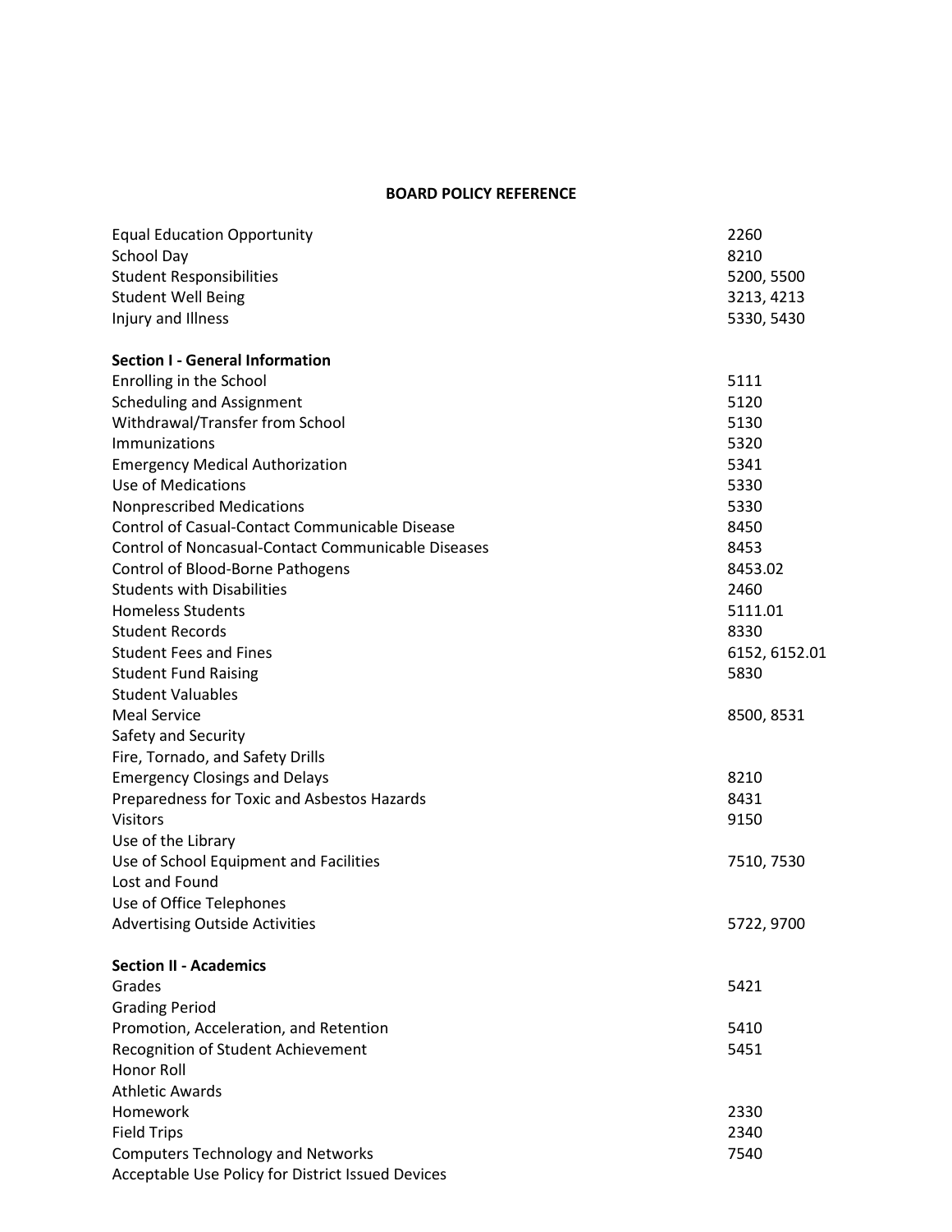## BOARD POLICY REFERENCE

| | |
|---|---|
| Equal Education Opportunity | 2260 |
| School Day | 8210 |
| Student Responsibilities | 5200, 5500 |
| Student Well Being | 3213, 4213 |
| Injury and Illness | 5330, 5430 |
| **Section I - General Information** | |
| Enrolling in the School | 5111 |
| Scheduling and Assignment | 5120 |
| Withdrawal/Transfer from School | 5130 |
| Immunizations | 5320 |
| Emergency Medical Authorization | 5341 |
| Use of Medications | 5330 |
| Nonprescribed Medications | 5330 |
| Control of Casual-Contact Communicable Disease | 8450 |
| Control of Noncasual-Contact Communicable Diseases | 8453 |
| Control of Blood-Borne Pathogens | 8453.02 |
| Students with Disabilities | 2460 |
| Homeless Students | 5111.01 |
| Student Records | 8330 |
| Student Fees and Fines | 6152, 6152.01 |
| Student Fund Raising | 5830 |
| Student Valuables | |
| Meal Service | 8500, 8531 |
| Safety and Security | |
| Fire, Tornado, and Safety Drills | |
| Emergency Closings and Delays | 8210 |
| Preparedness for Toxic and Asbestos Hazards | 8431 |
| Visitors | 9150 |
| Use of the Library | |
| Use of School Equipment and Facilities | 7510, 7530 |
| Lost and Found | |
| Use of Office Telephones | |
| Advertising Outside Activities | 5722, 9700 |
| **Section II - Academics** | |
| Grades | 5421 |
| Grading Period | |
| Promotion, Acceleration, and Retention | 5410 |
| Recognition of Student Achievement | 5451 |
| Honor Roll | |
| Athletic Awards | |
| Homework | 2330 |
| Field Trips | 2340 |
| Computers Technology and Networks | 7540 |
| Acceptable Use Policy for District Issued Devices | |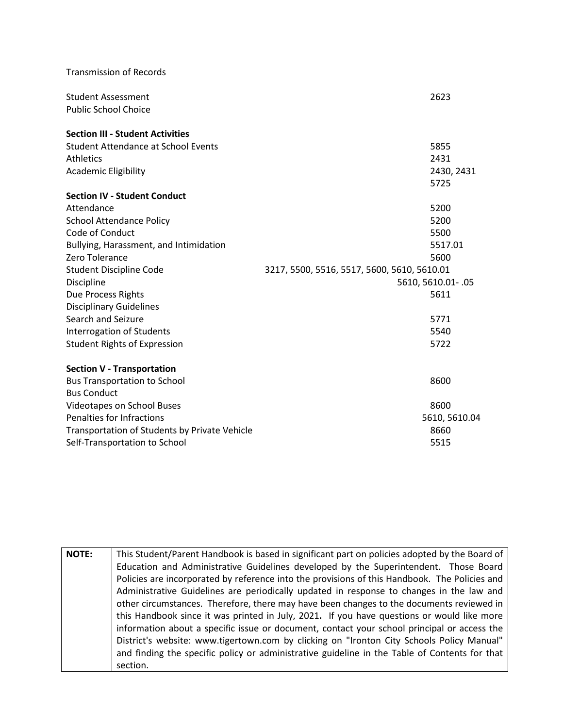| | |
|---|---|
| Transmission of Records | |
| Student Assessment | 2623 |
| Public School Choice | |
| **Section III - Student Activities** | |
| Student Attendance at School Events | 5855 |
| Athletics | 2431 |
| Academic Eligibility | 2430, 2431 |
| | 5725 |
| **Section IV - Student Conduct** | |
| Attendance | 5200 |
| School Attendance Policy | 5200 |
| Code of Conduct | 5500 |
| Bullying, Harassment, and Intimidation | 5517.01 |
| Zero Tolerance | 5600 |
| Student Discipline Code | 3217, 5500, 5516, 5517, 5600, 5610, 5610.01 |
| Discipline | 5610, 5610.01- .05 |
| Due Process Rights | 5611 |
| Disciplinary Guidelines | |
| Search and Seizure | 5771 |
| Interrogation of Students | 5540 |
| Student Rights of Expression | 5722 |
| **Section V - Transportation** | |
| Bus Transportation to School | 8600 |
| Bus Conduct | |
| Videotapes on School Buses | 8600 |
| Penalties for Infractions | 5610, 5610.04 |
| Transportation of Students by Private Vehicle | 8660 |
| Self-Transportation to School | 5515 |

| **NOTE:** | This Student/Parent Handbook is based in significant part on policies adopted by the Board of Education and Administrative Guidelines developed by the Superintendent. Those Board Policies are incorporated by reference into the provisions of this Handbook. The Policies and Administrative Guidelines are periodically updated in response to changes in the law and other circumstances. Therefore, there may have been changes to the documents reviewed in this Handbook since it was printed in July, 2021**.** If you have questions or would like more information about a specific issue or document, contact your school principal or access the District's website: www.tigertown.com by clicking on "Ironton City Schools Policy Manual" and finding the specific policy or administrative guideline in the Table of Contents for that section. |
|---|---|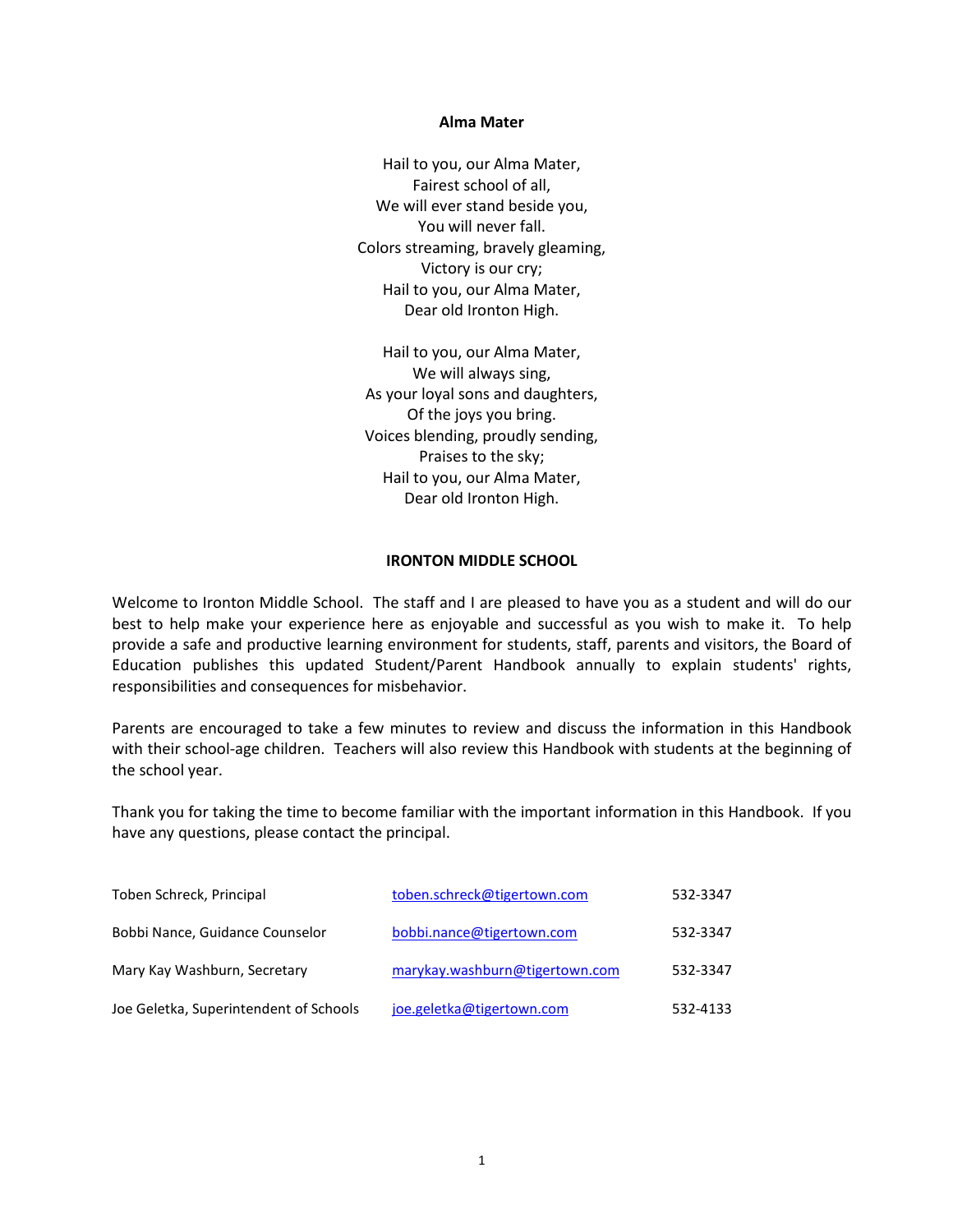## Alma Mater

Hail to you, our Alma Mater,
Fairest school of all,
We will ever stand beside you,
You will never fall.
Colors streaming, bravely gleaming,
Victory is our cry;
Hail to you, our Alma Mater,
Dear old Ironton High.

Hail to you, our Alma Mater,
We will always sing,
As your loyal sons and daughters,
Of the joys you bring.
Voices blending, proudly sending,
Praises to the sky;
Hail to you, our Alma Mater,
Dear old Ironton High.

## IRONTON MIDDLE SCHOOL

Welcome to Ironton Middle School. The staff and I are pleased to have you as a student and will do our best to help make your experience here as enjoyable and successful as you wish to make it. To help provide a safe and productive learning environment for students, staff, parents and visitors, the Board of Education publishes this updated Student/Parent Handbook annually to explain students' rights, responsibilities and consequences for misbehavior.

Parents are encouraged to take a few minutes to review and discuss the information in this Handbook with their school-age children. Teachers will also review this Handbook with students at the beginning of the school year.

Thank you for taking the time to become familiar with the important information in this Handbook. If you have any questions, please contact the principal.

| | | |
|---|---|---|
| Toben Schreck, Principal | toben.schreck@tigertown.com | 532-3347 |
| Bobbi Nance, Guidance Counselor | bobbi.nance@tigertown.com | 532-3347 |
| Mary Kay Washburn, Secretary | marykay.washburn@tigertown.com | 532-3347 |
| Joe Geletka, Superintendent of Schools | joe.geletka@tigertown.com | 532-4133 |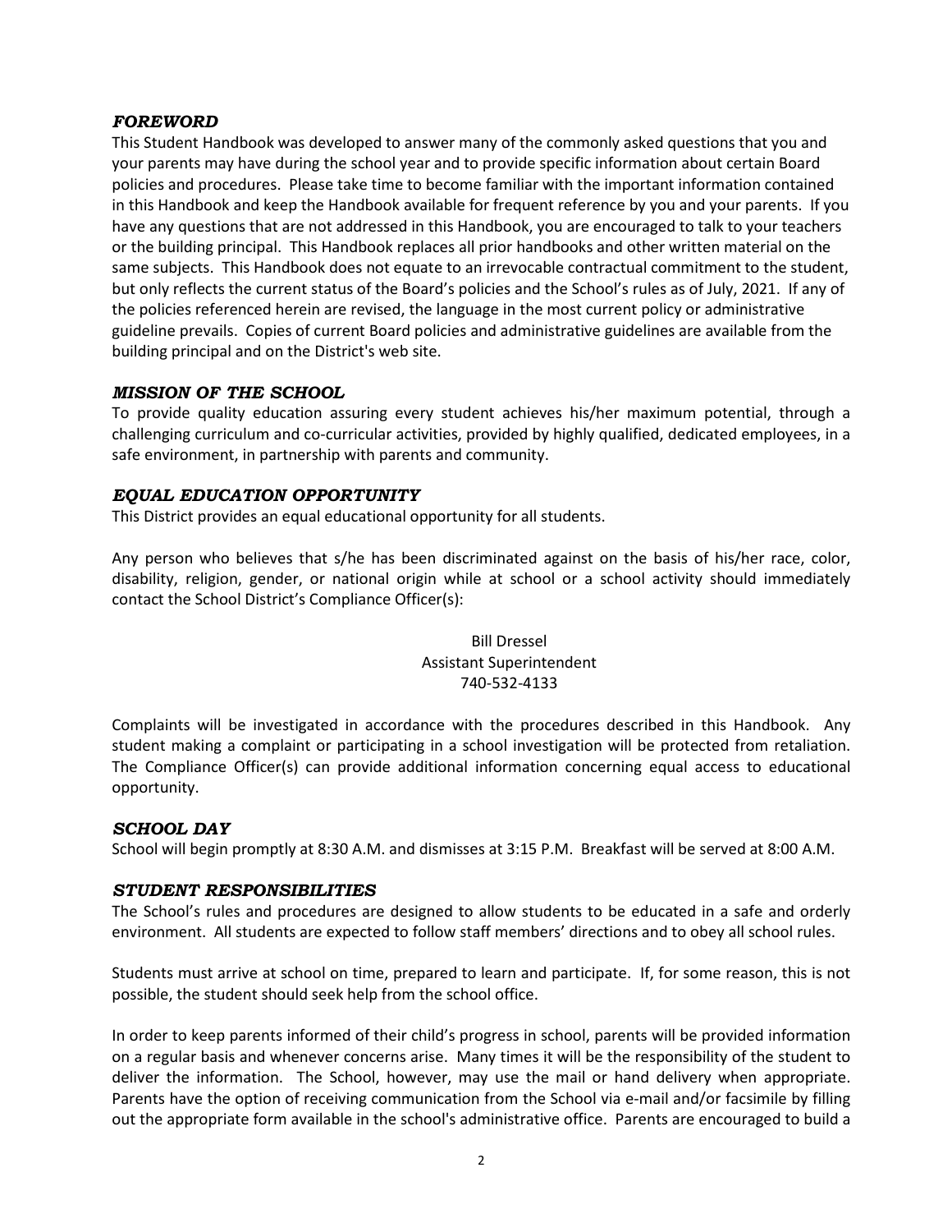## *FOREWORD*

This Student Handbook was developed to answer many of the commonly asked questions that you and your parents may have during the school year and to provide specific information about certain Board policies and procedures. Please take time to become familiar with the important information contained in this Handbook and keep the Handbook available for frequent reference by you and your parents. If you have any questions that are not addressed in this Handbook, you are encouraged to talk to your teachers or the building principal. This Handbook replaces all prior handbooks and other written material on the same subjects. This Handbook does not equate to an irrevocable contractual commitment to the student, but only reflects the current status of the Board's policies and the School's rules as of July, 2021. If any of the policies referenced herein are revised, the language in the most current policy or administrative guideline prevails. Copies of current Board policies and administrative guidelines are available from the building principal and on the District's web site.

## *MISSION OF THE SCHOOL*

To provide quality education assuring every student achieves his/her maximum potential, through a challenging curriculum and co-curricular activities, provided by highly qualified, dedicated employees, in a safe environment, in partnership with parents and community.

## *EQUAL EDUCATION OPPORTUNITY*

This District provides an equal educational opportunity for all students.

Any person who believes that s/he has been discriminated against on the basis of his/her race, color, disability, religion, gender, or national origin while at school or a school activity should immediately contact the School District's Compliance Officer(s):

Bill Dressel
Assistant Superintendent
740-532-4133

Complaints will be investigated in accordance with the procedures described in this Handbook. Any student making a complaint or participating in a school investigation will be protected from retaliation. The Compliance Officer(s) can provide additional information concerning equal access to educational opportunity.

## *SCHOOL DAY*

School will begin promptly at 8:30 A.M. and dismisses at 3:15 P.M. Breakfast will be served at 8:00 A.M.

## *STUDENT RESPONSIBILITIES*

The School's rules and procedures are designed to allow students to be educated in a safe and orderly environment. All students are expected to follow staff members' directions and to obey all school rules.

Students must arrive at school on time, prepared to learn and participate. If, for some reason, this is not possible, the student should seek help from the school office.

In order to keep parents informed of their child's progress in school, parents will be provided information on a regular basis and whenever concerns arise. Many times it will be the responsibility of the student to deliver the information. The School, however, may use the mail or hand delivery when appropriate. Parents have the option of receiving communication from the School via e-mail and/or facsimile by filling out the appropriate form available in the school's administrative office. Parents are encouraged to build a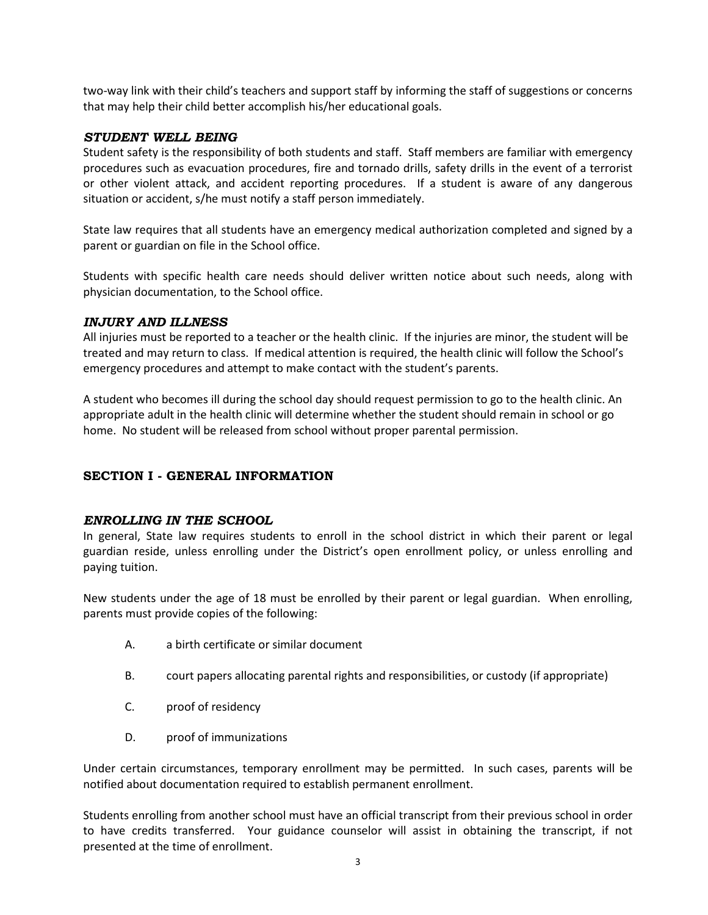two-way link with their child's teachers and support staff by informing the staff of suggestions or concerns that may help their child better accomplish his/her educational goals.

### *STUDENT WELL BEING*

Student safety is the responsibility of both students and staff. Staff members are familiar with emergency procedures such as evacuation procedures, fire and tornado drills, safety drills in the event of a terrorist or other violent attack, and accident reporting procedures. If a student is aware of any dangerous situation or accident, s/he must notify a staff person immediately.

State law requires that all students have an emergency medical authorization completed and signed by a parent or guardian on file in the School office.

Students with specific health care needs should deliver written notice about such needs, along with physician documentation, to the School office.

### *INJURY AND ILLNESS*

All injuries must be reported to a teacher or the health clinic. If the injuries are minor, the student will be treated and may return to class. If medical attention is required, the health clinic will follow the School's emergency procedures and attempt to make contact with the student's parents.

A student who becomes ill during the school day should request permission to go to the health clinic. An appropriate adult in the health clinic will determine whether the student should remain in school or go home. No student will be released from school without proper parental permission.

## SECTION I - GENERAL INFORMATION

### *ENROLLING IN THE SCHOOL*

In general, State law requires students to enroll in the school district in which their parent or legal guardian reside, unless enrolling under the District's open enrollment policy, or unless enrolling and paying tuition.

New students under the age of 18 must be enrolled by their parent or legal guardian. When enrolling, parents must provide copies of the following:

A. a birth certificate or similar document

B. court papers allocating parental rights and responsibilities, or custody (if appropriate)

C. proof of residency

D. proof of immunizations

Under certain circumstances, temporary enrollment may be permitted. In such cases, parents will be notified about documentation required to establish permanent enrollment.

Students enrolling from another school must have an official transcript from their previous school in order to have credits transferred. Your guidance counselor will assist in obtaining the transcript, if not presented at the time of enrollment.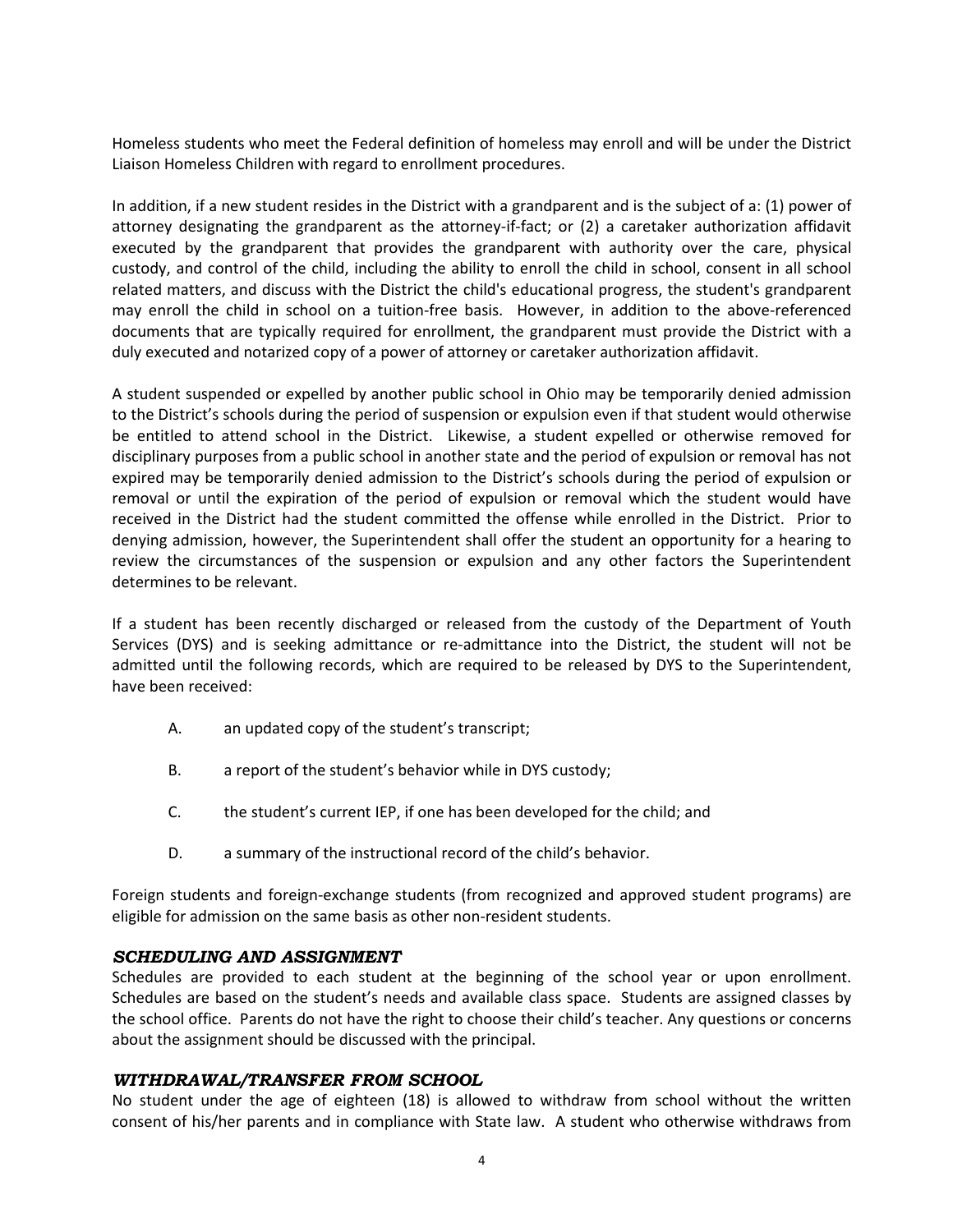Homeless students who meet the Federal definition of homeless may enroll and will be under the District Liaison Homeless Children with regard to enrollment procedures.

In addition, if a new student resides in the District with a grandparent and is the subject of a: (1) power of attorney designating the grandparent as the attorney-if-fact; or (2) a caretaker authorization affidavit executed by the grandparent that provides the grandparent with authority over the care, physical custody, and control of the child, including the ability to enroll the child in school, consent in all school related matters, and discuss with the District the child's educational progress, the student's grandparent may enroll the child in school on a tuition-free basis. However, in addition to the above-referenced documents that are typically required for enrollment, the grandparent must provide the District with a duly executed and notarized copy of a power of attorney or caretaker authorization affidavit.

A student suspended or expelled by another public school in Ohio may be temporarily denied admission to the District's schools during the period of suspension or expulsion even if that student would otherwise be entitled to attend school in the District. Likewise, a student expelled or otherwise removed for disciplinary purposes from a public school in another state and the period of expulsion or removal has not expired may be temporarily denied admission to the District's schools during the period of expulsion or removal or until the expiration of the period of expulsion or removal which the student would have received in the District had the student committed the offense while enrolled in the District. Prior to denying admission, however, the Superintendent shall offer the student an opportunity for a hearing to review the circumstances of the suspension or expulsion and any other factors the Superintendent determines to be relevant.

If a student has been recently discharged or released from the custody of the Department of Youth Services (DYS) and is seeking admittance or re-admittance into the District, the student will not be admitted until the following records, which are required to be released by DYS to the Superintendent, have been received:

A. an updated copy of the student's transcript;

B. a report of the student's behavior while in DYS custody;

C. the student's current IEP, if one has been developed for the child; and

D. a summary of the instructional record of the child's behavior.

Foreign students and foreign-exchange students (from recognized and approved student programs) are eligible for admission on the same basis as other non-resident students.

### *SCHEDULING AND ASSIGNMENT*

Schedules are provided to each student at the beginning of the school year or upon enrollment. Schedules are based on the student's needs and available class space. Students are assigned classes by the school office. Parents do not have the right to choose their child's teacher. Any questions or concerns about the assignment should be discussed with the principal.

### *WITHDRAWAL/TRANSFER FROM SCHOOL*

No student under the age of eighteen (18) is allowed to withdraw from school without the written consent of his/her parents and in compliance with State law. A student who otherwise withdraws from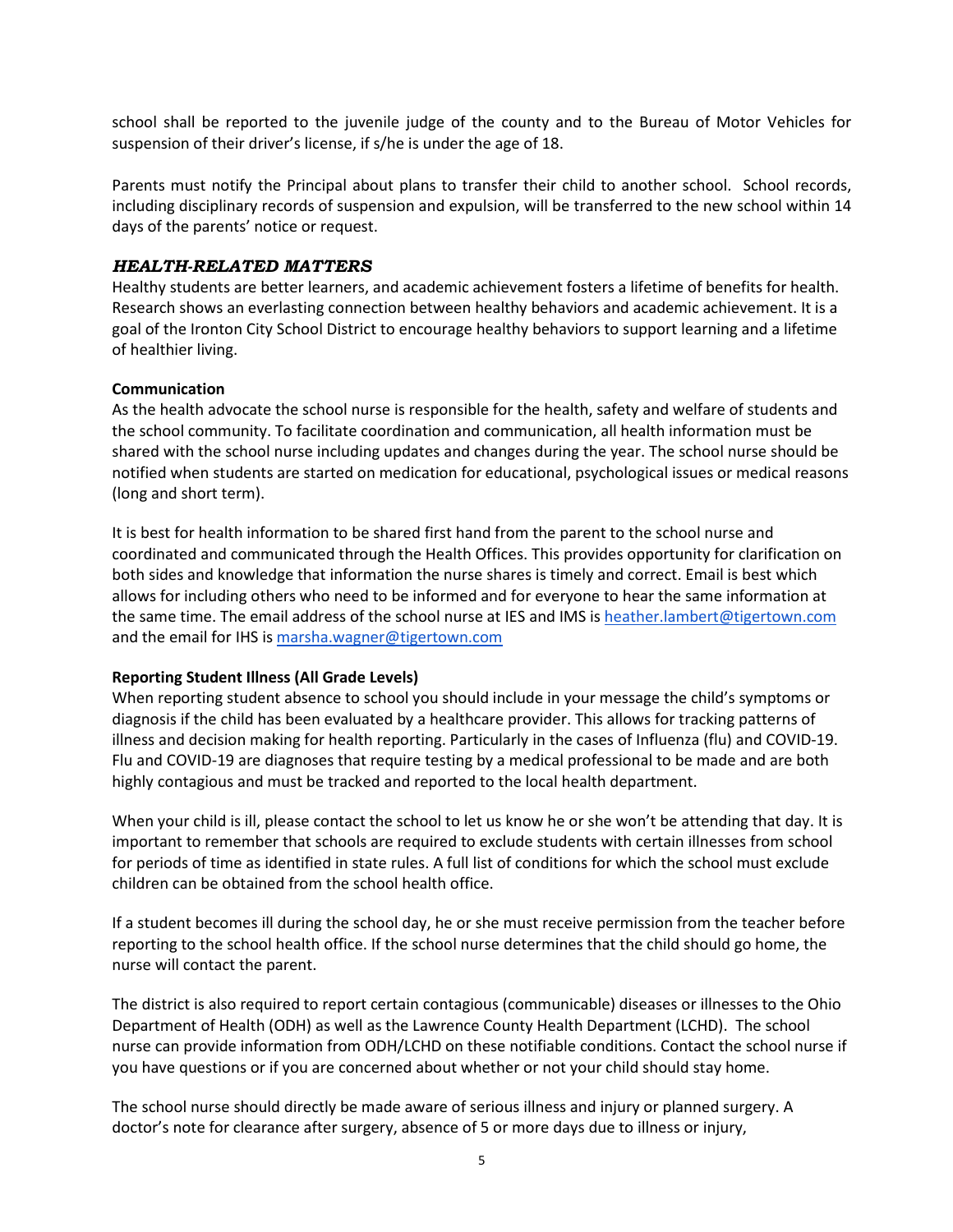school shall be reported to the juvenile judge of the county and to the Bureau of Motor Vehicles for suspension of their driver's license, if s/he is under the age of 18.

Parents must notify the Principal about plans to transfer their child to another school. School records, including disciplinary records of suspension and expulsion, will be transferred to the new school within 14 days of the parents' notice or request.

## *HEALTH-RELATED MATTERS*

Healthy students are better learners, and academic achievement fosters a lifetime of benefits for health. Research shows an everlasting connection between healthy behaviors and academic achievement. It is a goal of the Ironton City School District to encourage healthy behaviors to support learning and a lifetime of healthier living.

**Communication**

As the health advocate the school nurse is responsible for the health, safety and welfare of students and the school community. To facilitate coordination and communication, all health information must be shared with the school nurse including updates and changes during the year. The school nurse should be notified when students are started on medication for educational, psychological issues or medical reasons (long and short term).

It is best for health information to be shared first hand from the parent to the school nurse and coordinated and communicated through the Health Offices. This provides opportunity for clarification on both sides and knowledge that information the nurse shares is timely and correct. Email is best which allows for including others who need to be informed and for everyone to hear the same information at the same time. The email address of the school nurse at IES and IMS is heather.lambert@tigertown.com and the email for IHS is marsha.wagner@tigertown.com

**Reporting Student Illness (All Grade Levels)**

When reporting student absence to school you should include in your message the child's symptoms or diagnosis if the child has been evaluated by a healthcare provider. This allows for tracking patterns of illness and decision making for health reporting. Particularly in the cases of Influenza (flu) and COVID-19. Flu and COVID-19 are diagnoses that require testing by a medical professional to be made and are both highly contagious and must be tracked and reported to the local health department.

When your child is ill, please contact the school to let us know he or she won't be attending that day. It is important to remember that schools are required to exclude students with certain illnesses from school for periods of time as identified in state rules. A full list of conditions for which the school must exclude children can be obtained from the school health office.

If a student becomes ill during the school day, he or she must receive permission from the teacher before reporting to the school health office. If the school nurse determines that the child should go home, the nurse will contact the parent.

The district is also required to report certain contagious (communicable) diseases or illnesses to the Ohio Department of Health (ODH) as well as the Lawrence County Health Department (LCHD). The school nurse can provide information from ODH/LCHD on these notifiable conditions. Contact the school nurse if you have questions or if you are concerned about whether or not your child should stay home.

The school nurse should directly be made aware of serious illness and injury or planned surgery. A doctor's note for clearance after surgery, absence of 5 or more days due to illness or injury,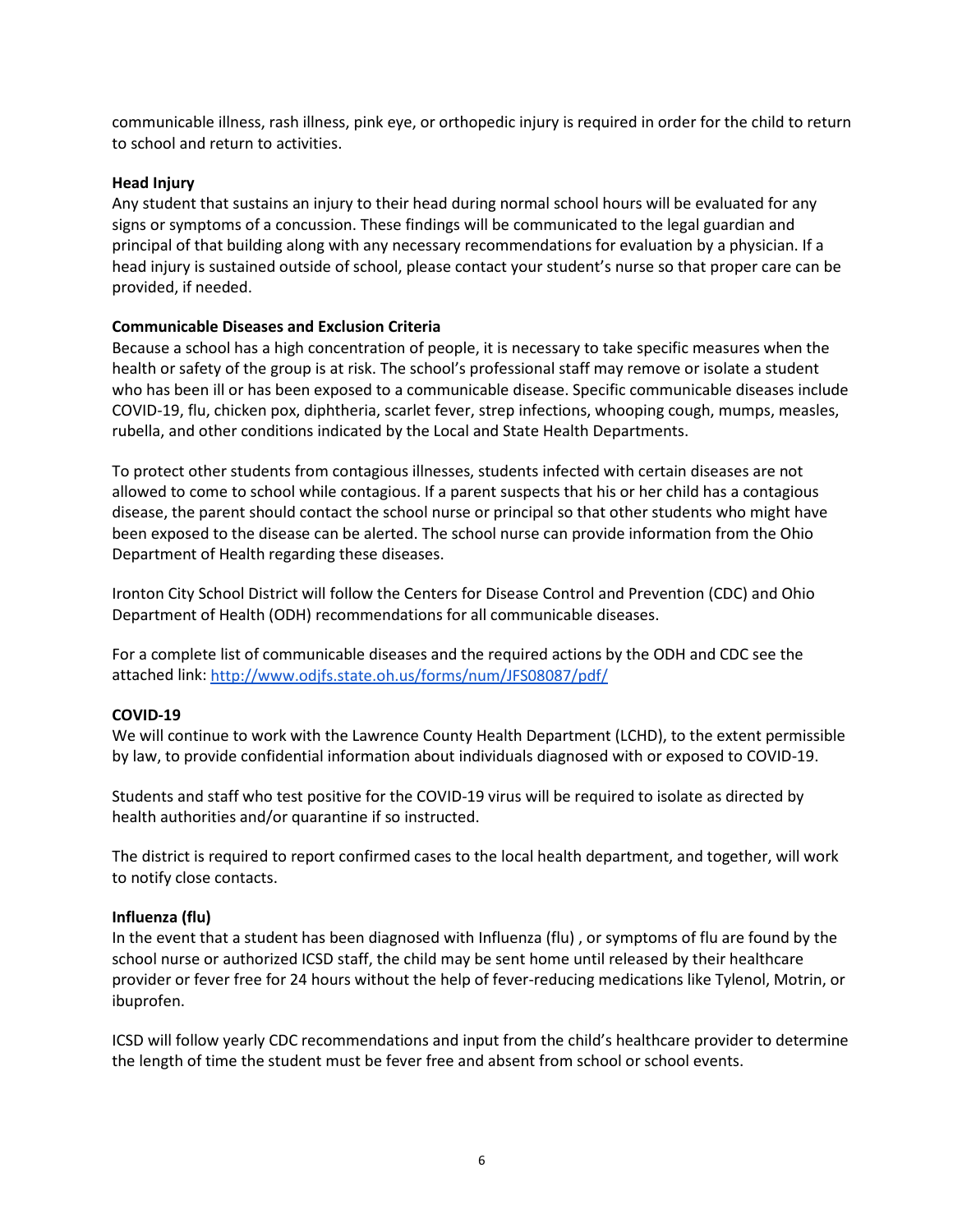communicable illness, rash illness, pink eye, or orthopedic injury is required in order for the child to return to school and return to activities.

**Head Injury**

Any student that sustains an injury to their head during normal school hours will be evaluated for any signs or symptoms of a concussion. These findings will be communicated to the legal guardian and principal of that building along with any necessary recommendations for evaluation by a physician. If a head injury is sustained outside of school, please contact your student's nurse so that proper care can be provided, if needed.

**Communicable Diseases and Exclusion Criteria**

Because a school has a high concentration of people, it is necessary to take specific measures when the health or safety of the group is at risk. The school's professional staff may remove or isolate a student who has been ill or has been exposed to a communicable disease. Specific communicable diseases include COVID-19, flu, chicken pox, diphtheria, scarlet fever, strep infections, whooping cough, mumps, measles, rubella, and other conditions indicated by the Local and State Health Departments.

To protect other students from contagious illnesses, students infected with certain diseases are not allowed to come to school while contagious. If a parent suspects that his or her child has a contagious disease, the parent should contact the school nurse or principal so that other students who might have been exposed to the disease can be alerted. The school nurse can provide information from the Ohio Department of Health regarding these diseases.

Ironton City School District will follow the Centers for Disease Control and Prevention (CDC) and Ohio Department of Health (ODH) recommendations for all communicable diseases.

For a complete list of communicable diseases and the required actions by the ODH and CDC see the attached link: [http://www.odjfs.state.oh.us/forms/num/JFS08087/pdf/](http://www.odjfs.state.oh.us/forms/num/JFS08087/pdf/)

**COVID-19**

We will continue to work with the Lawrence County Health Department (LCHD), to the extent permissible by law, to provide confidential information about individuals diagnosed with or exposed to COVID-19.

Students and staff who test positive for the COVID-19 virus will be required to isolate as directed by health authorities and/or quarantine if so instructed.

The district is required to report confirmed cases to the local health department, and together, will work to notify close contacts.

**Influenza (flu)**

In the event that a student has been diagnosed with Influenza (flu) , or symptoms of flu are found by the school nurse or authorized ICSD staff, the child may be sent home until released by their healthcare provider or fever free for 24 hours without the help of fever-reducing medications like Tylenol, Motrin, or ibuprofen.

ICSD will follow yearly CDC recommendations and input from the child's healthcare provider to determine the length of time the student must be fever free and absent from school or school events.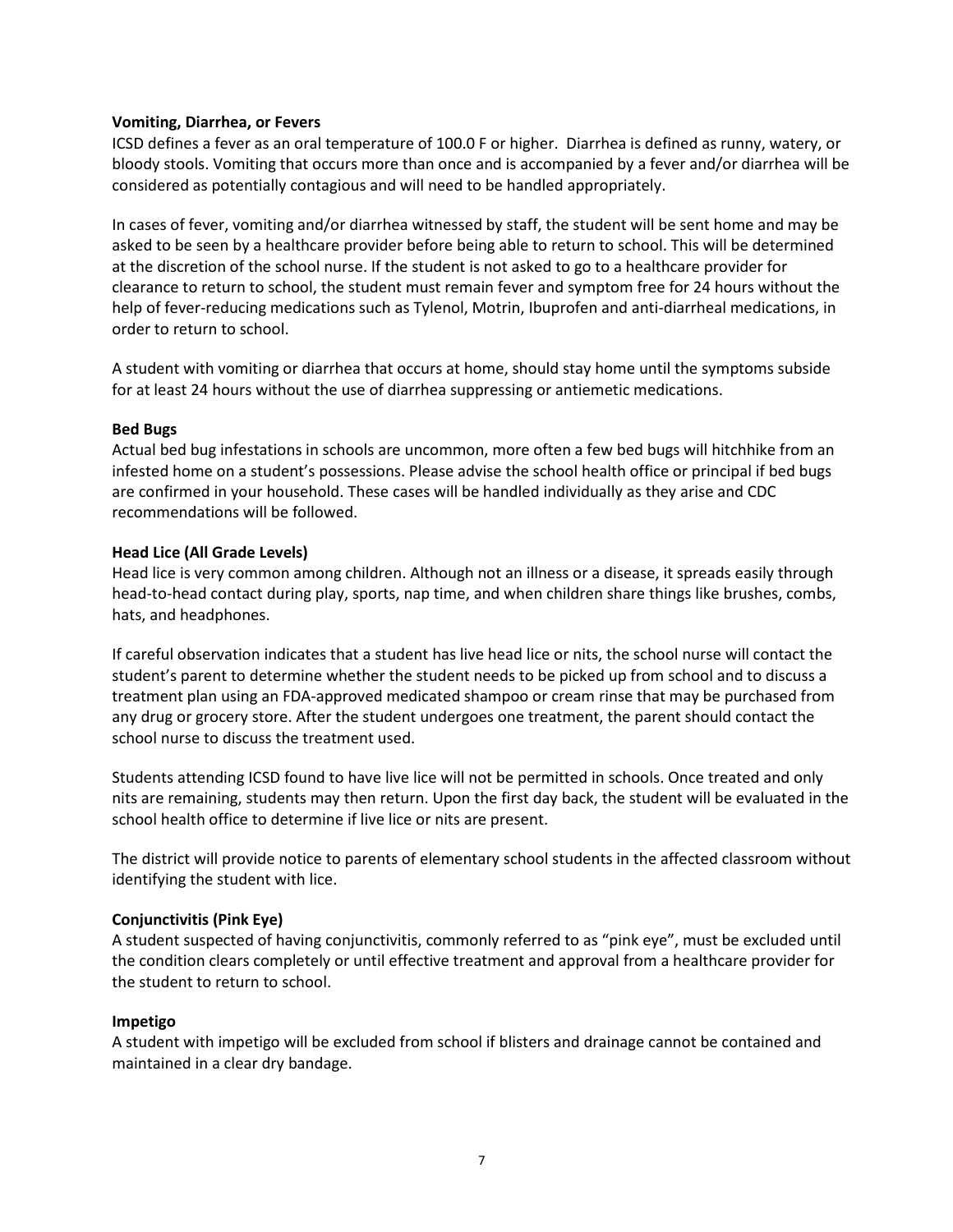**Vomiting, Diarrhea, or Fevers**

ICSD defines a fever as an oral temperature of 100.0 F or higher. Diarrhea is defined as runny, watery, or bloody stools. Vomiting that occurs more than once and is accompanied by a fever and/or diarrhea will be considered as potentially contagious and will need to be handled appropriately.

In cases of fever, vomiting and/or diarrhea witnessed by staff, the student will be sent home and may be asked to be seen by a healthcare provider before being able to return to school. This will be determined at the discretion of the school nurse. If the student is not asked to go to a healthcare provider for clearance to return to school, the student must remain fever and symptom free for 24 hours without the help of fever-reducing medications such as Tylenol, Motrin, Ibuprofen and anti-diarrheal medications, in order to return to school.

A student with vomiting or diarrhea that occurs at home, should stay home until the symptoms subside for at least 24 hours without the use of diarrhea suppressing or antiemetic medications.

**Bed Bugs**

Actual bed bug infestations in schools are uncommon, more often a few bed bugs will hitchhike from an infested home on a student's possessions. Please advise the school health office or principal if bed bugs are confirmed in your household. These cases will be handled individually as they arise and CDC recommendations will be followed.

**Head Lice (All Grade Levels)**

Head lice is very common among children. Although not an illness or a disease, it spreads easily through head-to-head contact during play, sports, nap time, and when children share things like brushes, combs, hats, and headphones.

If careful observation indicates that a student has live head lice or nits, the school nurse will contact the student's parent to determine whether the student needs to be picked up from school and to discuss a treatment plan using an FDA-approved medicated shampoo or cream rinse that may be purchased from any drug or grocery store. After the student undergoes one treatment, the parent should contact the school nurse to discuss the treatment used.

Students attending ICSD found to have live lice will not be permitted in schools. Once treated and only nits are remaining, students may then return. Upon the first day back, the student will be evaluated in the school health office to determine if live lice or nits are present.

The district will provide notice to parents of elementary school students in the affected classroom without identifying the student with lice.

**Conjunctivitis (Pink Eye)**

A student suspected of having conjunctivitis, commonly referred to as "pink eye", must be excluded until the condition clears completely or until effective treatment and approval from a healthcare provider for the student to return to school.

**Impetigo**

A student with impetigo will be excluded from school if blisters and drainage cannot be contained and maintained in a clear dry bandage.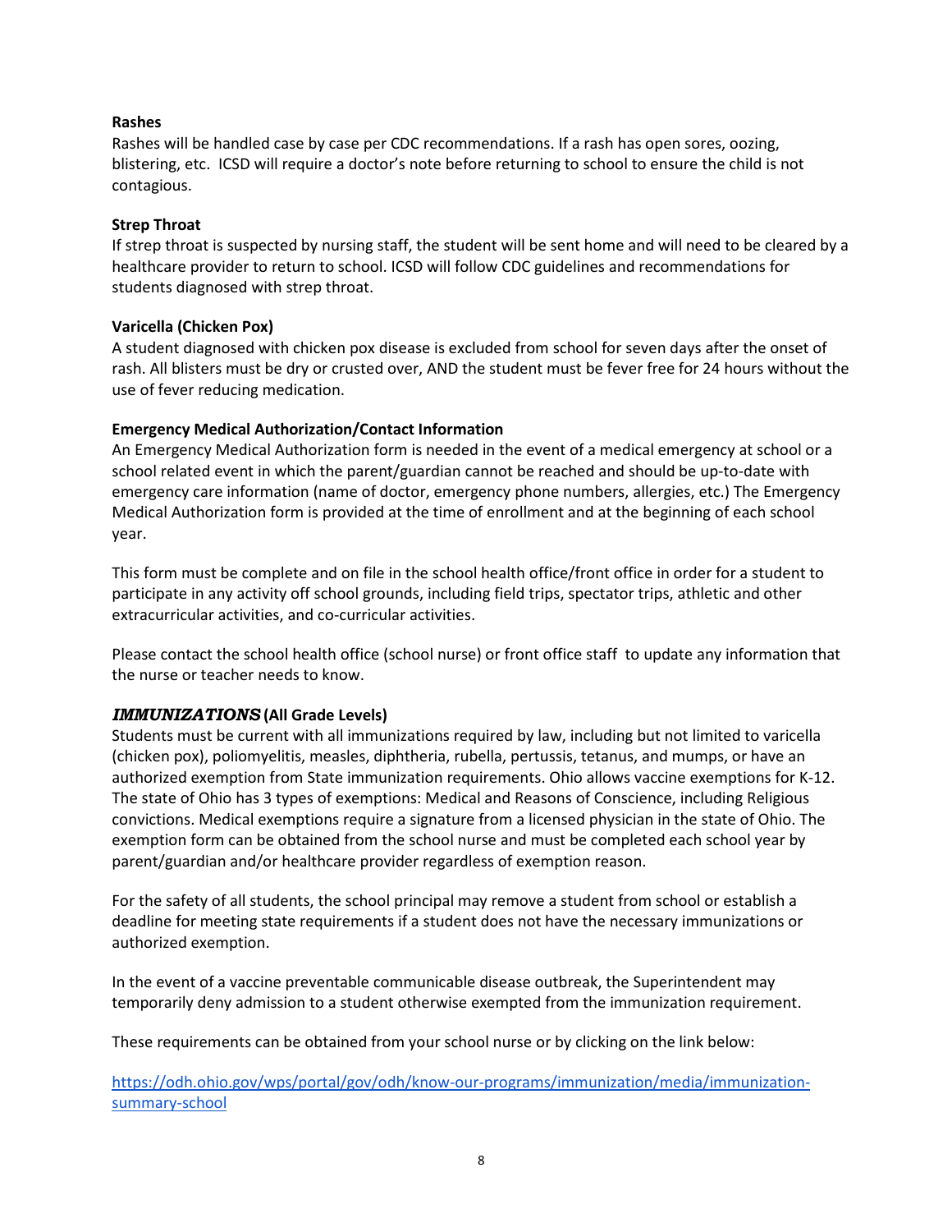**Rashes**

Rashes will be handled case by case per CDC recommendations. If a rash has open sores, oozing, blistering, etc. ICSD will require a doctor's note before returning to school to ensure the child is not contagious.

**Strep Throat**

If strep throat is suspected by nursing staff, the student will be sent home and will need to be cleared by a healthcare provider to return to school. ICSD will follow CDC guidelines and recommendations for students diagnosed with strep throat.

**Varicella (Chicken Pox)**

A student diagnosed with chicken pox disease is excluded from school for seven days after the onset of rash. All blisters must be dry or crusted over, AND the student must be fever free for 24 hours without the use of fever reducing medication.

**Emergency Medical Authorization/Contact Information**

An Emergency Medical Authorization form is needed in the event of a medical emergency at school or a school related event in which the parent/guardian cannot be reached and should be up-to-date with emergency care information (name of doctor, emergency phone numbers, allergies, etc.) The Emergency Medical Authorization form is provided at the time of enrollment and at the beginning of each school year.

This form must be complete and on file in the school health office/front office in order for a student to participate in any activity off school grounds, including field trips, spectator trips, athletic and other extracurricular activities, and co-curricular activities.

Please contact the school health office (school nurse) or front office staff to update any information that the nurse or teacher needs to know.

***IMMUNIZATIONS* (All Grade Levels)**

Students must be current with all immunizations required by law, including but not limited to varicella (chicken pox), poliomyelitis, measles, diphtheria, rubella, pertussis, tetanus, and mumps, or have an authorized exemption from State immunization requirements. Ohio allows vaccine exemptions for K-12. The state of Ohio has 3 types of exemptions: Medical and Reasons of Conscience, including Religious convictions. Medical exemptions require a signature from a licensed physician in the state of Ohio. The exemption form can be obtained from the school nurse and must be completed each school year by parent/guardian and/or healthcare provider regardless of exemption reason.

For the safety of all students, the school principal may remove a student from school or establish a deadline for meeting state requirements if a student does not have the necessary immunizations or authorized exemption.

In the event of a vaccine preventable communicable disease outbreak, the Superintendent may temporarily deny admission to a student otherwise exempted from the immunization requirement.

These requirements can be obtained from your school nurse or by clicking on the link below:

https://odh.ohio.gov/wps/portal/gov/odh/know-our-programs/immunization/media/immunization-summary-school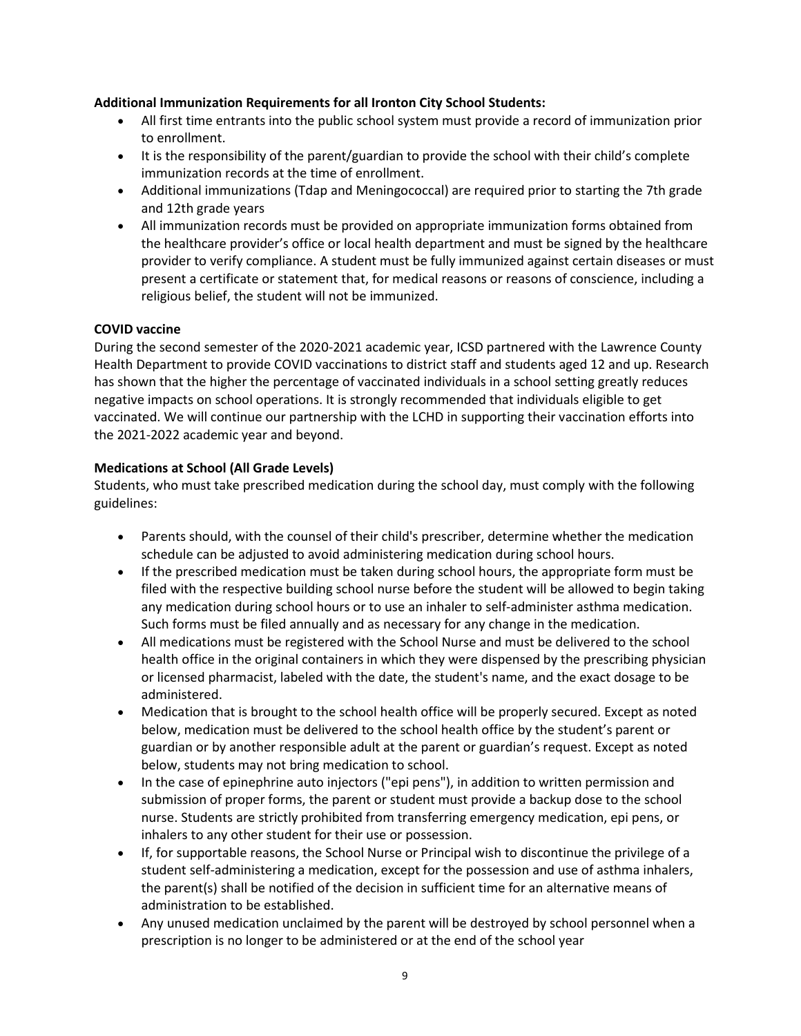**Additional Immunization Requirements for all Ironton City School Students:**

- All first time entrants into the public school system must provide a record of immunization prior to enrollment.
- It is the responsibility of the parent/guardian to provide the school with their child's complete immunization records at the time of enrollment.
- Additional immunizations (Tdap and Meningococcal) are required prior to starting the 7th grade and 12th grade years
- All immunization records must be provided on appropriate immunization forms obtained from the healthcare provider's office or local health department and must be signed by the healthcare provider to verify compliance. A student must be fully immunized against certain diseases or must present a certificate or statement that, for medical reasons or reasons of conscience, including a religious belief, the student will not be immunized.

**COVID vaccine**

During the second semester of the 2020-2021 academic year, ICSD partnered with the Lawrence County Health Department to provide COVID vaccinations to district staff and students aged 12 and up. Research has shown that the higher the percentage of vaccinated individuals in a school setting greatly reduces negative impacts on school operations. It is strongly recommended that individuals eligible to get vaccinated. We will continue our partnership with the LCHD in supporting their vaccination efforts into the 2021-2022 academic year and beyond.

**Medications at School (All Grade Levels)**

Students, who must take prescribed medication during the school day, must comply with the following guidelines:

- Parents should, with the counsel of their child's prescriber, determine whether the medication schedule can be adjusted to avoid administering medication during school hours.
- If the prescribed medication must be taken during school hours, the appropriate form must be filed with the respective building school nurse before the student will be allowed to begin taking any medication during school hours or to use an inhaler to self-administer asthma medication. Such forms must be filed annually and as necessary for any change in the medication.
- All medications must be registered with the School Nurse and must be delivered to the school health office in the original containers in which they were dispensed by the prescribing physician or licensed pharmacist, labeled with the date, the student's name, and the exact dosage to be administered.
- Medication that is brought to the school health office will be properly secured. Except as noted below, medication must be delivered to the school health office by the student's parent or guardian or by another responsible adult at the parent or guardian's request. Except as noted below, students may not bring medication to school.
- In the case of epinephrine auto injectors ("epi pens"), in addition to written permission and submission of proper forms, the parent or student must provide a backup dose to the school nurse. Students are strictly prohibited from transferring emergency medication, epi pens, or inhalers to any other student for their use or possession.
- If, for supportable reasons, the School Nurse or Principal wish to discontinue the privilege of a student self-administering a medication, except for the possession and use of asthma inhalers, the parent(s) shall be notified of the decision in sufficient time for an alternative means of administration to be established.
- Any unused medication unclaimed by the parent will be destroyed by school personnel when a prescription is no longer to be administered or at the end of the school year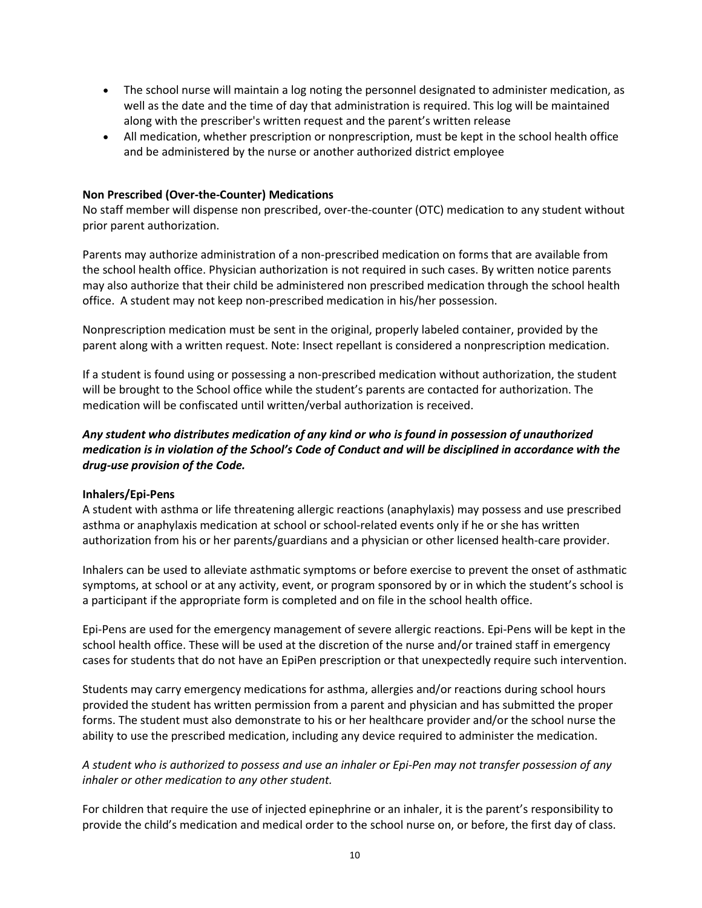- The school nurse will maintain a log noting the personnel designated to administer medication, as well as the date and the time of day that administration is required. This log will be maintained along with the prescriber's written request and the parent's written release
- All medication, whether prescription or nonprescription, must be kept in the school health office and be administered by the nurse or another authorized district employee

**Non Prescribed (Over-the-Counter) Medications**

No staff member will dispense non prescribed, over-the-counter (OTC) medication to any student without prior parent authorization.

Parents may authorize administration of a non-prescribed medication on forms that are available from the school health office. Physician authorization is not required in such cases. By written notice parents may also authorize that their child be administered non prescribed medication through the school health office. A student may not keep non-prescribed medication in his/her possession.

Nonprescription medication must be sent in the original, properly labeled container, provided by the parent along with a written request. Note: Insect repellant is considered a nonprescription medication.

If a student is found using or possessing a non-prescribed medication without authorization, the student will be brought to the School office while the student's parents are contacted for authorization. The medication will be confiscated until written/verbal authorization is received.

***Any student who distributes medication of any kind or who is found in possession of unauthorized medication is in violation of the School's Code of Conduct and will be disciplined in accordance with the drug-use provision of the Code.***

**Inhalers/Epi-Pens**

A student with asthma or life threatening allergic reactions (anaphylaxis) may possess and use prescribed asthma or anaphylaxis medication at school or school-related events only if he or she has written authorization from his or her parents/guardians and a physician or other licensed health-care provider.

Inhalers can be used to alleviate asthmatic symptoms or before exercise to prevent the onset of asthmatic symptoms, at school or at any activity, event, or program sponsored by or in which the student's school is a participant if the appropriate form is completed and on file in the school health office.

Epi-Pens are used for the emergency management of severe allergic reactions. Epi-Pens will be kept in the school health office. These will be used at the discretion of the nurse and/or trained staff in emergency cases for students that do not have an EpiPen prescription or that unexpectedly require such intervention.

Students may carry emergency medications for asthma, allergies and/or reactions during school hours provided the student has written permission from a parent and physician and has submitted the proper forms. The student must also demonstrate to his or her healthcare provider and/or the school nurse the ability to use the prescribed medication, including any device required to administer the medication.

*A student who is authorized to possess and use an inhaler or Epi-Pen may not transfer possession of any inhaler or other medication to any other student.*

For children that require the use of injected epinephrine or an inhaler, it is the parent's responsibility to provide the child's medication and medical order to the school nurse on, or before, the first day of class.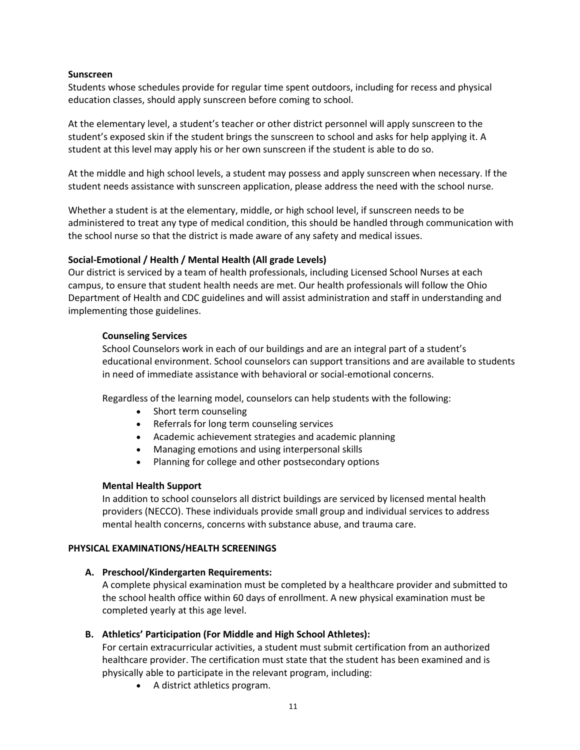**Sunscreen**

Students whose schedules provide for regular time spent outdoors, including for recess and physical education classes, should apply sunscreen before coming to school.

At the elementary level, a student's teacher or other district personnel will apply sunscreen to the student's exposed skin if the student brings the sunscreen to school and asks for help applying it. A student at this level may apply his or her own sunscreen if the student is able to do so.

At the middle and high school levels, a student may possess and apply sunscreen when necessary. If the student needs assistance with sunscreen application, please address the need with the school nurse.

Whether a student is at the elementary, middle, or high school level, if sunscreen needs to be administered to treat any type of medical condition, this should be handled through communication with the school nurse so that the district is made aware of any safety and medical issues.

**Social-Emotional / Health / Mental Health (All grade Levels)**

Our district is serviced by a team of health professionals, including Licensed School Nurses at each campus, to ensure that student health needs are met. Our health professionals will follow the Ohio Department of Health and CDC guidelines and will assist administration and staff in understanding and implementing those guidelines.

**Counseling Services**

School Counselors work in each of our buildings and are an integral part of a student's educational environment. School counselors can support transitions and are available to students in need of immediate assistance with behavioral or social-emotional concerns.

Regardless of the learning model, counselors can help students with the following:

- Short term counseling
- Referrals for long term counseling services
- Academic achievement strategies and academic planning
- Managing emotions and using interpersonal skills
- Planning for college and other postsecondary options

**Mental Health Support**

In addition to school counselors all district buildings are serviced by licensed mental health providers (NECCO). These individuals provide small group and individual services to address mental health concerns, concerns with substance abuse, and trauma care.

**PHYSICAL EXAMINATIONS/HEALTH SCREENINGS**

**A. Preschool/Kindergarten Requirements:**

A complete physical examination must be completed by a healthcare provider and submitted to the school health office within 60 days of enrollment. A new physical examination must be completed yearly at this age level.

**B. Athletics' Participation (For Middle and High School Athletes):**

For certain extracurricular activities, a student must submit certification from an authorized healthcare provider. The certification must state that the student has been examined and is physically able to participate in the relevant program, including:

- A district athletics program.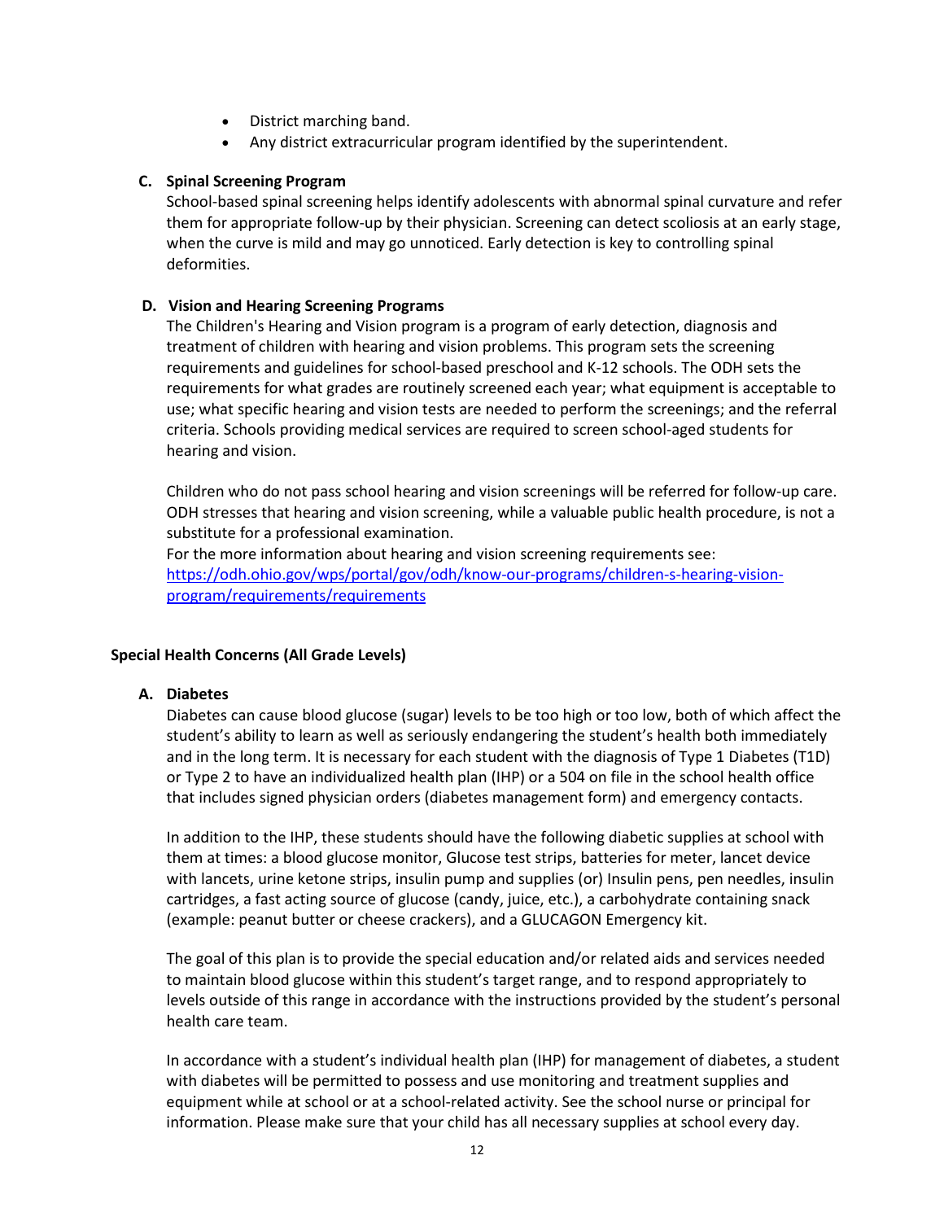- District marching band.
- Any district extracurricular program identified by the superintendent.

**C. Spinal Screening Program**

School-based spinal screening helps identify adolescents with abnormal spinal curvature and refer them for appropriate follow-up by their physician. Screening can detect scoliosis at an early stage, when the curve is mild and may go unnoticed. Early detection is key to controlling spinal deformities.

**D. Vision and Hearing Screening Programs**

The Children's Hearing and Vision program is a program of early detection, diagnosis and treatment of children with hearing and vision problems. This program sets the screening requirements and guidelines for school-based preschool and K-12 schools. The ODH sets the requirements for what grades are routinely screened each year; what equipment is acceptable to use; what specific hearing and vision tests are needed to perform the screenings; and the referral criteria. Schools providing medical services are required to screen school-aged students for hearing and vision.

Children who do not pass school hearing and vision screenings will be referred for follow-up care. ODH stresses that hearing and vision screening, while a valuable public health procedure, is not a substitute for a professional examination.
For the more information about hearing and vision screening requirements see: [https://odh.ohio.gov/wps/portal/gov/odh/know-our-programs/children-s-hearing-vision-program/requirements/requirements](https://odh.ohio.gov/wps/portal/gov/odh/know-our-programs/children-s-hearing-vision-program/requirements/requirements)

**Special Health Concerns (All Grade Levels)**

**A. Diabetes**

Diabetes can cause blood glucose (sugar) levels to be too high or too low, both of which affect the student's ability to learn as well as seriously endangering the student's health both immediately and in the long term. It is necessary for each student with the diagnosis of Type 1 Diabetes (T1D) or Type 2 to have an individualized health plan (IHP) or a 504 on file in the school health office that includes signed physician orders (diabetes management form) and emergency contacts.

In addition to the IHP, these students should have the following diabetic supplies at school with them at times: a blood glucose monitor, Glucose test strips, batteries for meter, lancet device with lancets, urine ketone strips, insulin pump and supplies (or) Insulin pens, pen needles, insulin cartridges, a fast acting source of glucose (candy, juice, etc.), a carbohydrate containing snack (example: peanut butter or cheese crackers), and a GLUCAGON Emergency kit.

The goal of this plan is to provide the special education and/or related aids and services needed to maintain blood glucose within this student's target range, and to respond appropriately to levels outside of this range in accordance with the instructions provided by the student's personal health care team.

In accordance with a student's individual health plan (IHP) for management of diabetes, a student with diabetes will be permitted to possess and use monitoring and treatment supplies and equipment while at school or at a school-related activity. See the school nurse or principal for information. Please make sure that your child has all necessary supplies at school every day.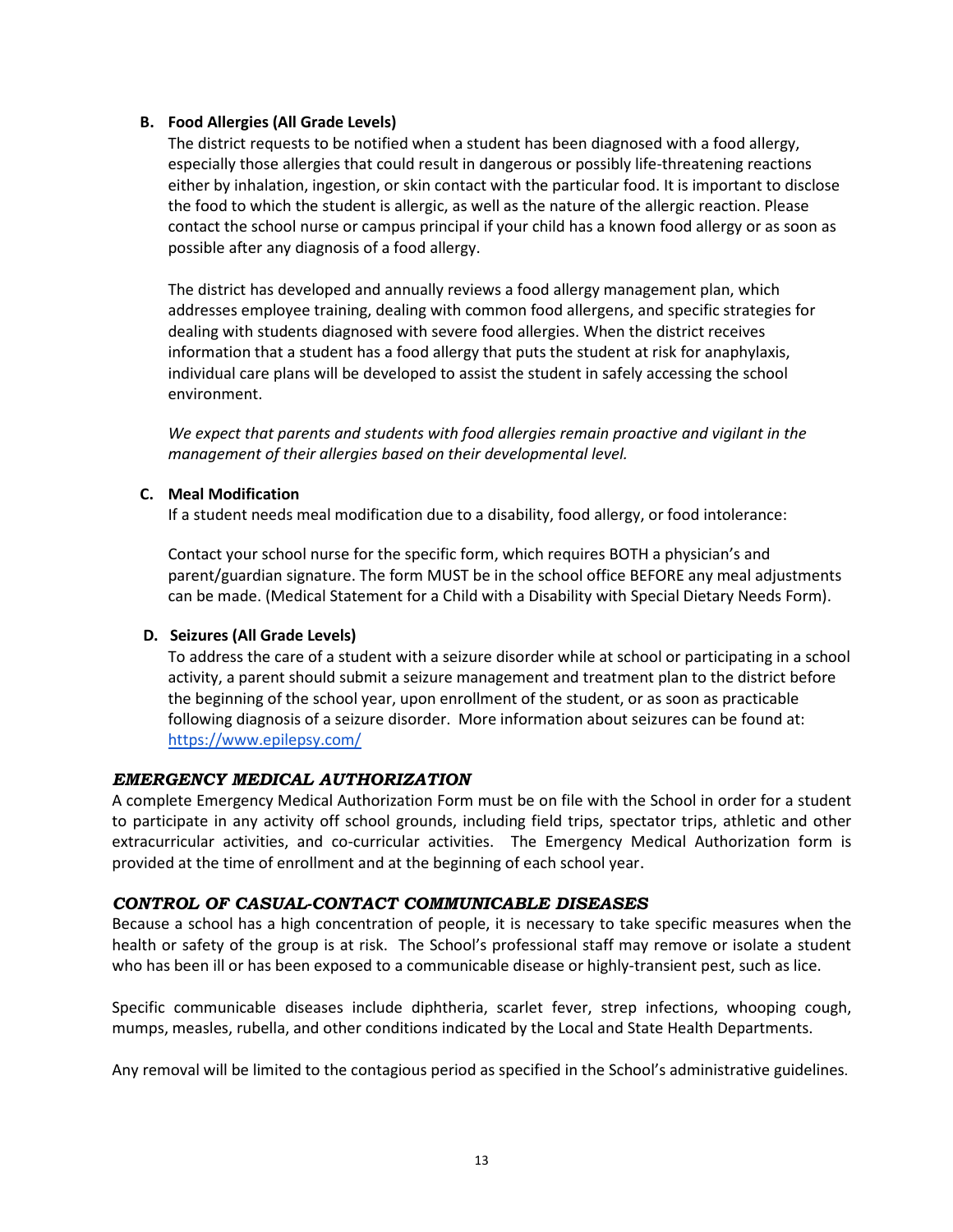**B. Food Allergies (All Grade Levels)**

The district requests to be notified when a student has been diagnosed with a food allergy, especially those allergies that could result in dangerous or possibly life-threatening reactions either by inhalation, ingestion, or skin contact with the particular food. It is important to disclose the food to which the student is allergic, as well as the nature of the allergic reaction. Please contact the school nurse or campus principal if your child has a known food allergy or as soon as possible after any diagnosis of a food allergy.

The district has developed and annually reviews a food allergy management plan, which addresses employee training, dealing with common food allergens, and specific strategies for dealing with students diagnosed with severe food allergies. When the district receives information that a student has a food allergy that puts the student at risk for anaphylaxis, individual care plans will be developed to assist the student in safely accessing the school environment.

*We expect that parents and students with food allergies remain proactive and vigilant in the management of their allergies based on their developmental level.*

**C. Meal Modification**

If a student needs meal modification due to a disability, food allergy, or food intolerance:

Contact your school nurse for the specific form, which requires BOTH a physician's and parent/guardian signature. The form MUST be in the school office BEFORE any meal adjustments can be made. (Medical Statement for a Child with a Disability with Special Dietary Needs Form).

**D. Seizures (All Grade Levels)**

To address the care of a student with a seizure disorder while at school or participating in a school activity, a parent should submit a seizure management and treatment plan to the district before the beginning of the school year, upon enrollment of the student, or as soon as practicable following diagnosis of a seizure disorder. More information about seizures can be found at: [https://www.epilepsy.com/](https://www.epilepsy.com/)

### *EMERGENCY MEDICAL AUTHORIZATION*

A complete Emergency Medical Authorization Form must be on file with the School in order for a student to participate in any activity off school grounds, including field trips, spectator trips, athletic and other extracurricular activities, and co-curricular activities. The Emergency Medical Authorization form is provided at the time of enrollment and at the beginning of each school year.

### *CONTROL OF CASUAL-CONTACT COMMUNICABLE DISEASES*

Because a school has a high concentration of people, it is necessary to take specific measures when the health or safety of the group is at risk. The School's professional staff may remove or isolate a student who has been ill or has been exposed to a communicable disease or highly-transient pest, such as lice.

Specific communicable diseases include diphtheria, scarlet fever, strep infections, whooping cough, mumps, measles, rubella, and other conditions indicated by the Local and State Health Departments.

Any removal will be limited to the contagious period as specified in the School's administrative guidelines.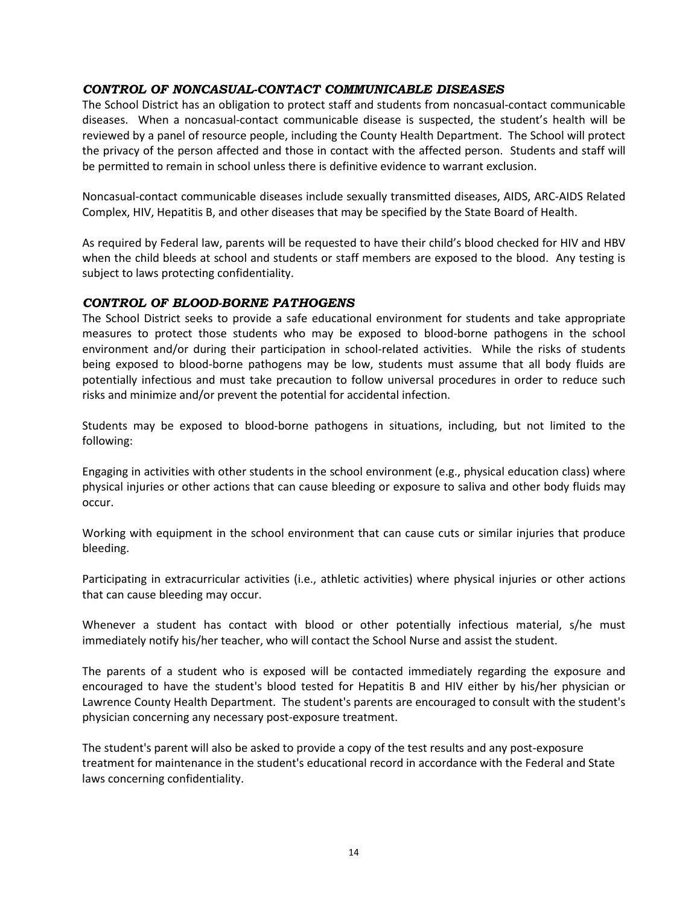### *CONTROL OF NONCASUAL-CONTACT COMMUNICABLE DISEASES*

The School District has an obligation to protect staff and students from noncasual-contact communicable diseases. When a noncasual-contact communicable disease is suspected, the student's health will be reviewed by a panel of resource people, including the County Health Department. The School will protect the privacy of the person affected and those in contact with the affected person. Students and staff will be permitted to remain in school unless there is definitive evidence to warrant exclusion.

Noncasual-contact communicable diseases include sexually transmitted diseases, AIDS, ARC-AIDS Related Complex, HIV, Hepatitis B, and other diseases that may be specified by the State Board of Health.

As required by Federal law, parents will be requested to have their child's blood checked for HIV and HBV when the child bleeds at school and students or staff members are exposed to the blood. Any testing is subject to laws protecting confidentiality.

### *CONTROL OF BLOOD-BORNE PATHOGENS*

The School District seeks to provide a safe educational environment for students and take appropriate measures to protect those students who may be exposed to blood-borne pathogens in the school environment and/or during their participation in school-related activities. While the risks of students being exposed to blood-borne pathogens may be low, students must assume that all body fluids are potentially infectious and must take precaution to follow universal procedures in order to reduce such risks and minimize and/or prevent the potential for accidental infection.

Students may be exposed to blood-borne pathogens in situations, including, but not limited to the following:

Engaging in activities with other students in the school environment (e.g., physical education class) where physical injuries or other actions that can cause bleeding or exposure to saliva and other body fluids may occur.

Working with equipment in the school environment that can cause cuts or similar injuries that produce bleeding.

Participating in extracurricular activities (i.e., athletic activities) where physical injuries or other actions that can cause bleeding may occur.

Whenever a student has contact with blood or other potentially infectious material, s/he must immediately notify his/her teacher, who will contact the School Nurse and assist the student.

The parents of a student who is exposed will be contacted immediately regarding the exposure and encouraged to have the student's blood tested for Hepatitis B and HIV either by his/her physician or Lawrence County Health Department. The student's parents are encouraged to consult with the student's physician concerning any necessary post-exposure treatment.

The student's parent will also be asked to provide a copy of the test results and any post-exposure treatment for maintenance in the student's educational record in accordance with the Federal and State laws concerning confidentiality.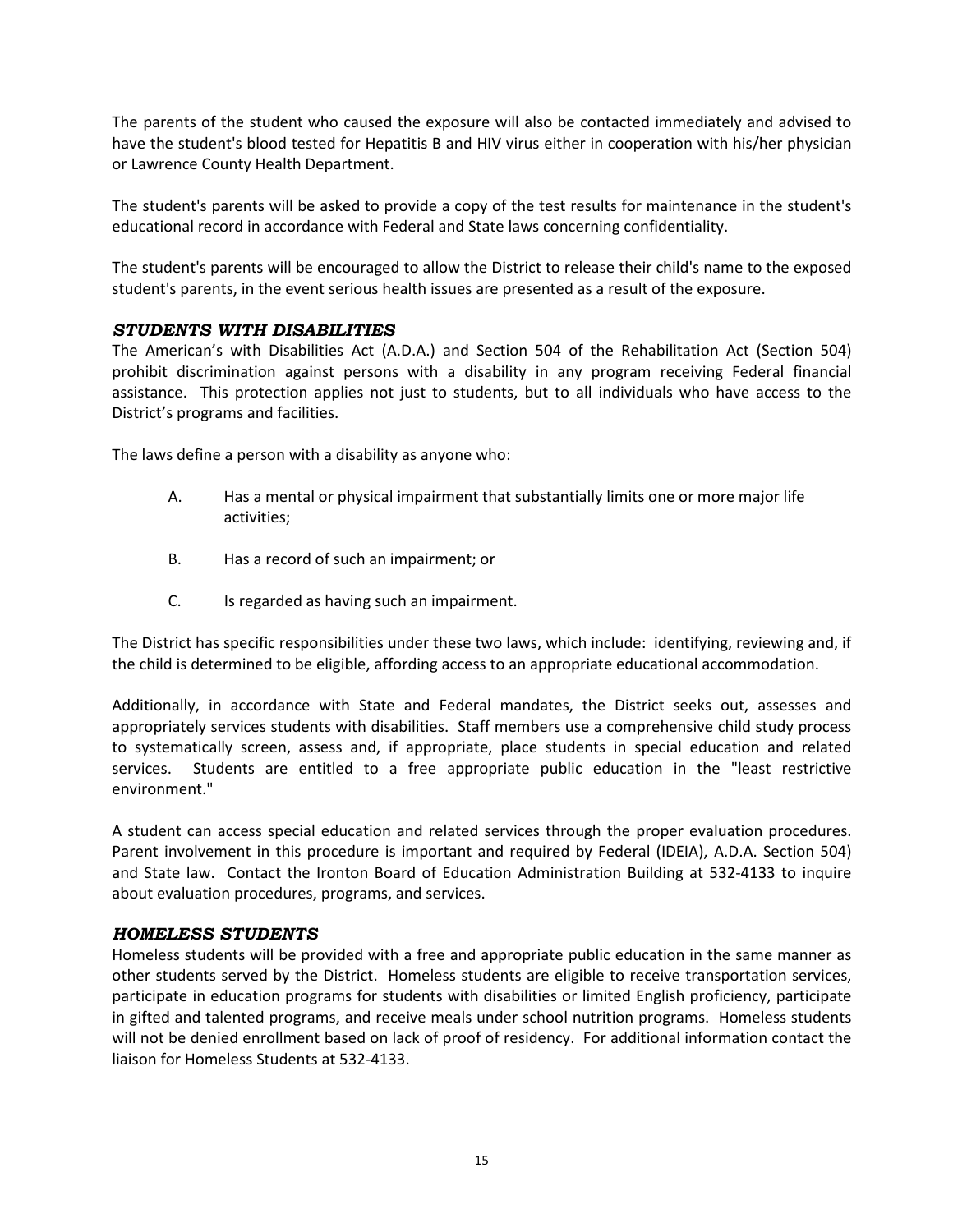The parents of the student who caused the exposure will also be contacted immediately and advised to have the student's blood tested for Hepatitis B and HIV virus either in cooperation with his/her physician or Lawrence County Health Department.

The student's parents will be asked to provide a copy of the test results for maintenance in the student's educational record in accordance with Federal and State laws concerning confidentiality.

The student's parents will be encouraged to allow the District to release their child's name to the exposed student's parents, in the event serious health issues are presented as a result of the exposure.

### *STUDENTS WITH DISABILITIES*

The American's with Disabilities Act (A.D.A.) and Section 504 of the Rehabilitation Act (Section 504) prohibit discrimination against persons with a disability in any program receiving Federal financial assistance. This protection applies not just to students, but to all individuals who have access to the District's programs and facilities.

The laws define a person with a disability as anyone who:

A. Has a mental or physical impairment that substantially limits one or more major life activities;

B. Has a record of such an impairment; or

C. Is regarded as having such an impairment.

The District has specific responsibilities under these two laws, which include: identifying, reviewing and, if the child is determined to be eligible, affording access to an appropriate educational accommodation.

Additionally, in accordance with State and Federal mandates, the District seeks out, assesses and appropriately services students with disabilities. Staff members use a comprehensive child study process to systematically screen, assess and, if appropriate, place students in special education and related services. Students are entitled to a free appropriate public education in the "least restrictive environment."

A student can access special education and related services through the proper evaluation procedures. Parent involvement in this procedure is important and required by Federal (IDEIA), A.D.A. Section 504) and State law. Contact the Ironton Board of Education Administration Building at 532-4133 to inquire about evaluation procedures, programs, and services.

### *HOMELESS STUDENTS*

Homeless students will be provided with a free and appropriate public education in the same manner as other students served by the District. Homeless students are eligible to receive transportation services, participate in education programs for students with disabilities or limited English proficiency, participate in gifted and talented programs, and receive meals under school nutrition programs. Homeless students will not be denied enrollment based on lack of proof of residency. For additional information contact the liaison for Homeless Students at 532-4133.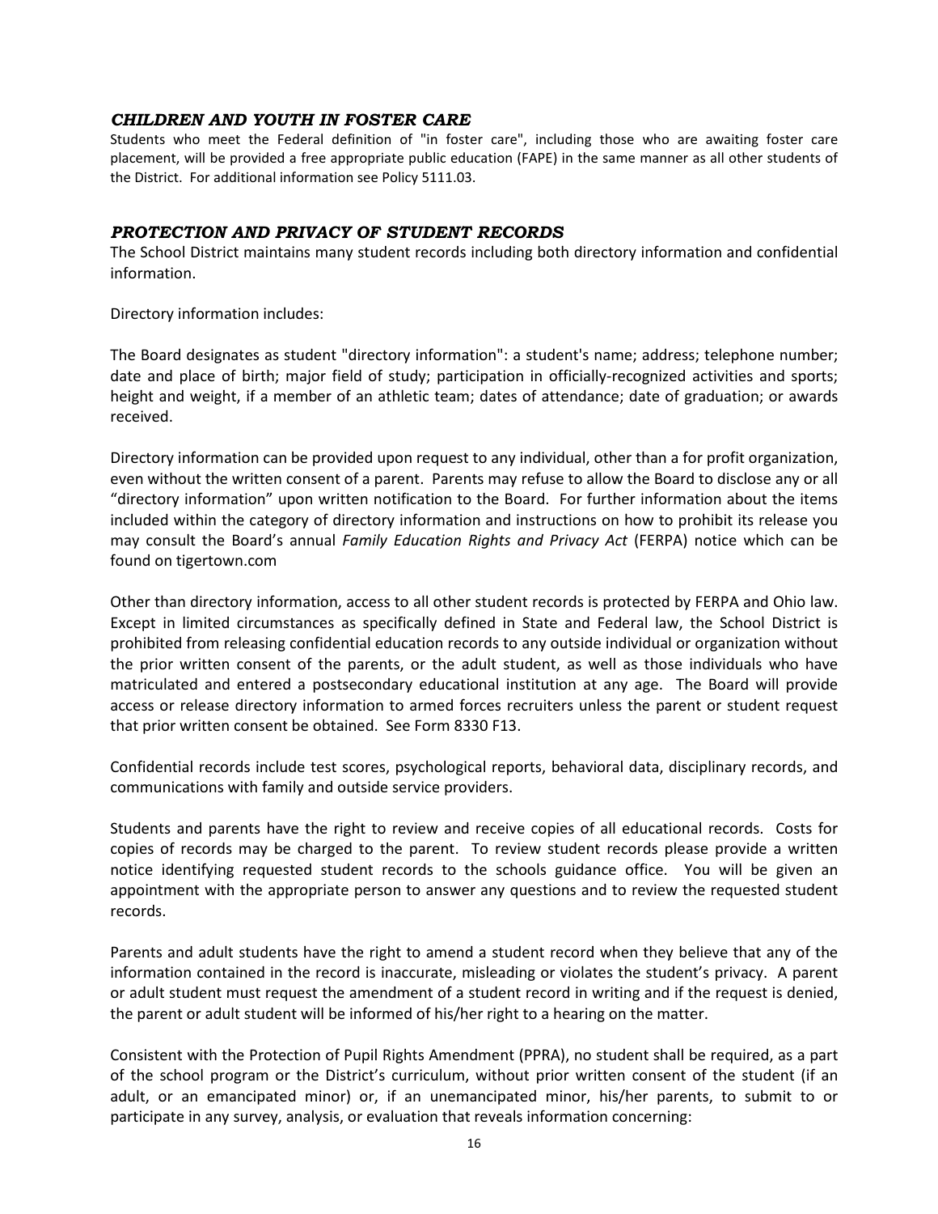### *CHILDREN AND YOUTH IN FOSTER CARE*

Students who meet the Federal definition of "in foster care", including those who are awaiting foster care placement, will be provided a free appropriate public education (FAPE) in the same manner as all other students of the District. For additional information see Policy 5111.03.

### *PROTECTION AND PRIVACY OF STUDENT RECORDS*

The School District maintains many student records including both directory information and confidential information.

Directory information includes:

The Board designates as student "directory information": a student's name; address; telephone number; date and place of birth; major field of study; participation in officially-recognized activities and sports; height and weight, if a member of an athletic team; dates of attendance; date of graduation; or awards received.

Directory information can be provided upon request to any individual, other than a for profit organization, even without the written consent of a parent. Parents may refuse to allow the Board to disclose any or all "directory information" upon written notification to the Board. For further information about the items included within the category of directory information and instructions on how to prohibit its release you may consult the Board's annual *Family Education Rights and Privacy Act* (FERPA) notice which can be found on tigertown.com

Other than directory information, access to all other student records is protected by FERPA and Ohio law. Except in limited circumstances as specifically defined in State and Federal law, the School District is prohibited from releasing confidential education records to any outside individual or organization without the prior written consent of the parents, or the adult student, as well as those individuals who have matriculated and entered a postsecondary educational institution at any age. The Board will provide access or release directory information to armed forces recruiters unless the parent or student request that prior written consent be obtained. See Form 8330 F13.

Confidential records include test scores, psychological reports, behavioral data, disciplinary records, and communications with family and outside service providers.

Students and parents have the right to review and receive copies of all educational records. Costs for copies of records may be charged to the parent. To review student records please provide a written notice identifying requested student records to the schools guidance office. You will be given an appointment with the appropriate person to answer any questions and to review the requested student records.

Parents and adult students have the right to amend a student record when they believe that any of the information contained in the record is inaccurate, misleading or violates the student's privacy. A parent or adult student must request the amendment of a student record in writing and if the request is denied, the parent or adult student will be informed of his/her right to a hearing on the matter.

Consistent with the Protection of Pupil Rights Amendment (PPRA), no student shall be required, as a part of the school program or the District's curriculum, without prior written consent of the student (if an adult, or an emancipated minor) or, if an unemancipated minor, his/her parents, to submit to or participate in any survey, analysis, or evaluation that reveals information concerning: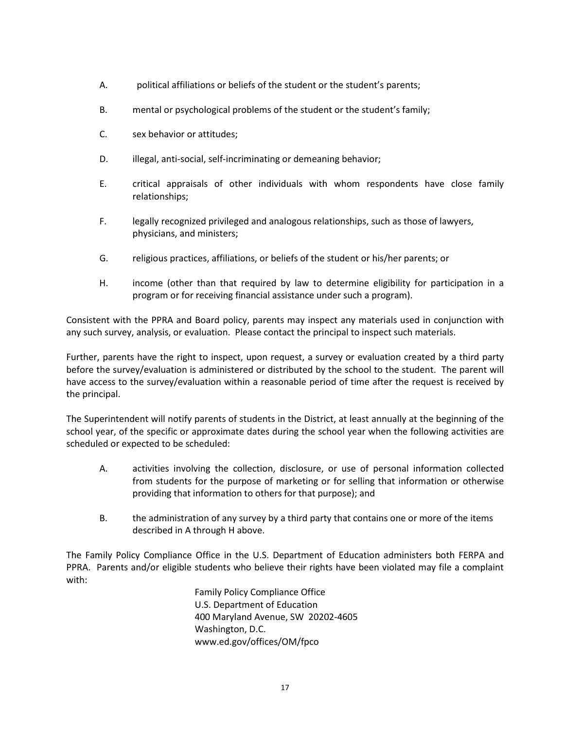A. political affiliations or beliefs of the student or the student's parents;

B. mental or psychological problems of the student or the student's family;

C. sex behavior or attitudes;

D. illegal, anti-social, self-incriminating or demeaning behavior;

E. critical appraisals of other individuals with whom respondents have close family relationships;

F. legally recognized privileged and analogous relationships, such as those of lawyers, physicians, and ministers;

G. religious practices, affiliations, or beliefs of the student or his/her parents; or

H. income (other than that required by law to determine eligibility for participation in a program or for receiving financial assistance under such a program).

Consistent with the PPRA and Board policy, parents may inspect any materials used in conjunction with any such survey, analysis, or evaluation. Please contact the principal to inspect such materials.

Further, parents have the right to inspect, upon request, a survey or evaluation created by a third party before the survey/evaluation is administered or distributed by the school to the student. The parent will have access to the survey/evaluation within a reasonable period of time after the request is received by the principal.

The Superintendent will notify parents of students in the District, at least annually at the beginning of the school year, of the specific or approximate dates during the school year when the following activities are scheduled or expected to be scheduled:

A. activities involving the collection, disclosure, or use of personal information collected from students for the purpose of marketing or for selling that information or otherwise providing that information to others for that purpose); and

B. the administration of any survey by a third party that contains one or more of the items described in A through H above.

The Family Policy Compliance Office in the U.S. Department of Education administers both FERPA and PPRA. Parents and/or eligible students who believe their rights have been violated may file a complaint with:

Family Policy Compliance Office
U.S. Department of Education
400 Maryland Avenue, SW 20202-4605
Washington, D.C.
www.ed.gov/offices/OM/fpco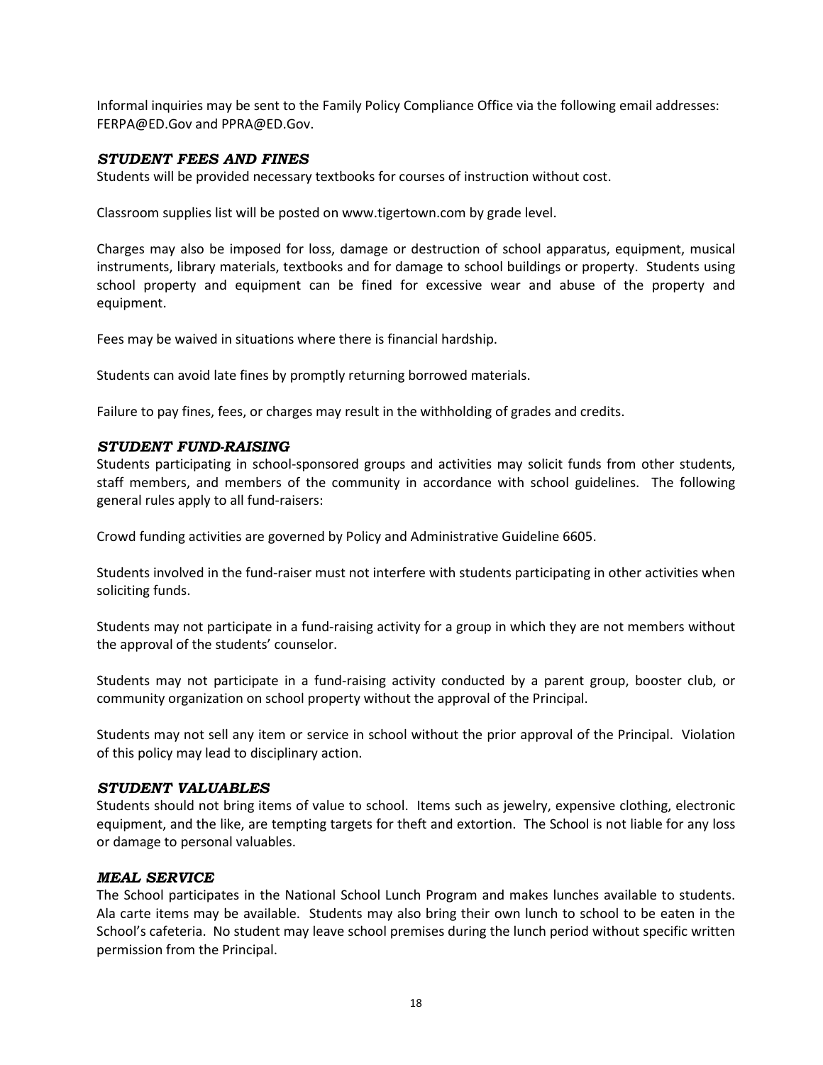Informal inquiries may be sent to the Family Policy Compliance Office via the following email addresses: FERPA@ED.Gov and PPRA@ED.Gov.

### *STUDENT FEES AND FINES*

Students will be provided necessary textbooks for courses of instruction without cost.

Classroom supplies list will be posted on www.tigertown.com by grade level.

Charges may also be imposed for loss, damage or destruction of school apparatus, equipment, musical instruments, library materials, textbooks and for damage to school buildings or property. Students using school property and equipment can be fined for excessive wear and abuse of the property and equipment.

Fees may be waived in situations where there is financial hardship.

Students can avoid late fines by promptly returning borrowed materials.

Failure to pay fines, fees, or charges may result in the withholding of grades and credits.

### *STUDENT FUND-RAISING*

Students participating in school-sponsored groups and activities may solicit funds from other students, staff members, and members of the community in accordance with school guidelines. The following general rules apply to all fund-raisers:

Crowd funding activities are governed by Policy and Administrative Guideline 6605.

Students involved in the fund-raiser must not interfere with students participating in other activities when soliciting funds.

Students may not participate in a fund-raising activity for a group in which they are not members without the approval of the students' counselor.

Students may not participate in a fund-raising activity conducted by a parent group, booster club, or community organization on school property without the approval of the Principal.

Students may not sell any item or service in school without the prior approval of the Principal. Violation of this policy may lead to disciplinary action.

### *STUDENT VALUABLES*

Students should not bring items of value to school. Items such as jewelry, expensive clothing, electronic equipment, and the like, are tempting targets for theft and extortion. The School is not liable for any loss or damage to personal valuables.

### *MEAL SERVICE*

The School participates in the National School Lunch Program and makes lunches available to students. Ala carte items may be available. Students may also bring their own lunch to school to be eaten in the School's cafeteria. No student may leave school premises during the lunch period without specific written permission from the Principal.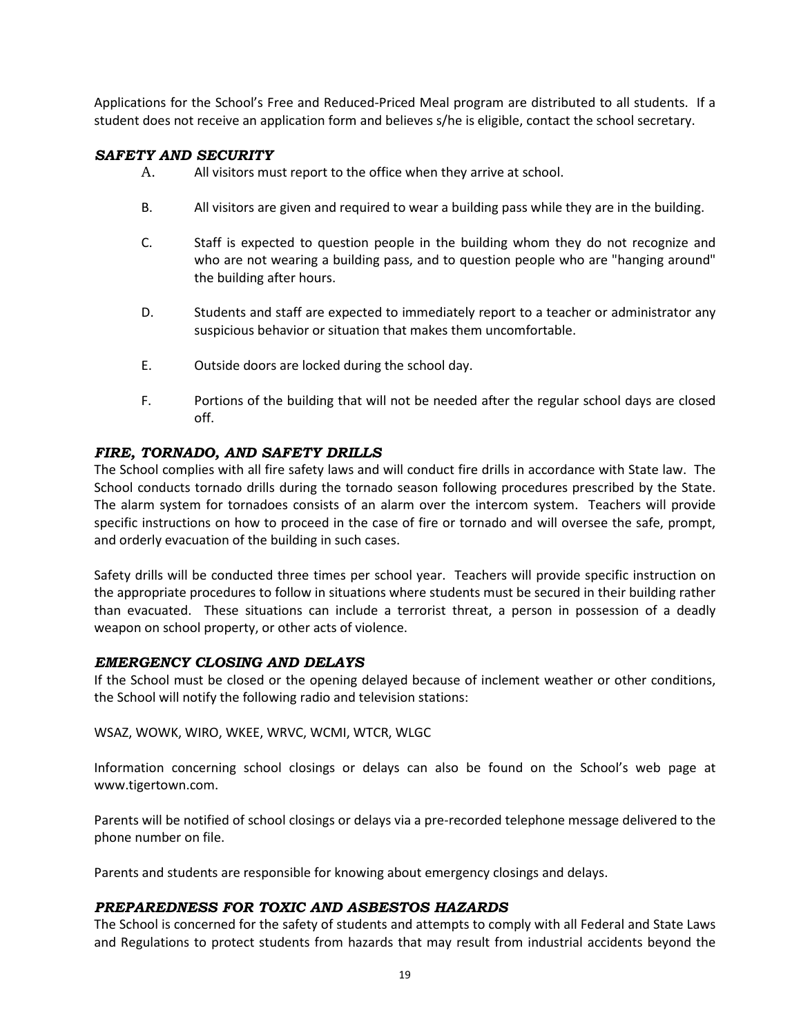Applications for the School's Free and Reduced-Priced Meal program are distributed to all students. If a student does not receive an application form and believes s/he is eligible, contact the school secretary.

### *SAFETY AND SECURITY*

A. All visitors must report to the office when they arrive at school.

B. All visitors are given and required to wear a building pass while they are in the building.

C. Staff is expected to question people in the building whom they do not recognize and who are not wearing a building pass, and to question people who are "hanging around" the building after hours.

D. Students and staff are expected to immediately report to a teacher or administrator any suspicious behavior or situation that makes them uncomfortable.

E. Outside doors are locked during the school day.

F. Portions of the building that will not be needed after the regular school days are closed off.

### *FIRE, TORNADO, AND SAFETY DRILLS*

The School complies with all fire safety laws and will conduct fire drills in accordance with State law. The School conducts tornado drills during the tornado season following procedures prescribed by the State. The alarm system for tornadoes consists of an alarm over the intercom system. Teachers will provide specific instructions on how to proceed in the case of fire or tornado and will oversee the safe, prompt, and orderly evacuation of the building in such cases.

Safety drills will be conducted three times per school year. Teachers will provide specific instruction on the appropriate procedures to follow in situations where students must be secured in their building rather than evacuated. These situations can include a terrorist threat, a person in possession of a deadly weapon on school property, or other acts of violence.

### *EMERGENCY CLOSING AND DELAYS*

If the School must be closed or the opening delayed because of inclement weather or other conditions, the School will notify the following radio and television stations:

WSAZ, WOWK, WIRO, WKEE, WRVC, WCMI, WTCR, WLGC

Information concerning school closings or delays can also be found on the School's web page at www.tigertown.com.

Parents will be notified of school closings or delays via a pre-recorded telephone message delivered to the phone number on file.

Parents and students are responsible for knowing about emergency closings and delays.

### *PREPAREDNESS FOR TOXIC AND ASBESTOS HAZARDS*

The School is concerned for the safety of students and attempts to comply with all Federal and State Laws and Regulations to protect students from hazards that may result from industrial accidents beyond the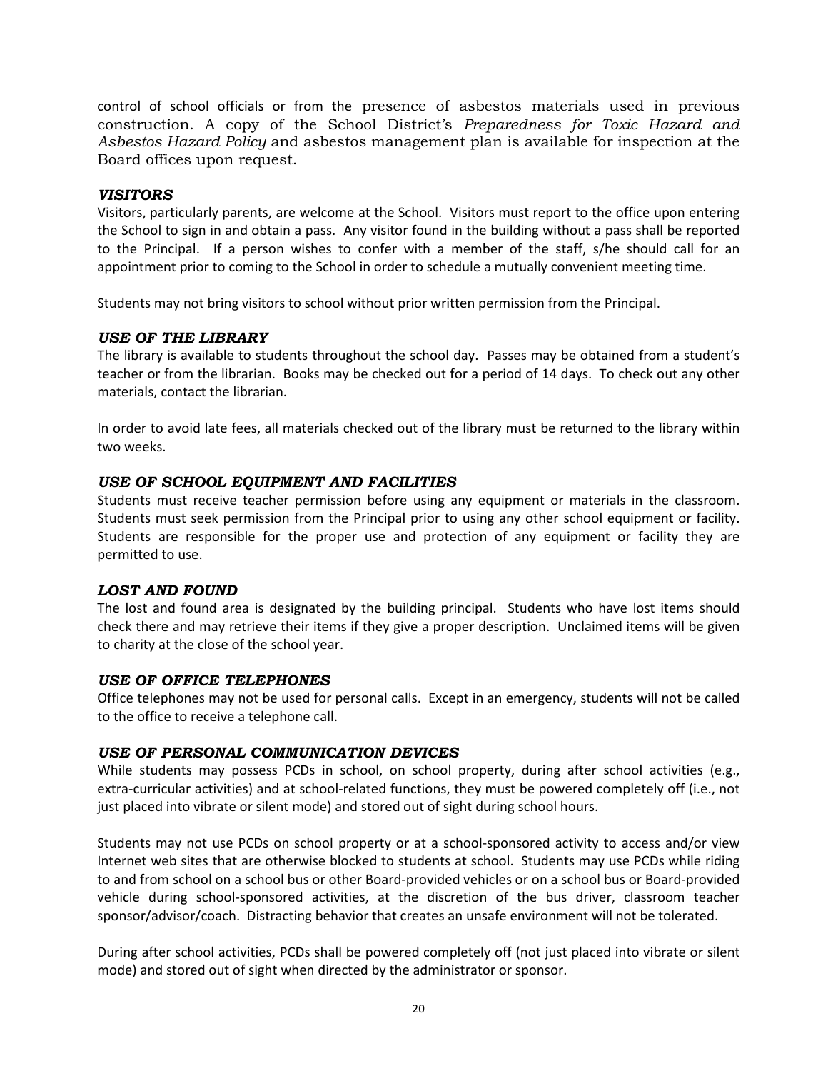control of school officials or from the presence of asbestos materials used in previous construction. A copy of the School District's *Preparedness for Toxic Hazard and Asbestos Hazard Policy* and asbestos management plan is available for inspection at the Board offices upon request.

### *VISITORS*

Visitors, particularly parents, are welcome at the School. Visitors must report to the office upon entering the School to sign in and obtain a pass. Any visitor found in the building without a pass shall be reported to the Principal. If a person wishes to confer with a member of the staff, s/he should call for an appointment prior to coming to the School in order to schedule a mutually convenient meeting time.

Students may not bring visitors to school without prior written permission from the Principal.

### *USE OF THE LIBRARY*

The library is available to students throughout the school day. Passes may be obtained from a student's teacher or from the librarian. Books may be checked out for a period of 14 days. To check out any other materials, contact the librarian.

In order to avoid late fees, all materials checked out of the library must be returned to the library within two weeks.

### *USE OF SCHOOL EQUIPMENT AND FACILITIES*

Students must receive teacher permission before using any equipment or materials in the classroom. Students must seek permission from the Principal prior to using any other school equipment or facility. Students are responsible for the proper use and protection of any equipment or facility they are permitted to use.

### *LOST AND FOUND*

The lost and found area is designated by the building principal. Students who have lost items should check there and may retrieve their items if they give a proper description. Unclaimed items will be given to charity at the close of the school year.

### *USE OF OFFICE TELEPHONES*

Office telephones may not be used for personal calls. Except in an emergency, students will not be called to the office to receive a telephone call.

### *USE OF PERSONAL COMMUNICATION DEVICES*

While students may possess PCDs in school, on school property, during after school activities (e.g., extra-curricular activities) and at school-related functions, they must be powered completely off (i.e., not just placed into vibrate or silent mode) and stored out of sight during school hours.

Students may not use PCDs on school property or at a school-sponsored activity to access and/or view Internet web sites that are otherwise blocked to students at school. Students may use PCDs while riding to and from school on a school bus or other Board-provided vehicles or on a school bus or Board-provided vehicle during school-sponsored activities, at the discretion of the bus driver, classroom teacher sponsor/advisor/coach. Distracting behavior that creates an unsafe environment will not be tolerated.

During after school activities, PCDs shall be powered completely off (not just placed into vibrate or silent mode) and stored out of sight when directed by the administrator or sponsor.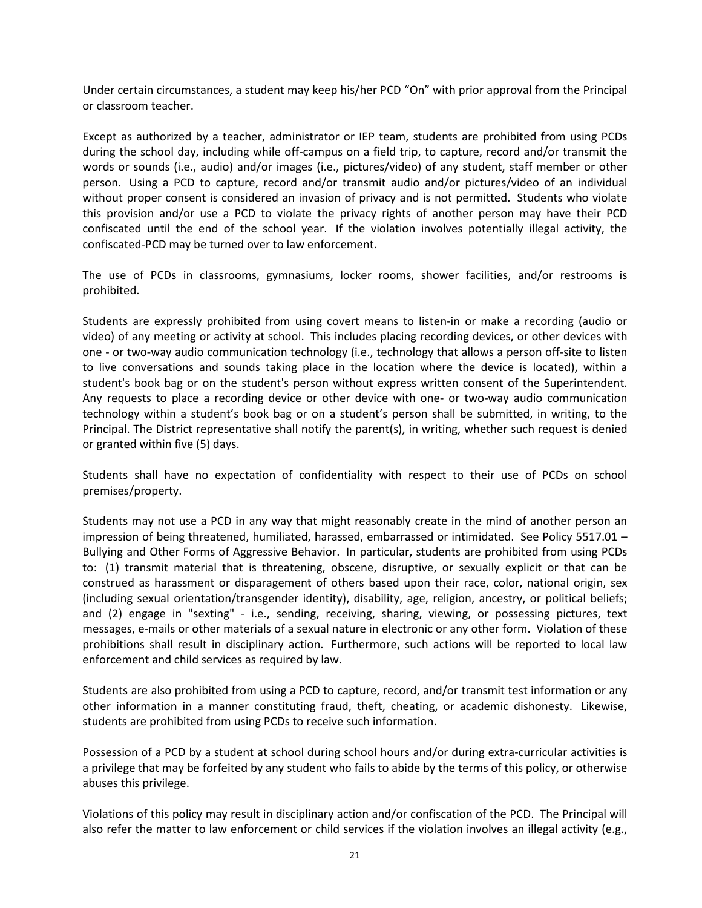Under certain circumstances, a student may keep his/her PCD "On" with prior approval from the Principal or classroom teacher.

Except as authorized by a teacher, administrator or IEP team, students are prohibited from using PCDs during the school day, including while off-campus on a field trip, to capture, record and/or transmit the words or sounds (i.e., audio) and/or images (i.e., pictures/video) of any student, staff member or other person. Using a PCD to capture, record and/or transmit audio and/or pictures/video of an individual without proper consent is considered an invasion of privacy and is not permitted. Students who violate this provision and/or use a PCD to violate the privacy rights of another person may have their PCD confiscated until the end of the school year. If the violation involves potentially illegal activity, the confiscated-PCD may be turned over to law enforcement.

The use of PCDs in classrooms, gymnasiums, locker rooms, shower facilities, and/or restrooms is prohibited.

Students are expressly prohibited from using covert means to listen-in or make a recording (audio or video) of any meeting or activity at school. This includes placing recording devices, or other devices with one - or two-way audio communication technology (i.e., technology that allows a person off-site to listen to live conversations and sounds taking place in the location where the device is located), within a student's book bag or on the student's person without express written consent of the Superintendent. Any requests to place a recording device or other device with one- or two-way audio communication technology within a student's book bag or on a student's person shall be submitted, in writing, to the Principal. The District representative shall notify the parent(s), in writing, whether such request is denied or granted within five (5) days.

Students shall have no expectation of confidentiality with respect to their use of PCDs on school premises/property.

Students may not use a PCD in any way that might reasonably create in the mind of another person an impression of being threatened, humiliated, harassed, embarrassed or intimidated. See Policy 5517.01 – Bullying and Other Forms of Aggressive Behavior. In particular, students are prohibited from using PCDs to: (1) transmit material that is threatening, obscene, disruptive, or sexually explicit or that can be construed as harassment or disparagement of others based upon their race, color, national origin, sex (including sexual orientation/transgender identity), disability, age, religion, ancestry, or political beliefs; and (2) engage in "sexting" - i.e., sending, receiving, sharing, viewing, or possessing pictures, text messages, e-mails or other materials of a sexual nature in electronic or any other form. Violation of these prohibitions shall result in disciplinary action. Furthermore, such actions will be reported to local law enforcement and child services as required by law.

Students are also prohibited from using a PCD to capture, record, and/or transmit test information or any other information in a manner constituting fraud, theft, cheating, or academic dishonesty. Likewise, students are prohibited from using PCDs to receive such information.

Possession of a PCD by a student at school during school hours and/or during extra-curricular activities is a privilege that may be forfeited by any student who fails to abide by the terms of this policy, or otherwise abuses this privilege.

Violations of this policy may result in disciplinary action and/or confiscation of the PCD. The Principal will also refer the matter to law enforcement or child services if the violation involves an illegal activity (e.g.,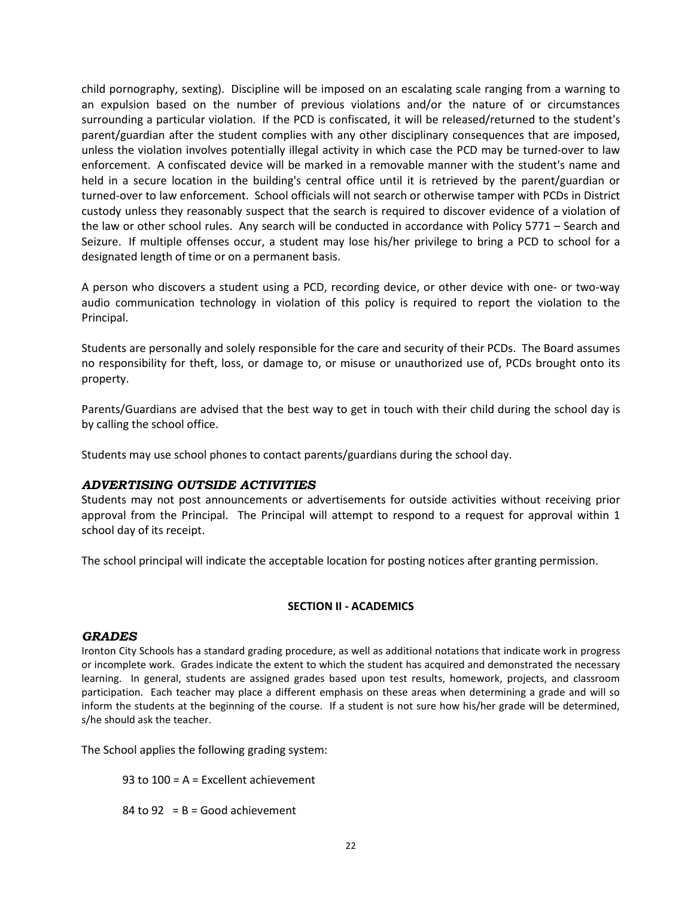child pornography, sexting). Discipline will be imposed on an escalating scale ranging from a warning to an expulsion based on the number of previous violations and/or the nature of or circumstances surrounding a particular violation. If the PCD is confiscated, it will be released/returned to the student's parent/guardian after the student complies with any other disciplinary consequences that are imposed, unless the violation involves potentially illegal activity in which case the PCD may be turned-over to law enforcement. A confiscated device will be marked in a removable manner with the student's name and held in a secure location in the building's central office until it is retrieved by the parent/guardian or turned-over to law enforcement. School officials will not search or otherwise tamper with PCDs in District custody unless they reasonably suspect that the search is required to discover evidence of a violation of the law or other school rules. Any search will be conducted in accordance with Policy 5771 – Search and Seizure. If multiple offenses occur, a student may lose his/her privilege to bring a PCD to school for a designated length of time or on a permanent basis.

A person who discovers a student using a PCD, recording device, or other device with one- or two-way audio communication technology in violation of this policy is required to report the violation to the Principal.

Students are personally and solely responsible for the care and security of their PCDs. The Board assumes no responsibility for theft, loss, or damage to, or misuse or unauthorized use of, PCDs brought onto its property.

Parents/Guardians are advised that the best way to get in touch with their child during the school day is by calling the school office.

Students may use school phones to contact parents/guardians during the school day.

### *ADVERTISING OUTSIDE ACTIVITIES*

Students may not post announcements or advertisements for outside activities without receiving prior approval from the Principal. The Principal will attempt to respond to a request for approval within 1 school day of its receipt.

The school principal will indicate the acceptable location for posting notices after granting permission.

## SECTION II - ACADEMICS

### *GRADES*

Ironton City Schools has a standard grading procedure, as well as additional notations that indicate work in progress or incomplete work. Grades indicate the extent to which the student has acquired and demonstrated the necessary learning. In general, students are assigned grades based upon test results, homework, projects, and classroom participation. Each teacher may place a different emphasis on these areas when determining a grade and will so inform the students at the beginning of the course. If a student is not sure how his/her grade will be determined, s/he should ask the teacher.

The School applies the following grading system:

93 to 100 = A = Excellent achievement

84 to 92 = B = Good achievement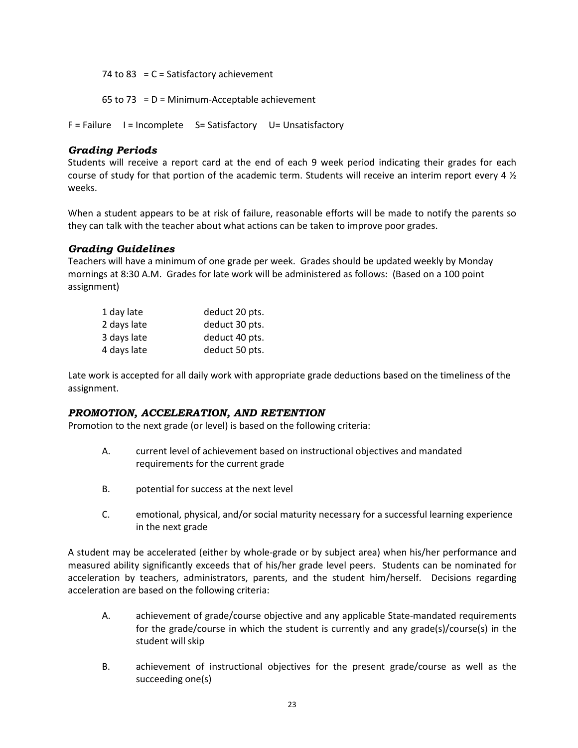74 to 83 = C = Satisfactory achievement

65 to 73 = D = Minimum-Acceptable achievement

F = Failure I = Incomplete S= Satisfactory U= Unsatisfactory

### *Grading Periods*

Students will receive a report card at the end of each 9 week period indicating their grades for each course of study for that portion of the academic term. Students will receive an interim report every 4 ½ weeks.

When a student appears to be at risk of failure, reasonable efforts will be made to notify the parents so they can talk with the teacher about what actions can be taken to improve poor grades.

### *Grading Guidelines*

Teachers will have a minimum of one grade per week. Grades should be updated weekly by Monday mornings at 8:30 A.M. Grades for late work will be administered as follows: (Based on a 100 point assignment)

| | |
|---|---|
| 1 day late | deduct 20 pts. |
| 2 days late | deduct 30 pts. |
| 3 days late | deduct 40 pts. |
| 4 days late | deduct 50 pts. |

Late work is accepted for all daily work with appropriate grade deductions based on the timeliness of the assignment.

### *PROMOTION, ACCELERATION, AND RETENTION*

Promotion to the next grade (or level) is based on the following criteria:

A. current level of achievement based on instructional objectives and mandated requirements for the current grade

B. potential for success at the next level

C. emotional, physical, and/or social maturity necessary for a successful learning experience in the next grade

A student may be accelerated (either by whole-grade or by subject area) when his/her performance and measured ability significantly exceeds that of his/her grade level peers. Students can be nominated for acceleration by teachers, administrators, parents, and the student him/herself. Decisions regarding acceleration are based on the following criteria:

A. achievement of grade/course objective and any applicable State-mandated requirements for the grade/course in which the student is currently and any grade(s)/course(s) in the student will skip

B. achievement of instructional objectives for the present grade/course as well as the succeeding one(s)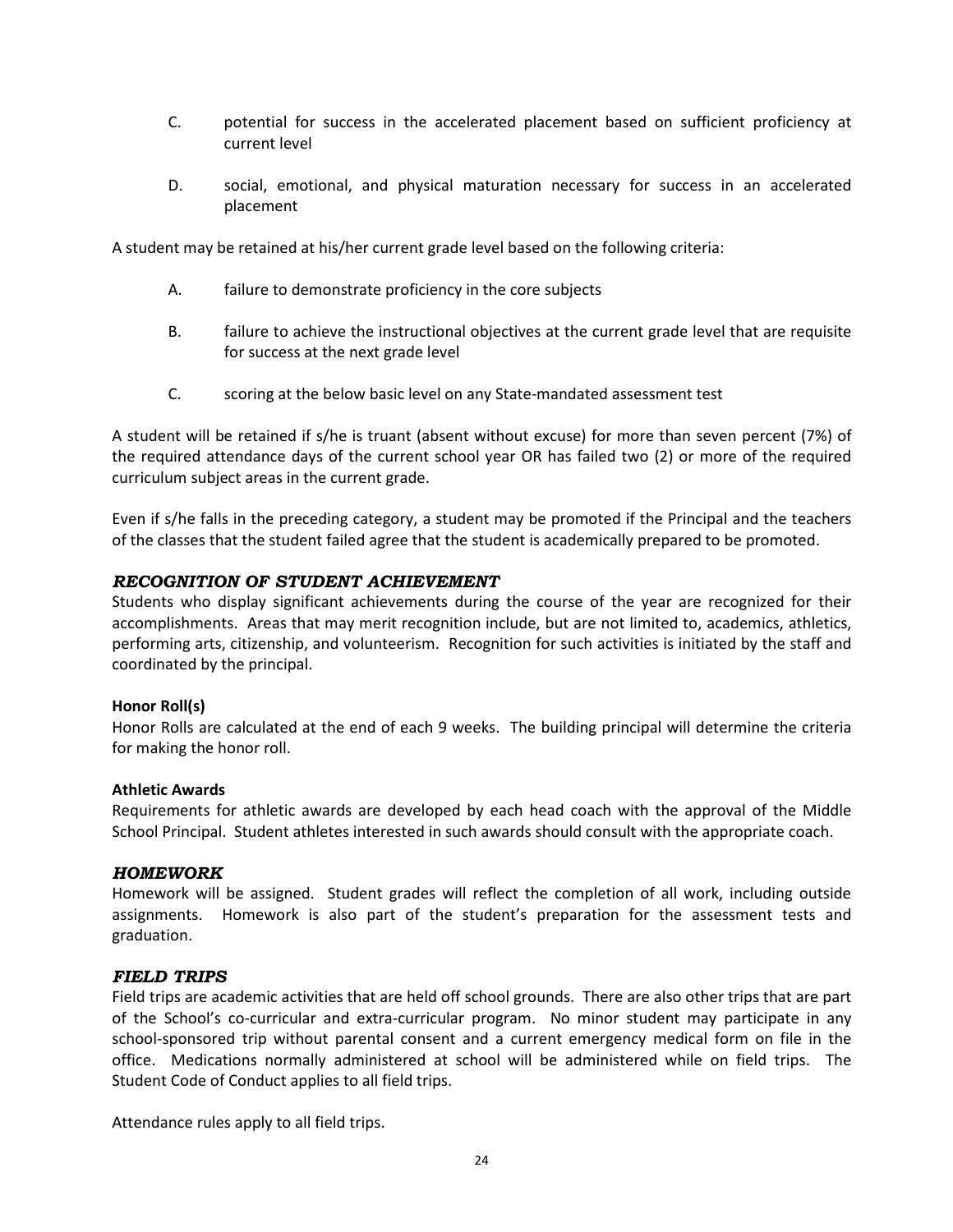C. potential for success in the accelerated placement based on sufficient proficiency at current level

D. social, emotional, and physical maturation necessary for success in an accelerated placement

A student may be retained at his/her current grade level based on the following criteria:

A. failure to demonstrate proficiency in the core subjects

B. failure to achieve the instructional objectives at the current grade level that are requisite for success at the next grade level

C. scoring at the below basic level on any State-mandated assessment test

A student will be retained if s/he is truant (absent without excuse) for more than seven percent (7%) of the required attendance days of the current school year OR has failed two (2) or more of the required curriculum subject areas in the current grade.

Even if s/he falls in the preceding category, a student may be promoted if the Principal and the teachers of the classes that the student failed agree that the student is academically prepared to be promoted.

## *RECOGNITION OF STUDENT ACHIEVEMENT*

Students who display significant achievements during the course of the year are recognized for their accomplishments. Areas that may merit recognition include, but are not limited to, academics, athletics, performing arts, citizenship, and volunteerism. Recognition for such activities is initiated by the staff and coordinated by the principal.

**Honor Roll(s)**

Honor Rolls are calculated at the end of each 9 weeks. The building principal will determine the criteria for making the honor roll.

**Athletic Awards**

Requirements for athletic awards are developed by each head coach with the approval of the Middle School Principal. Student athletes interested in such awards should consult with the appropriate coach.

## *HOMEWORK*

Homework will be assigned. Student grades will reflect the completion of all work, including outside assignments. Homework is also part of the student's preparation for the assessment tests and graduation.

## *FIELD TRIPS*

Field trips are academic activities that are held off school grounds. There are also other trips that are part of the School's co-curricular and extra-curricular program. No minor student may participate in any school-sponsored trip without parental consent and a current emergency medical form on file in the office. Medications normally administered at school will be administered while on field trips. The Student Code of Conduct applies to all field trips.

Attendance rules apply to all field trips.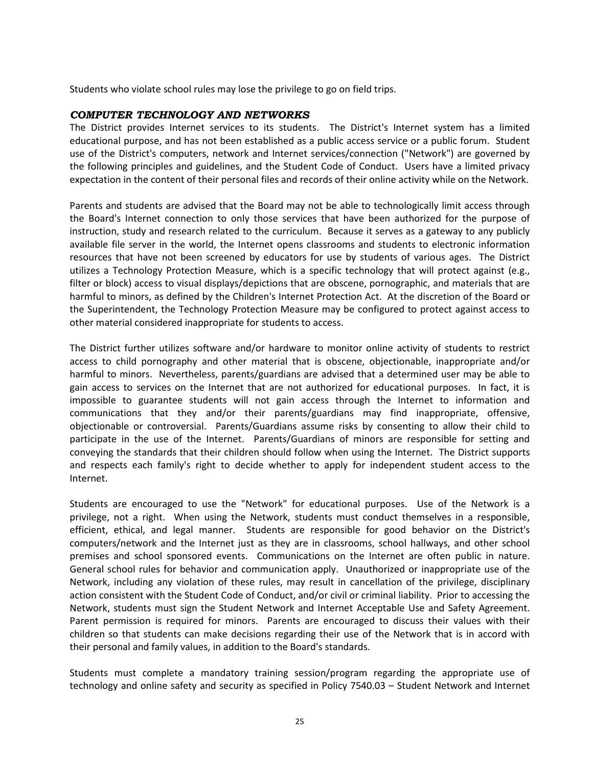Students who violate school rules may lose the privilege to go on field trips.

### *COMPUTER TECHNOLOGY AND NETWORKS*

The District provides Internet services to its students. The District's Internet system has a limited educational purpose, and has not been established as a public access service or a public forum. Student use of the District's computers, network and Internet services/connection ("Network") are governed by the following principles and guidelines, and the Student Code of Conduct. Users have a limited privacy expectation in the content of their personal files and records of their online activity while on the Network.

Parents and students are advised that the Board may not be able to technologically limit access through the Board's Internet connection to only those services that have been authorized for the purpose of instruction, study and research related to the curriculum. Because it serves as a gateway to any publicly available file server in the world, the Internet opens classrooms and students to electronic information resources that have not been screened by educators for use by students of various ages. The District utilizes a Technology Protection Measure, which is a specific technology that will protect against (e.g., filter or block) access to visual displays/depictions that are obscene, pornographic, and materials that are harmful to minors, as defined by the Children's Internet Protection Act. At the discretion of the Board or the Superintendent, the Technology Protection Measure may be configured to protect against access to other material considered inappropriate for students to access.

The District further utilizes software and/or hardware to monitor online activity of students to restrict access to child pornography and other material that is obscene, objectionable, inappropriate and/or harmful to minors. Nevertheless, parents/guardians are advised that a determined user may be able to gain access to services on the Internet that are not authorized for educational purposes. In fact, it is impossible to guarantee students will not gain access through the Internet to information and communications that they and/or their parents/guardians may find inappropriate, offensive, objectionable or controversial. Parents/Guardians assume risks by consenting to allow their child to participate in the use of the Internet. Parents/Guardians of minors are responsible for setting and conveying the standards that their children should follow when using the Internet. The District supports and respects each family's right to decide whether to apply for independent student access to the Internet.

Students are encouraged to use the "Network" for educational purposes. Use of the Network is a privilege, not a right. When using the Network, students must conduct themselves in a responsible, efficient, ethical, and legal manner. Students are responsible for good behavior on the District's computers/network and the Internet just as they are in classrooms, school hallways, and other school premises and school sponsored events. Communications on the Internet are often public in nature. General school rules for behavior and communication apply. Unauthorized or inappropriate use of the Network, including any violation of these rules, may result in cancellation of the privilege, disciplinary action consistent with the Student Code of Conduct, and/or civil or criminal liability. Prior to accessing the Network, students must sign the Student Network and Internet Acceptable Use and Safety Agreement. Parent permission is required for minors. Parents are encouraged to discuss their values with their children so that students can make decisions regarding their use of the Network that is in accord with their personal and family values, in addition to the Board's standards.

Students must complete a mandatory training session/program regarding the appropriate use of technology and online safety and security as specified in Policy 7540.03 – Student Network and Internet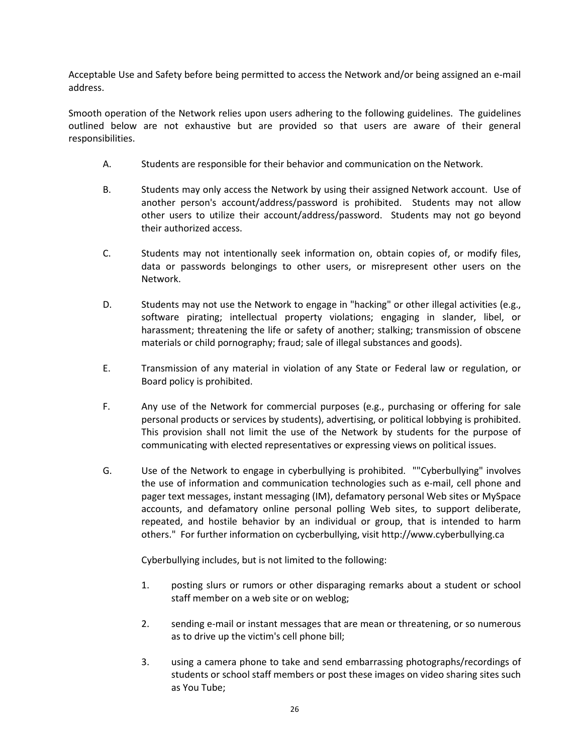Acceptable Use and Safety before being permitted to access the Network and/or being assigned an e-mail address.

Smooth operation of the Network relies upon users adhering to the following guidelines. The guidelines outlined below are not exhaustive but are provided so that users are aware of their general responsibilities.

A. Students are responsible for their behavior and communication on the Network.

B. Students may only access the Network by using their assigned Network account. Use of another person's account/address/password is prohibited. Students may not allow other users to utilize their account/address/password. Students may not go beyond their authorized access.

C. Students may not intentionally seek information on, obtain copies of, or modify files, data or passwords belongings to other users, or misrepresent other users on the Network.

D. Students may not use the Network to engage in "hacking" or other illegal activities (e.g., software pirating; intellectual property violations; engaging in slander, libel, or harassment; threatening the life or safety of another; stalking; transmission of obscene materials or child pornography; fraud; sale of illegal substances and goods).

E. Transmission of any material in violation of any State or Federal law or regulation, or Board policy is prohibited.

F. Any use of the Network for commercial purposes (e.g., purchasing or offering for sale personal products or services by students), advertising, or political lobbying is prohibited. This provision shall not limit the use of the Network by students for the purpose of communicating with elected representatives or expressing views on political issues.

G. Use of the Network to engage in cyberbullying is prohibited. ""Cyberbullying" involves the use of information and communication technologies such as e-mail, cell phone and pager text messages, instant messaging (IM), defamatory personal Web sites or MySpace accounts, and defamatory online personal polling Web sites, to support deliberate, repeated, and hostile behavior by an individual or group, that is intended to harm others." For further information on cycberbullying, visit http://www.cyberbullying.ca

   Cyberbullying includes, but is not limited to the following:

   1. posting slurs or rumors or other disparaging remarks about a student or school staff member on a web site or on weblog;

   2. sending e-mail or instant messages that are mean or threatening, or so numerous as to drive up the victim's cell phone bill;

   3. using a camera phone to take and send embarrassing photographs/recordings of students or school staff members or post these images on video sharing sites such as You Tube;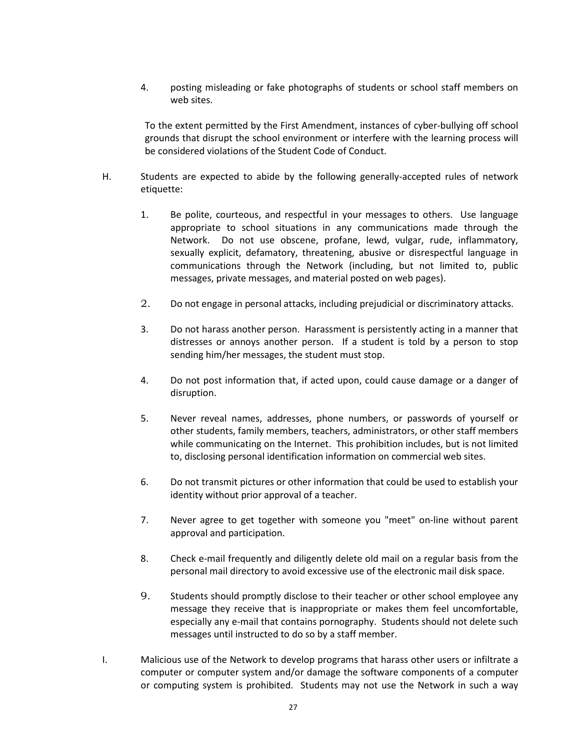4. posting misleading or fake photographs of students or school staff members on web sites.

To the extent permitted by the First Amendment, instances of cyber-bullying off school grounds that disrupt the school environment or interfere with the learning process will be considered violations of the Student Code of Conduct.

H. Students are expected to abide by the following generally-accepted rules of network etiquette:

1. Be polite, courteous, and respectful in your messages to others. Use language appropriate to school situations in any communications made through the Network. Do not use obscene, profane, lewd, vulgar, rude, inflammatory, sexually explicit, defamatory, threatening, abusive or disrespectful language in communications through the Network (including, but not limited to, public messages, private messages, and material posted on web pages).

2. Do not engage in personal attacks, including prejudicial or discriminatory attacks.

3. Do not harass another person. Harassment is persistently acting in a manner that distresses or annoys another person. If a student is told by a person to stop sending him/her messages, the student must stop.

4. Do not post information that, if acted upon, could cause damage or a danger of disruption.

5. Never reveal names, addresses, phone numbers, or passwords of yourself or other students, family members, teachers, administrators, or other staff members while communicating on the Internet. This prohibition includes, but is not limited to, disclosing personal identification information on commercial web sites.

6. Do not transmit pictures or other information that could be used to establish your identity without prior approval of a teacher.

7. Never agree to get together with someone you "meet" on-line without parent approval and participation.

8. Check e-mail frequently and diligently delete old mail on a regular basis from the personal mail directory to avoid excessive use of the electronic mail disk space.

9. Students should promptly disclose to their teacher or other school employee any message they receive that is inappropriate or makes them feel uncomfortable, especially any e-mail that contains pornography. Students should not delete such messages until instructed to do so by a staff member.

I. Malicious use of the Network to develop programs that harass other users or infiltrate a computer or computer system and/or damage the software components of a computer or computing system is prohibited. Students may not use the Network in such a way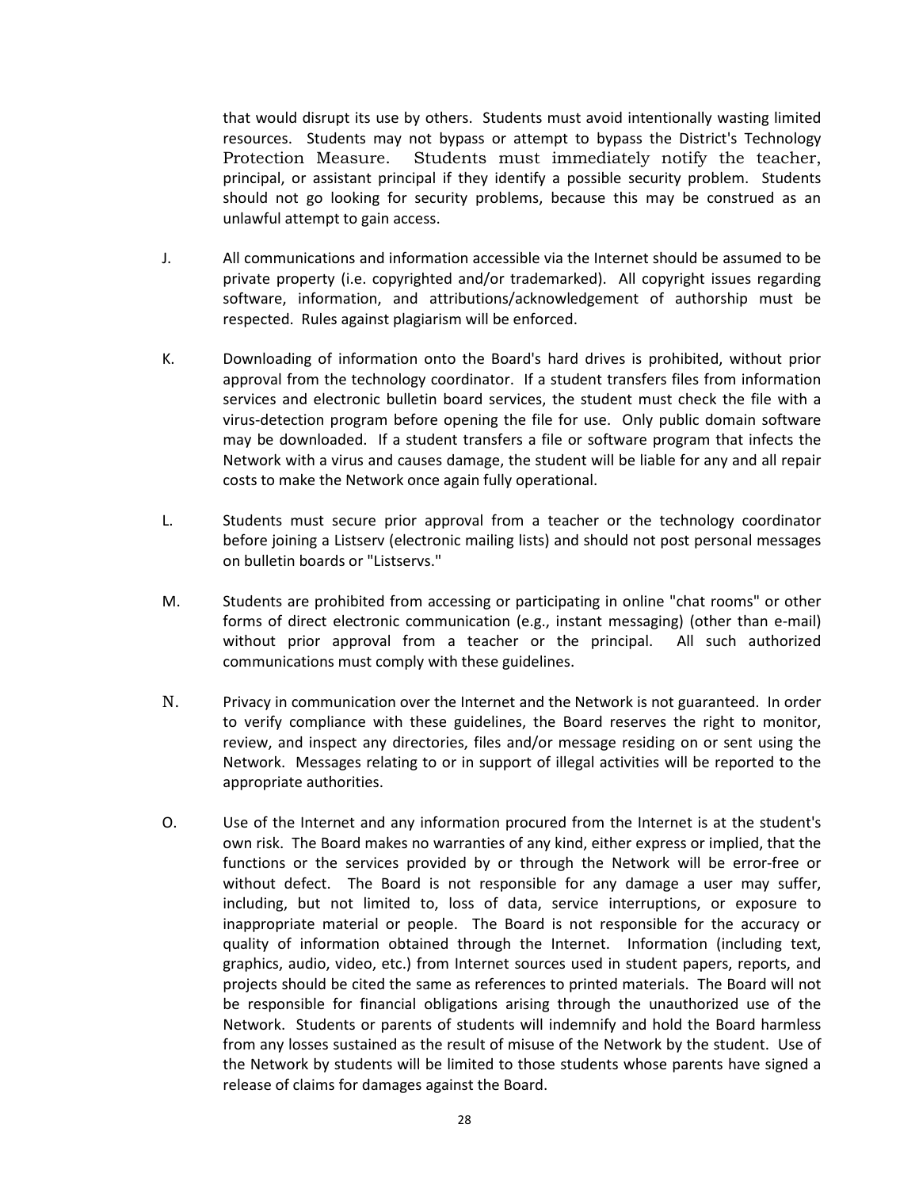that would disrupt its use by others. Students must avoid intentionally wasting limited resources. Students may not bypass or attempt to bypass the District's Technology Protection Measure. Students must immediately notify the teacher, principal, or assistant principal if they identify a possible security problem. Students should not go looking for security problems, because this may be construed as an unlawful attempt to gain access.

J. All communications and information accessible via the Internet should be assumed to be private property (i.e. copyrighted and/or trademarked). All copyright issues regarding software, information, and attributions/acknowledgement of authorship must be respected. Rules against plagiarism will be enforced.

K. Downloading of information onto the Board's hard drives is prohibited, without prior approval from the technology coordinator. If a student transfers files from information services and electronic bulletin board services, the student must check the file with a virus-detection program before opening the file for use. Only public domain software may be downloaded. If a student transfers a file or software program that infects the Network with a virus and causes damage, the student will be liable for any and all repair costs to make the Network once again fully operational.

L. Students must secure prior approval from a teacher or the technology coordinator before joining a Listserv (electronic mailing lists) and should not post personal messages on bulletin boards or "Listservs."

M. Students are prohibited from accessing or participating in online "chat rooms" or other forms of direct electronic communication (e.g., instant messaging) (other than e-mail) without prior approval from a teacher or the principal. All such authorized communications must comply with these guidelines.

N. Privacy in communication over the Internet and the Network is not guaranteed. In order to verify compliance with these guidelines, the Board reserves the right to monitor, review, and inspect any directories, files and/or message residing on or sent using the Network. Messages relating to or in support of illegal activities will be reported to the appropriate authorities.

O. Use of the Internet and any information procured from the Internet is at the student's own risk. The Board makes no warranties of any kind, either express or implied, that the functions or the services provided by or through the Network will be error-free or without defect. The Board is not responsible for any damage a user may suffer, including, but not limited to, loss of data, service interruptions, or exposure to inappropriate material or people. The Board is not responsible for the accuracy or quality of information obtained through the Internet. Information (including text, graphics, audio, video, etc.) from Internet sources used in student papers, reports, and projects should be cited the same as references to printed materials. The Board will not be responsible for financial obligations arising through the unauthorized use of the Network. Students or parents of students will indemnify and hold the Board harmless from any losses sustained as the result of misuse of the Network by the student. Use of the Network by students will be limited to those students whose parents have signed a release of claims for damages against the Board.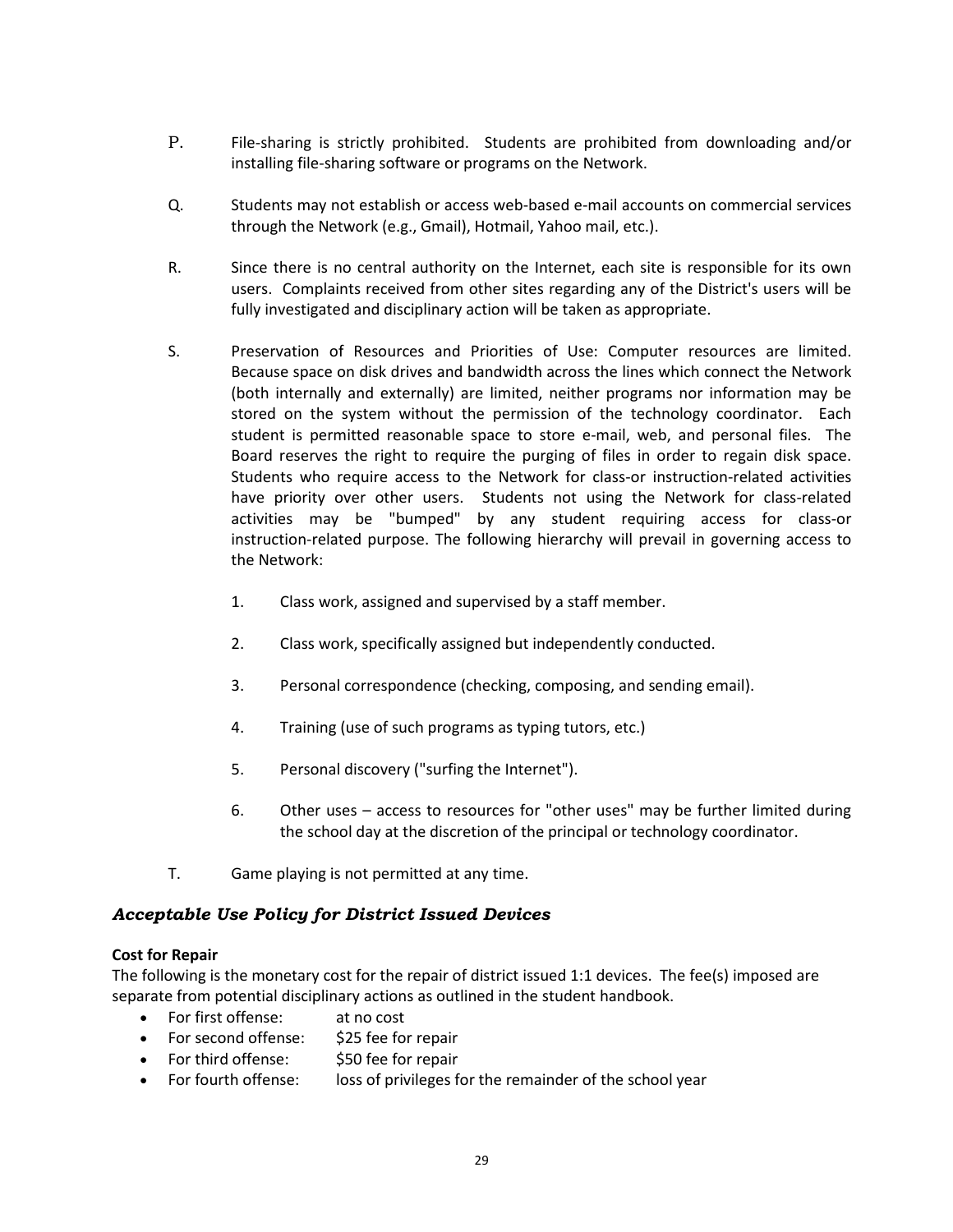P. File-sharing is strictly prohibited. Students are prohibited from downloading and/or installing file-sharing software or programs on the Network.

Q. Students may not establish or access web-based e-mail accounts on commercial services through the Network (e.g., Gmail), Hotmail, Yahoo mail, etc.).

R. Since there is no central authority on the Internet, each site is responsible for its own users. Complaints received from other sites regarding any of the District's users will be fully investigated and disciplinary action will be taken as appropriate.

S. Preservation of Resources and Priorities of Use: Computer resources are limited. Because space on disk drives and bandwidth across the lines which connect the Network (both internally and externally) are limited, neither programs nor information may be stored on the system without the permission of the technology coordinator. Each student is permitted reasonable space to store e-mail, web, and personal files. The Board reserves the right to require the purging of files in order to regain disk space. Students who require access to the Network for class-or instruction-related activities have priority over other users. Students not using the Network for class-related activities may be "bumped" by any student requiring access for class-or instruction-related purpose. The following hierarchy will prevail in governing access to the Network:

1. Class work, assigned and supervised by a staff member.
2. Class work, specifically assigned but independently conducted.
3. Personal correspondence (checking, composing, and sending email).
4. Training (use of such programs as typing tutors, etc.)
5. Personal discovery ("surfing the Internet").
6. Other uses – access to resources for "other uses" may be further limited during the school day at the discretion of the principal or technology coordinator.

T. Game playing is not permitted at any time.

### *Acceptable Use Policy for District Issued Devices*

**Cost for Repair**

The following is the monetary cost for the repair of district issued 1:1 devices. The fee(s) imposed are separate from potential disciplinary actions as outlined in the student handbook.

- For first offense: at no cost
- For second offense: $25 fee for repair
- For third offense: $50 fee for repair
- For fourth offense: loss of privileges for the remainder of the school year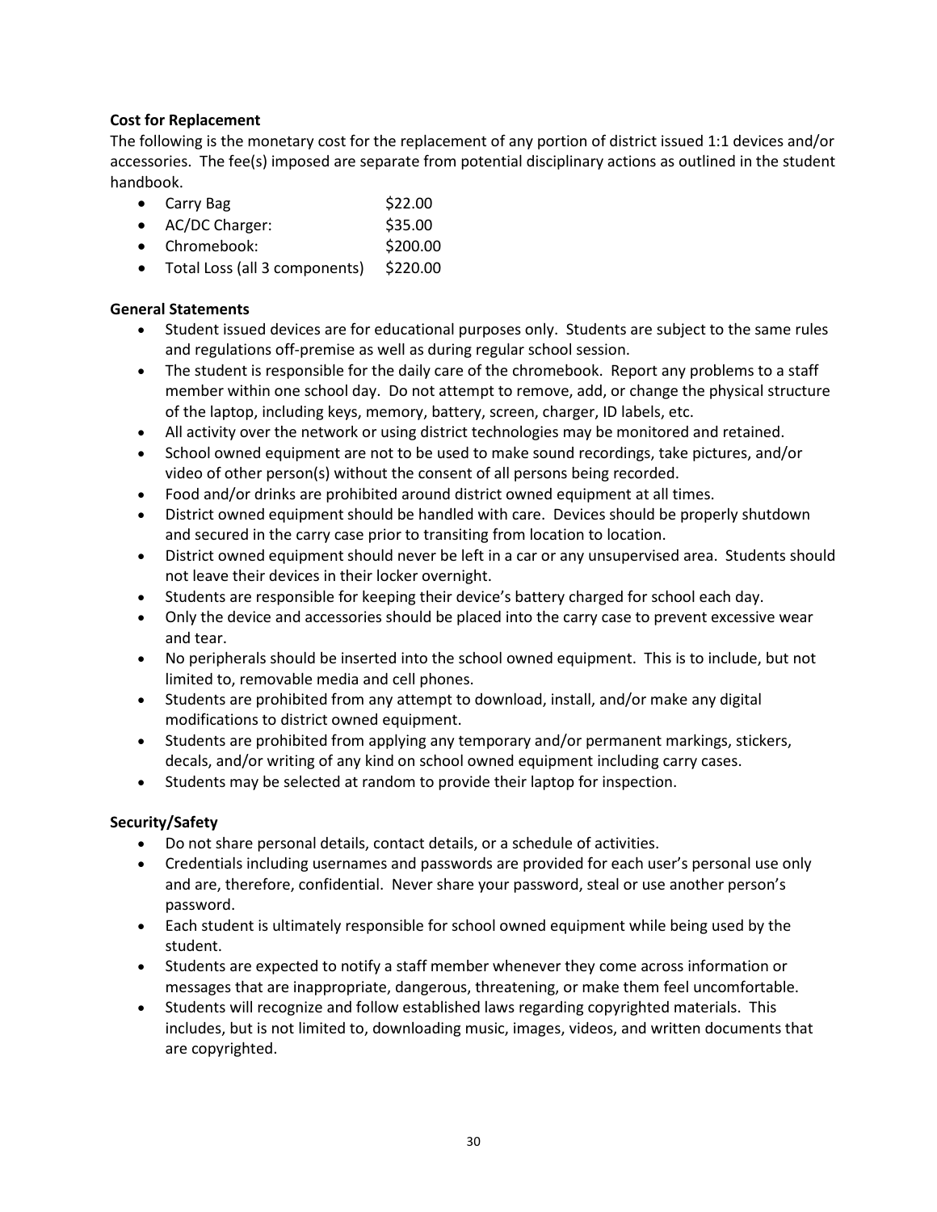**Cost for Replacement**

The following is the monetary cost for the replacement of any portion of district issued 1:1 devices and/or accessories. The fee(s) imposed are separate from potential disciplinary actions as outlined in the student handbook.

- Carry Bag $22.00
- AC/DC Charger: $35.00
- Chromebook: $200.00
- Total Loss (all 3 components) $220.00

**General Statements**

- Student issued devices are for educational purposes only. Students are subject to the same rules and regulations off-premise as well as during regular school session.
- The student is responsible for the daily care of the chromebook. Report any problems to a staff member within one school day. Do not attempt to remove, add, or change the physical structure of the laptop, including keys, memory, battery, screen, charger, ID labels, etc.
- All activity over the network or using district technologies may be monitored and retained.
- School owned equipment are not to be used to make sound recordings, take pictures, and/or video of other person(s) without the consent of all persons being recorded.
- Food and/or drinks are prohibited around district owned equipment at all times.
- District owned equipment should be handled with care. Devices should be properly shutdown and secured in the carry case prior to transiting from location to location.
- District owned equipment should never be left in a car or any unsupervised area. Students should not leave their devices in their locker overnight.
- Students are responsible for keeping their device's battery charged for school each day.
- Only the device and accessories should be placed into the carry case to prevent excessive wear and tear.
- No peripherals should be inserted into the school owned equipment. This is to include, but not limited to, removable media and cell phones.
- Students are prohibited from any attempt to download, install, and/or make any digital modifications to district owned equipment.
- Students are prohibited from applying any temporary and/or permanent markings, stickers, decals, and/or writing of any kind on school owned equipment including carry cases.
- Students may be selected at random to provide their laptop for inspection.

**Security/Safety**

- Do not share personal details, contact details, or a schedule of activities.
- Credentials including usernames and passwords are provided for each user's personal use only and are, therefore, confidential. Never share your password, steal or use another person's password.
- Each student is ultimately responsible for school owned equipment while being used by the student.
- Students are expected to notify a staff member whenever they come across information or messages that are inappropriate, dangerous, threatening, or make them feel uncomfortable.
- Students will recognize and follow established laws regarding copyrighted materials. This includes, but is not limited to, downloading music, images, videos, and written documents that are copyrighted.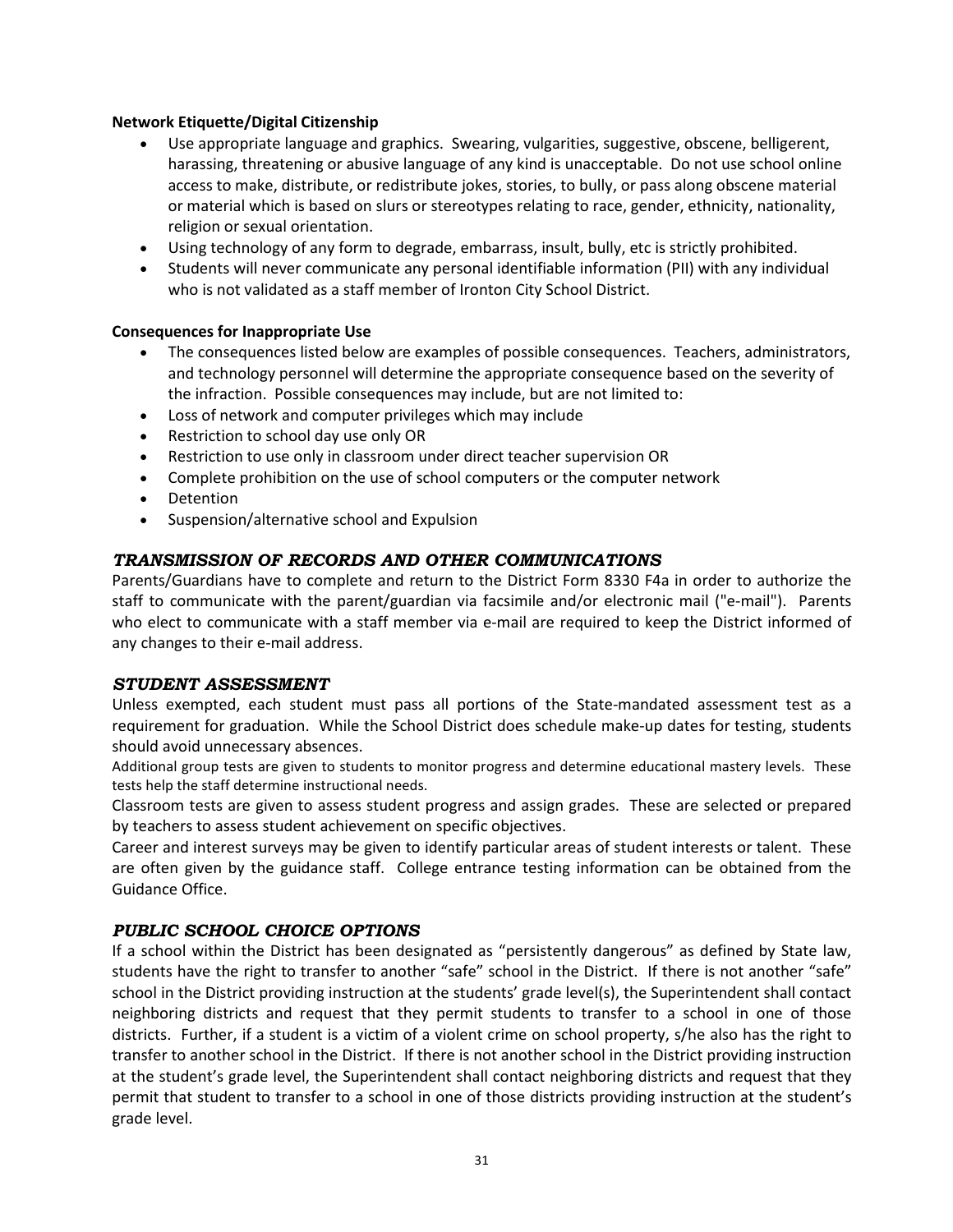**Network Etiquette/Digital Citizenship**

- Use appropriate language and graphics. Swearing, vulgarities, suggestive, obscene, belligerent, harassing, threatening or abusive language of any kind is unacceptable. Do not use school online access to make, distribute, or redistribute jokes, stories, to bully, or pass along obscene material or material which is based on slurs or stereotypes relating to race, gender, ethnicity, nationality, religion or sexual orientation.
- Using technology of any form to degrade, embarrass, insult, bully, etc is strictly prohibited.
- Students will never communicate any personal identifiable information (PII) with any individual who is not validated as a staff member of Ironton City School District.

**Consequences for Inappropriate Use**

- The consequences listed below are examples of possible consequences. Teachers, administrators, and technology personnel will determine the appropriate consequence based on the severity of the infraction. Possible consequences may include, but are not limited to:
- Loss of network and computer privileges which may include
- Restriction to school day use only OR
- Restriction to use only in classroom under direct teacher supervision OR
- Complete prohibition on the use of school computers or the computer network
- Detention
- Suspension/alternative school and Expulsion

### *TRANSMISSION OF RECORDS AND OTHER COMMUNICATIONS*

Parents/Guardians have to complete and return to the District Form 8330 F4a in order to authorize the staff to communicate with the parent/guardian via facsimile and/or electronic mail ("e-mail"). Parents who elect to communicate with a staff member via e-mail are required to keep the District informed of any changes to their e-mail address.

### *STUDENT ASSESSMENT*

Unless exempted, each student must pass all portions of the State-mandated assessment test as a requirement for graduation. While the School District does schedule make-up dates for testing, students should avoid unnecessary absences.

Additional group tests are given to students to monitor progress and determine educational mastery levels. These tests help the staff determine instructional needs.

Classroom tests are given to assess student progress and assign grades. These are selected or prepared by teachers to assess student achievement on specific objectives.

Career and interest surveys may be given to identify particular areas of student interests or talent. These are often given by the guidance staff. College entrance testing information can be obtained from the Guidance Office.

### *PUBLIC SCHOOL CHOICE OPTIONS*

If a school within the District has been designated as "persistently dangerous" as defined by State law, students have the right to transfer to another "safe" school in the District. If there is not another "safe" school in the District providing instruction at the students' grade level(s), the Superintendent shall contact neighboring districts and request that they permit students to transfer to a school in one of those districts. Further, if a student is a victim of a violent crime on school property, s/he also has the right to transfer to another school in the District. If there is not another school in the District providing instruction at the student's grade level, the Superintendent shall contact neighboring districts and request that they permit that student to transfer to a school in one of those districts providing instruction at the student's grade level.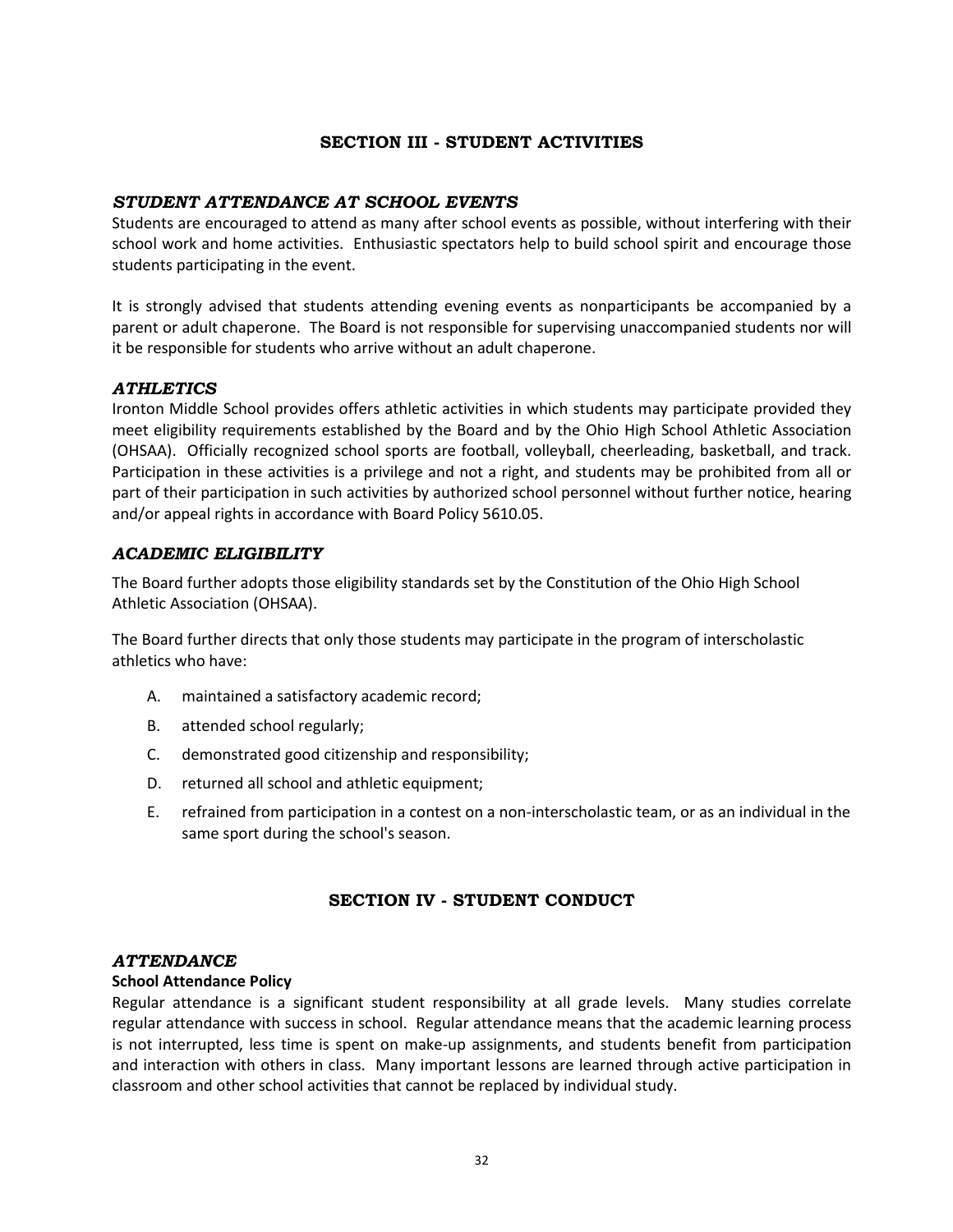## SECTION III - STUDENT ACTIVITIES

### *STUDENT ATTENDANCE AT SCHOOL EVENTS*

Students are encouraged to attend as many after school events as possible, without interfering with their school work and home activities. Enthusiastic spectators help to build school spirit and encourage those students participating in the event.

It is strongly advised that students attending evening events as nonparticipants be accompanied by a parent or adult chaperone. The Board is not responsible for supervising unaccompanied students nor will it be responsible for students who arrive without an adult chaperone.

### *ATHLETICS*

Ironton Middle School provides offers athletic activities in which students may participate provided they meet eligibility requirements established by the Board and by the Ohio High School Athletic Association (OHSAA). Officially recognized school sports are football, volleyball, cheerleading, basketball, and track. Participation in these activities is a privilege and not a right, and students may be prohibited from all or part of their participation in such activities by authorized school personnel without further notice, hearing and/or appeal rights in accordance with Board Policy 5610.05.

### *ACADEMIC ELIGIBILITY*

The Board further adopts those eligibility standards set by the Constitution of the Ohio High School Athletic Association (OHSAA).

The Board further directs that only those students may participate in the program of interscholastic athletics who have:

A. maintained a satisfactory academic record;

B. attended school regularly;

C. demonstrated good citizenship and responsibility;

D. returned all school and athletic equipment;

E. refrained from participation in a contest on a non-interscholastic team, or as an individual in the same sport during the school's season.

## SECTION IV - STUDENT CONDUCT

### *ATTENDANCE*

**School Attendance Policy**

Regular attendance is a significant student responsibility at all grade levels. Many studies correlate regular attendance with success in school. Regular attendance means that the academic learning process is not interrupted, less time is spent on make-up assignments, and students benefit from participation and interaction with others in class. Many important lessons are learned through active participation in classroom and other school activities that cannot be replaced by individual study.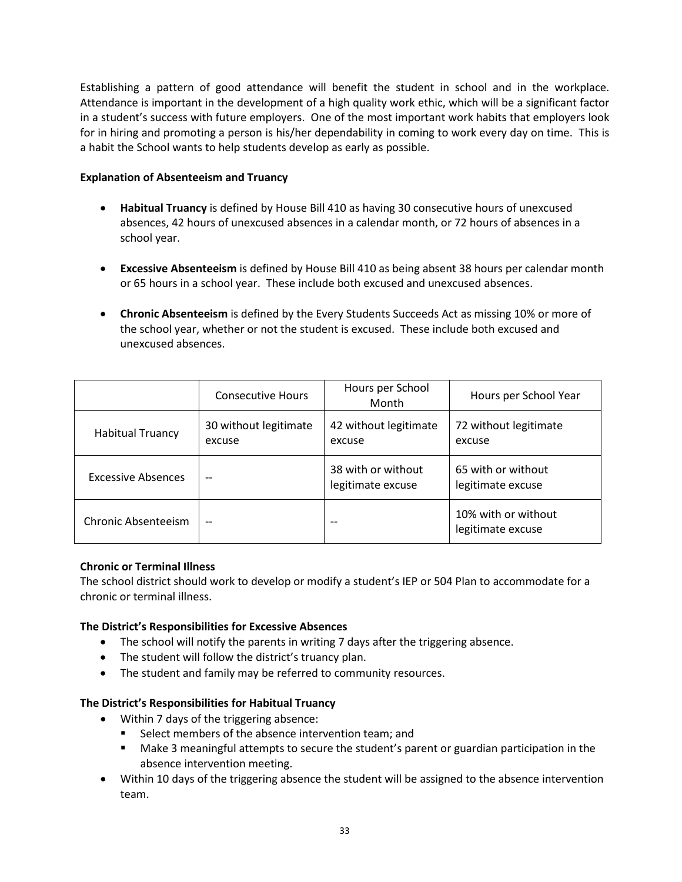Establishing a pattern of good attendance will benefit the student in school and in the workplace. Attendance is important in the development of a high quality work ethic, which will be a significant factor in a student's success with future employers. One of the most important work habits that employers look for in hiring and promoting a person is his/her dependability in coming to work every day on time. This is a habit the School wants to help students develop as early as possible.

**Explanation of Absenteeism and Truancy**

- **Habitual Truancy** is defined by House Bill 410 as having 30 consecutive hours of unexcused absences, 42 hours of unexcused absences in a calendar month, or 72 hours of absences in a school year.
- **Excessive Absenteeism** is defined by House Bill 410 as being absent 38 hours per calendar month or 65 hours in a school year. These include both excused and unexcused absences.
- **Chronic Absenteeism** is defined by the Every Students Succeeds Act as missing 10% or more of the school year, whether or not the student is excused. These include both excused and unexcused absences.

| | Consecutive Hours | Hours per School Month | Hours per School Year |
|---|---|---|---|
| Habitual Truancy | 30 without legitimate excuse | 42 without legitimate excuse | 72 without legitimate excuse |
| Excessive Absences | -- | 38 with or without legitimate excuse | 65 with or without legitimate excuse |
| Chronic Absenteeism | -- | -- | 10% with or without legitimate excuse |

**Chronic or Terminal Illness**
The school district should work to develop or modify a student's IEP or 504 Plan to accommodate for a chronic or terminal illness.

**The District's Responsibilities for Excessive Absences**

- The school will notify the parents in writing 7 days after the triggering absence.
- The student will follow the district's truancy plan.
- The student and family may be referred to community resources.

**The District's Responsibilities for Habitual Truancy**

- Within 7 days of the triggering absence:
  - Select members of the absence intervention team; and
  - Make 3 meaningful attempts to secure the student's parent or guardian participation in the absence intervention meeting.
- Within 10 days of the triggering absence the student will be assigned to the absence intervention team.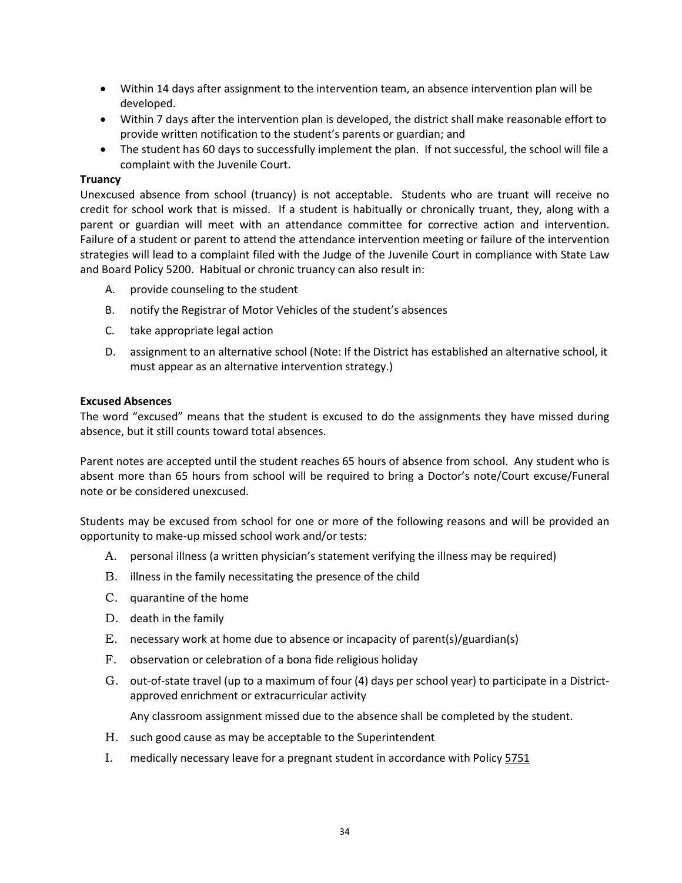- Within 14 days after assignment to the intervention team, an absence intervention plan will be developed.
- Within 7 days after the intervention plan is developed, the district shall make reasonable effort to provide written notification to the student's parents or guardian; and
- The student has 60 days to successfully implement the plan. If not successful, the school will file a complaint with the Juvenile Court.

**Truancy**

Unexcused absence from school (truancy) is not acceptable. Students who are truant will receive no credit for school work that is missed. If a student is habitually or chronically truant, they, along with a parent or guardian will meet with an attendance committee for corrective action and intervention. Failure of a student or parent to attend the attendance intervention meeting or failure of the intervention strategies will lead to a complaint filed with the Judge of the Juvenile Court in compliance with State Law and Board Policy 5200. Habitual or chronic truancy can also result in:

A. provide counseling to the student

B. notify the Registrar of Motor Vehicles of the student's absences

C. take appropriate legal action

D. assignment to an alternative school (Note: If the District has established an alternative school, it must appear as an alternative intervention strategy.)

**Excused Absences**

The word "excused" means that the student is excused to do the assignments they have missed during absence, but it still counts toward total absences.

Parent notes are accepted until the student reaches 65 hours of absence from school. Any student who is absent more than 65 hours from school will be required to bring a Doctor's note/Court excuse/Funeral note or be considered unexcused.

Students may be excused from school for one or more of the following reasons and will be provided an opportunity to make-up missed school work and/or tests:

A. personal illness (a written physician's statement verifying the illness may be required)

B. illness in the family necessitating the presence of the child

C. quarantine of the home

D. death in the family

E. necessary work at home due to absence or incapacity of parent(s)/guardian(s)

F. observation or celebration of a bona fide religious holiday

G. out-of-state travel (up to a maximum of four (4) days per school year) to participate in a District-approved enrichment or extracurricular activity

   Any classroom assignment missed due to the absence shall be completed by the student.

H. such good cause as may be acceptable to the Superintendent

I. medically necessary leave for a pregnant student in accordance with Policy 5751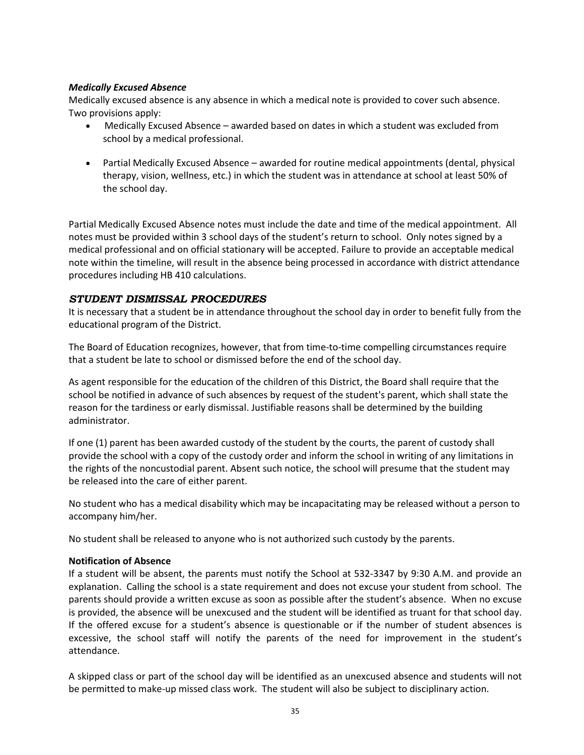### *Medically Excused Absence*

Medically excused absence is any absence in which a medical note is provided to cover such absence. Two provisions apply:

- Medically Excused Absence – awarded based on dates in which a student was excluded from school by a medical professional.
- Partial Medically Excused Absence – awarded for routine medical appointments (dental, physical therapy, vision, wellness, etc.) in which the student was in attendance at school at least 50% of the school day.

Partial Medically Excused Absence notes must include the date and time of the medical appointment. All notes must be provided within 3 school days of the student's return to school. Only notes signed by a medical professional and on official stationary will be accepted. Failure to provide an acceptable medical note within the timeline, will result in the absence being processed in accordance with district attendance procedures including HB 410 calculations.

## *STUDENT DISMISSAL PROCEDURES*

It is necessary that a student be in attendance throughout the school day in order to benefit fully from the educational program of the District.

The Board of Education recognizes, however, that from time-to-time compelling circumstances require that a student be late to school or dismissed before the end of the school day.

As agent responsible for the education of the children of this District, the Board shall require that the school be notified in advance of such absences by request of the student's parent, which shall state the reason for the tardiness or early dismissal. Justifiable reasons shall be determined by the building administrator.

If one (1) parent has been awarded custody of the student by the courts, the parent of custody shall provide the school with a copy of the custody order and inform the school in writing of any limitations in the rights of the noncustodial parent. Absent such notice, the school will presume that the student may be released into the care of either parent.

No student who has a medical disability which may be incapacitating may be released without a person to accompany him/her.

No student shall be released to anyone who is not authorized such custody by the parents.

### **Notification of Absence**

If a student will be absent, the parents must notify the School at 532-3347 by 9:30 A.M. and provide an explanation. Calling the school is a state requirement and does not excuse your student from school. The parents should provide a written excuse as soon as possible after the student's absence. When no excuse is provided, the absence will be unexcused and the student will be identified as truant for that school day. If the offered excuse for a student's absence is questionable or if the number of student absences is excessive, the school staff will notify the parents of the need for improvement in the student's attendance.

A skipped class or part of the school day will be identified as an unexcused absence and students will not be permitted to make-up missed class work. The student will also be subject to disciplinary action.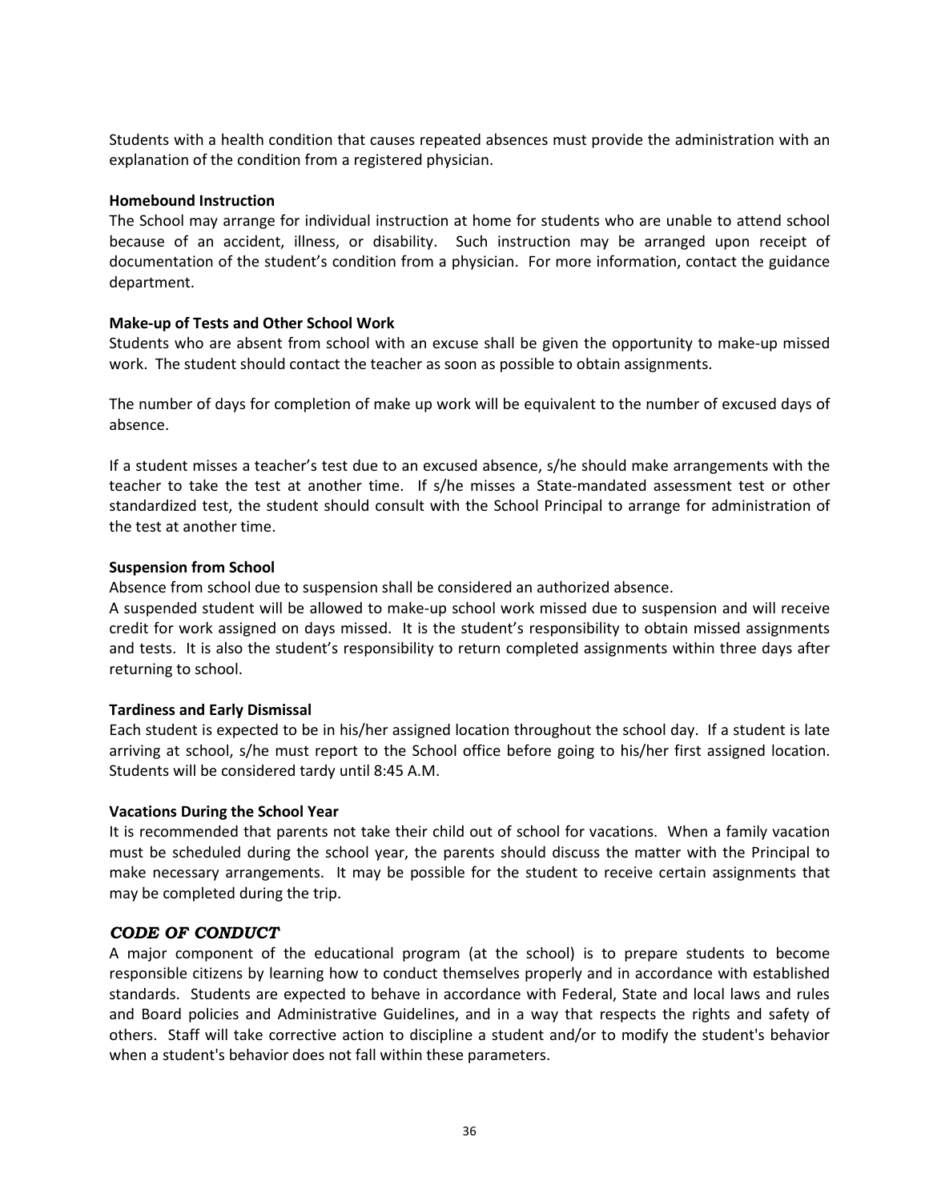Students with a health condition that causes repeated absences must provide the administration with an explanation of the condition from a registered physician.

**Homebound Instruction**

The School may arrange for individual instruction at home for students who are unable to attend school because of an accident, illness, or disability. Such instruction may be arranged upon receipt of documentation of the student's condition from a physician. For more information, contact the guidance department.

**Make-up of Tests and Other School Work**

Students who are absent from school with an excuse shall be given the opportunity to make-up missed work. The student should contact the teacher as soon as possible to obtain assignments.

The number of days for completion of make up work will be equivalent to the number of excused days of absence.

If a student misses a teacher's test due to an excused absence, s/he should make arrangements with the teacher to take the test at another time. If s/he misses a State-mandated assessment test or other standardized test, the student should consult with the School Principal to arrange for administration of the test at another time.

**Suspension from School**

Absence from school due to suspension shall be considered an authorized absence.

A suspended student will be allowed to make-up school work missed due to suspension and will receive credit for work assigned on days missed. It is the student's responsibility to obtain missed assignments and tests. It is also the student's responsibility to return completed assignments within three days after returning to school.

**Tardiness and Early Dismissal**

Each student is expected to be in his/her assigned location throughout the school day. If a student is late arriving at school, s/he must report to the School office before going to his/her first assigned location. Students will be considered tardy until 8:45 A.M.

**Vacations During the School Year**

It is recommended that parents not take their child out of school for vacations. When a family vacation must be scheduled during the school year, the parents should discuss the matter with the Principal to make necessary arrangements. It may be possible for the student to receive certain assignments that may be completed during the trip.

## *CODE OF CONDUCT*

A major component of the educational program (at the school) is to prepare students to become responsible citizens by learning how to conduct themselves properly and in accordance with established standards. Students are expected to behave in accordance with Federal, State and local laws and rules and Board policies and Administrative Guidelines, and in a way that respects the rights and safety of others. Staff will take corrective action to discipline a student and/or to modify the student's behavior when a student's behavior does not fall within these parameters.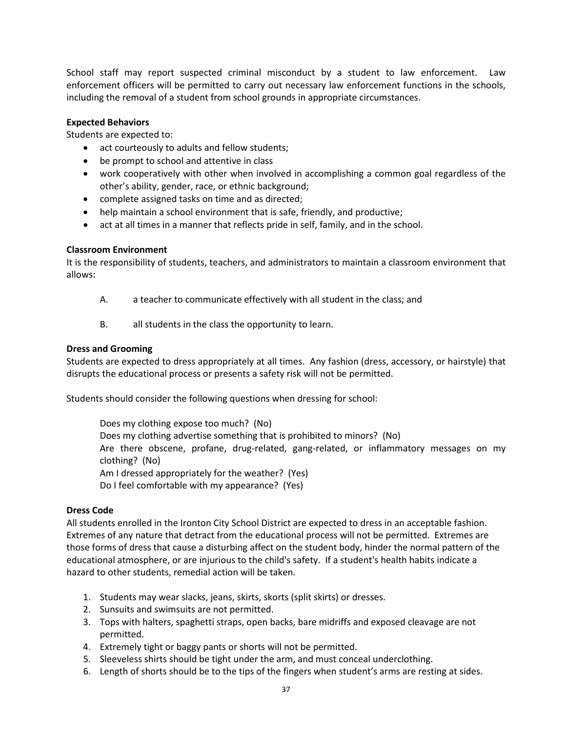School staff may report suspected criminal misconduct by a student to law enforcement. Law enforcement officers will be permitted to carry out necessary law enforcement functions in the schools, including the removal of a student from school grounds in appropriate circumstances.

**Expected Behaviors**

Students are expected to:

- act courteously to adults and fellow students;
- be prompt to school and attentive in class
- work cooperatively with other when involved in accomplishing a common goal regardless of the other's ability, gender, race, or ethnic background;
- complete assigned tasks on time and as directed;
- help maintain a school environment that is safe, friendly, and productive;
- act at all times in a manner that reflects pride in self, family, and in the school.

**Classroom Environment**

It is the responsibility of students, teachers, and administrators to maintain a classroom environment that allows:

A. a teacher to communicate effectively with all student in the class; and

B. all students in the class the opportunity to learn.

**Dress and Grooming**

Students are expected to dress appropriately at all times. Any fashion (dress, accessory, or hairstyle) that disrupts the educational process or presents a safety risk will not be permitted.

Students should consider the following questions when dressing for school:

Does my clothing expose too much? (No)
Does my clothing advertise something that is prohibited to minors? (No)
Are there obscene, profane, drug-related, gang-related, or inflammatory messages on my clothing? (No)
Am I dressed appropriately for the weather? (Yes)
Do I feel comfortable with my appearance? (Yes)

**Dress Code**

All students enrolled in the Ironton City School District are expected to dress in an acceptable fashion. Extremes of any nature that detract from the educational process will not be permitted. Extremes are those forms of dress that cause a disturbing affect on the student body, hinder the normal pattern of the educational atmosphere, or are injurious to the child's safety. If a student's health habits indicate a hazard to other students, remedial action will be taken.

1. Students may wear slacks, jeans, skirts, skorts (split skirts) or dresses.
2. Sunsuits and swimsuits are not permitted.
3. Tops with halters, spaghetti straps, open backs, bare midriffs and exposed cleavage are not permitted.
4. Extremely tight or baggy pants or shorts will not be permitted.
5. Sleeveless shirts should be tight under the arm, and must conceal underclothing.
6. Length of shorts should be to the tips of the fingers when student's arms are resting at sides.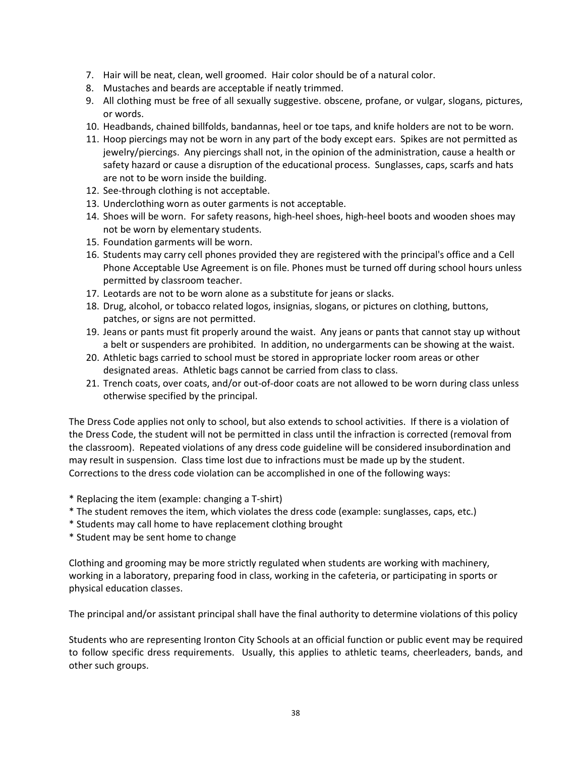7. Hair will be neat, clean, well groomed. Hair color should be of a natural color.
8. Mustaches and beards are acceptable if neatly trimmed.
9. All clothing must be free of all sexually suggestive. obscene, profane, or vulgar, slogans, pictures, or words.
10. Headbands, chained billfolds, bandannas, heel or toe taps, and knife holders are not to be worn.
11. Hoop piercings may not be worn in any part of the body except ears. Spikes are not permitted as jewelry/piercings. Any piercings shall not, in the opinion of the administration, cause a health or safety hazard or cause a disruption of the educational process. Sunglasses, caps, scarfs and hats are not to be worn inside the building.
12. See-through clothing is not acceptable.
13. Underclothing worn as outer garments is not acceptable.
14. Shoes will be worn. For safety reasons, high-heel shoes, high-heel boots and wooden shoes may not be worn by elementary students.
15. Foundation garments will be worn.
16. Students may carry cell phones provided they are registered with the principal's office and a Cell Phone Acceptable Use Agreement is on file. Phones must be turned off during school hours unless permitted by classroom teacher.
17. Leotards are not to be worn alone as a substitute for jeans or slacks.
18. Drug, alcohol, or tobacco related logos, insignias, slogans, or pictures on clothing, buttons, patches, or signs are not permitted.
19. Jeans or pants must fit properly around the waist. Any jeans or pants that cannot stay up without a belt or suspenders are prohibited. In addition, no undergarments can be showing at the waist.
20. Athletic bags carried to school must be stored in appropriate locker room areas or other designated areas. Athletic bags cannot be carried from class to class.
21. Trench coats, over coats, and/or out-of-door coats are not allowed to be worn during class unless otherwise specified by the principal.

The Dress Code applies not only to school, but also extends to school activities. If there is a violation of the Dress Code, the student will not be permitted in class until the infraction is corrected (removal from the classroom). Repeated violations of any dress code guideline will be considered insubordination and may result in suspension. Class time lost due to infractions must be made up by the student. Corrections to the dress code violation can be accomplished in one of the following ways:

* Replacing the item (example: changing a T-shirt)
* The student removes the item, which violates the dress code (example: sunglasses, caps, etc.)
* Students may call home to have replacement clothing brought
* Student may be sent home to change

Clothing and grooming may be more strictly regulated when students are working with machinery, working in a laboratory, preparing food in class, working in the cafeteria, or participating in sports or physical education classes.

The principal and/or assistant principal shall have the final authority to determine violations of this policy

Students who are representing Ironton City Schools at an official function or public event may be required to follow specific dress requirements. Usually, this applies to athletic teams, cheerleaders, bands, and other such groups.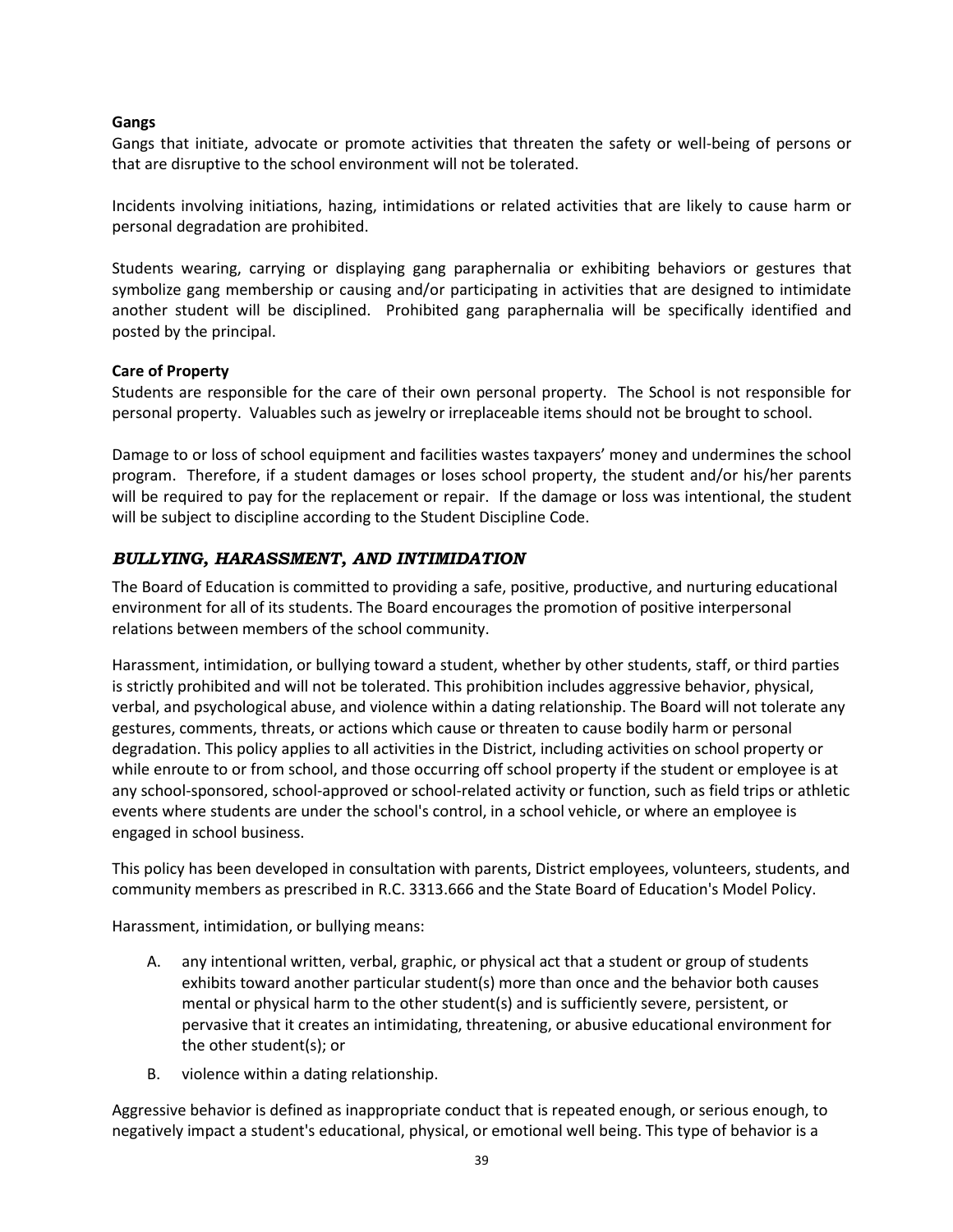**Gangs**

Gangs that initiate, advocate or promote activities that threaten the safety or well-being of persons or that are disruptive to the school environment will not be tolerated.

Incidents involving initiations, hazing, intimidations or related activities that are likely to cause harm or personal degradation are prohibited.

Students wearing, carrying or displaying gang paraphernalia or exhibiting behaviors or gestures that symbolize gang membership or causing and/or participating in activities that are designed to intimidate another student will be disciplined. Prohibited gang paraphernalia will be specifically identified and posted by the principal.

**Care of Property**

Students are responsible for the care of their own personal property. The School is not responsible for personal property. Valuables such as jewelry or irreplaceable items should not be brought to school.

Damage to or loss of school equipment and facilities wastes taxpayers' money and undermines the school program. Therefore, if a student damages or loses school property, the student and/or his/her parents will be required to pay for the replacement or repair. If the damage or loss was intentional, the student will be subject to discipline according to the Student Discipline Code.

## *BULLYING, HARASSMENT, AND INTIMIDATION*

The Board of Education is committed to providing a safe, positive, productive, and nurturing educational environment for all of its students. The Board encourages the promotion of positive interpersonal relations between members of the school community.

Harassment, intimidation, or bullying toward a student, whether by other students, staff, or third parties is strictly prohibited and will not be tolerated. This prohibition includes aggressive behavior, physical, verbal, and psychological abuse, and violence within a dating relationship. The Board will not tolerate any gestures, comments, threats, or actions which cause or threaten to cause bodily harm or personal degradation. This policy applies to all activities in the District, including activities on school property or while enroute to or from school, and those occurring off school property if the student or employee is at any school-sponsored, school-approved or school-related activity or function, such as field trips or athletic events where students are under the school's control, in a school vehicle, or where an employee is engaged in school business.

This policy has been developed in consultation with parents, District employees, volunteers, students, and community members as prescribed in R.C. 3313.666 and the State Board of Education's Model Policy.

Harassment, intimidation, or bullying means:

A. any intentional written, verbal, graphic, or physical act that a student or group of students exhibits toward another particular student(s) more than once and the behavior both causes mental or physical harm to the other student(s) and is sufficiently severe, persistent, or pervasive that it creates an intimidating, threatening, or abusive educational environment for the other student(s); or

B. violence within a dating relationship.

Aggressive behavior is defined as inappropriate conduct that is repeated enough, or serious enough, to negatively impact a student's educational, physical, or emotional well being. This type of behavior is a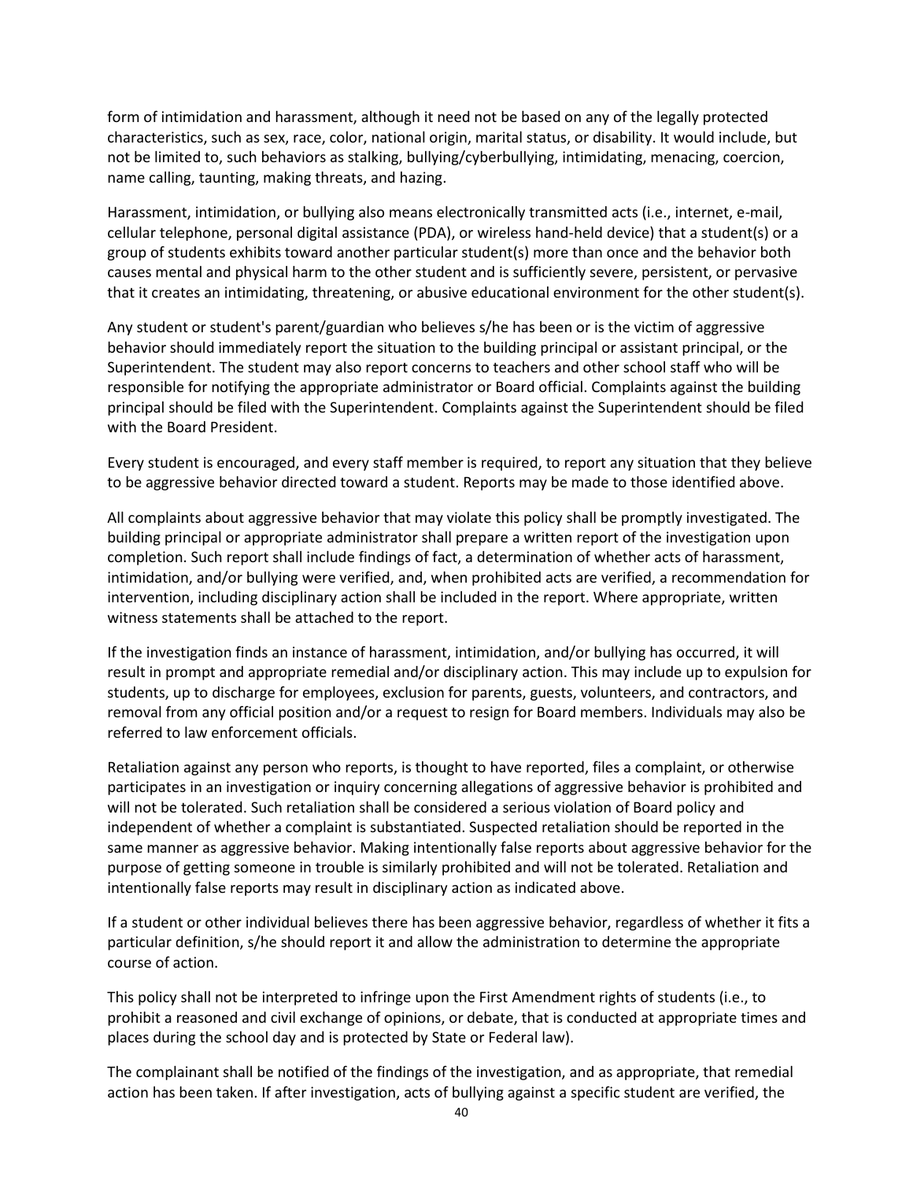form of intimidation and harassment, although it need not be based on any of the legally protected characteristics, such as sex, race, color, national origin, marital status, or disability. It would include, but not be limited to, such behaviors as stalking, bullying/cyberbullying, intimidating, menacing, coercion, name calling, taunting, making threats, and hazing.

Harassment, intimidation, or bullying also means electronically transmitted acts (i.e., internet, e-mail, cellular telephone, personal digital assistance (PDA), or wireless hand-held device) that a student(s) or a group of students exhibits toward another particular student(s) more than once and the behavior both causes mental and physical harm to the other student and is sufficiently severe, persistent, or pervasive that it creates an intimidating, threatening, or abusive educational environment for the other student(s).

Any student or student's parent/guardian who believes s/he has been or is the victim of aggressive behavior should immediately report the situation to the building principal or assistant principal, or the Superintendent. The student may also report concerns to teachers and other school staff who will be responsible for notifying the appropriate administrator or Board official. Complaints against the building principal should be filed with the Superintendent. Complaints against the Superintendent should be filed with the Board President.

Every student is encouraged, and every staff member is required, to report any situation that they believe to be aggressive behavior directed toward a student. Reports may be made to those identified above.

All complaints about aggressive behavior that may violate this policy shall be promptly investigated. The building principal or appropriate administrator shall prepare a written report of the investigation upon completion. Such report shall include findings of fact, a determination of whether acts of harassment, intimidation, and/or bullying were verified, and, when prohibited acts are verified, a recommendation for intervention, including disciplinary action shall be included in the report. Where appropriate, written witness statements shall be attached to the report.

If the investigation finds an instance of harassment, intimidation, and/or bullying has occurred, it will result in prompt and appropriate remedial and/or disciplinary action. This may include up to expulsion for students, up to discharge for employees, exclusion for parents, guests, volunteers, and contractors, and removal from any official position and/or a request to resign for Board members. Individuals may also be referred to law enforcement officials.

Retaliation against any person who reports, is thought to have reported, files a complaint, or otherwise participates in an investigation or inquiry concerning allegations of aggressive behavior is prohibited and will not be tolerated. Such retaliation shall be considered a serious violation of Board policy and independent of whether a complaint is substantiated. Suspected retaliation should be reported in the same manner as aggressive behavior. Making intentionally false reports about aggressive behavior for the purpose of getting someone in trouble is similarly prohibited and will not be tolerated. Retaliation and intentionally false reports may result in disciplinary action as indicated above.

If a student or other individual believes there has been aggressive behavior, regardless of whether it fits a particular definition, s/he should report it and allow the administration to determine the appropriate course of action.

This policy shall not be interpreted to infringe upon the First Amendment rights of students (i.e., to prohibit a reasoned and civil exchange of opinions, or debate, that is conducted at appropriate times and places during the school day and is protected by State or Federal law).

The complainant shall be notified of the findings of the investigation, and as appropriate, that remedial action has been taken. If after investigation, acts of bullying against a specific student are verified, the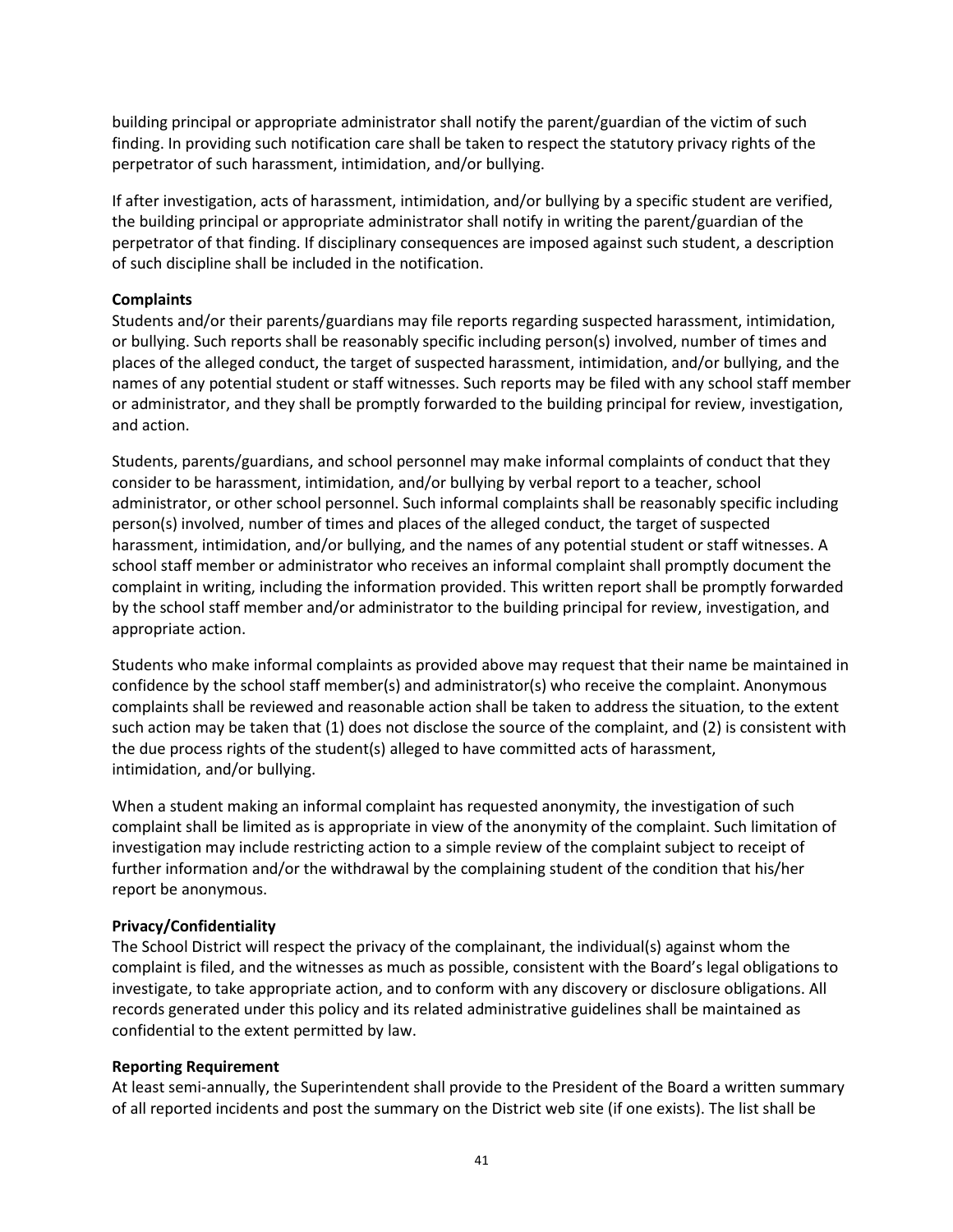building principal or appropriate administrator shall notify the parent/guardian of the victim of such finding. In providing such notification care shall be taken to respect the statutory privacy rights of the perpetrator of such harassment, intimidation, and/or bullying.

If after investigation, acts of harassment, intimidation, and/or bullying by a specific student are verified, the building principal or appropriate administrator shall notify in writing the parent/guardian of the perpetrator of that finding. If disciplinary consequences are imposed against such student, a description of such discipline shall be included in the notification.

**Complaints**

Students and/or their parents/guardians may file reports regarding suspected harassment, intimidation, or bullying. Such reports shall be reasonably specific including person(s) involved, number of times and places of the alleged conduct, the target of suspected harassment, intimidation, and/or bullying, and the names of any potential student or staff witnesses. Such reports may be filed with any school staff member or administrator, and they shall be promptly forwarded to the building principal for review, investigation, and action.

Students, parents/guardians, and school personnel may make informal complaints of conduct that they consider to be harassment, intimidation, and/or bullying by verbal report to a teacher, school administrator, or other school personnel. Such informal complaints shall be reasonably specific including person(s) involved, number of times and places of the alleged conduct, the target of suspected harassment, intimidation, and/or bullying, and the names of any potential student or staff witnesses. A school staff member or administrator who receives an informal complaint shall promptly document the complaint in writing, including the information provided. This written report shall be promptly forwarded by the school staff member and/or administrator to the building principal for review, investigation, and appropriate action.

Students who make informal complaints as provided above may request that their name be maintained in confidence by the school staff member(s) and administrator(s) who receive the complaint. Anonymous complaints shall be reviewed and reasonable action shall be taken to address the situation, to the extent such action may be taken that (1) does not disclose the source of the complaint, and (2) is consistent with the due process rights of the student(s) alleged to have committed acts of harassment, intimidation, and/or bullying.

When a student making an informal complaint has requested anonymity, the investigation of such complaint shall be limited as is appropriate in view of the anonymity of the complaint. Such limitation of investigation may include restricting action to a simple review of the complaint subject to receipt of further information and/or the withdrawal by the complaining student of the condition that his/her report be anonymous.

**Privacy/Confidentiality**

The School District will respect the privacy of the complainant, the individual(s) against whom the complaint is filed, and the witnesses as much as possible, consistent with the Board's legal obligations to investigate, to take appropriate action, and to conform with any discovery or disclosure obligations. All records generated under this policy and its related administrative guidelines shall be maintained as confidential to the extent permitted by law.

**Reporting Requirement**

At least semi-annually, the Superintendent shall provide to the President of the Board a written summary of all reported incidents and post the summary on the District web site (if one exists). The list shall be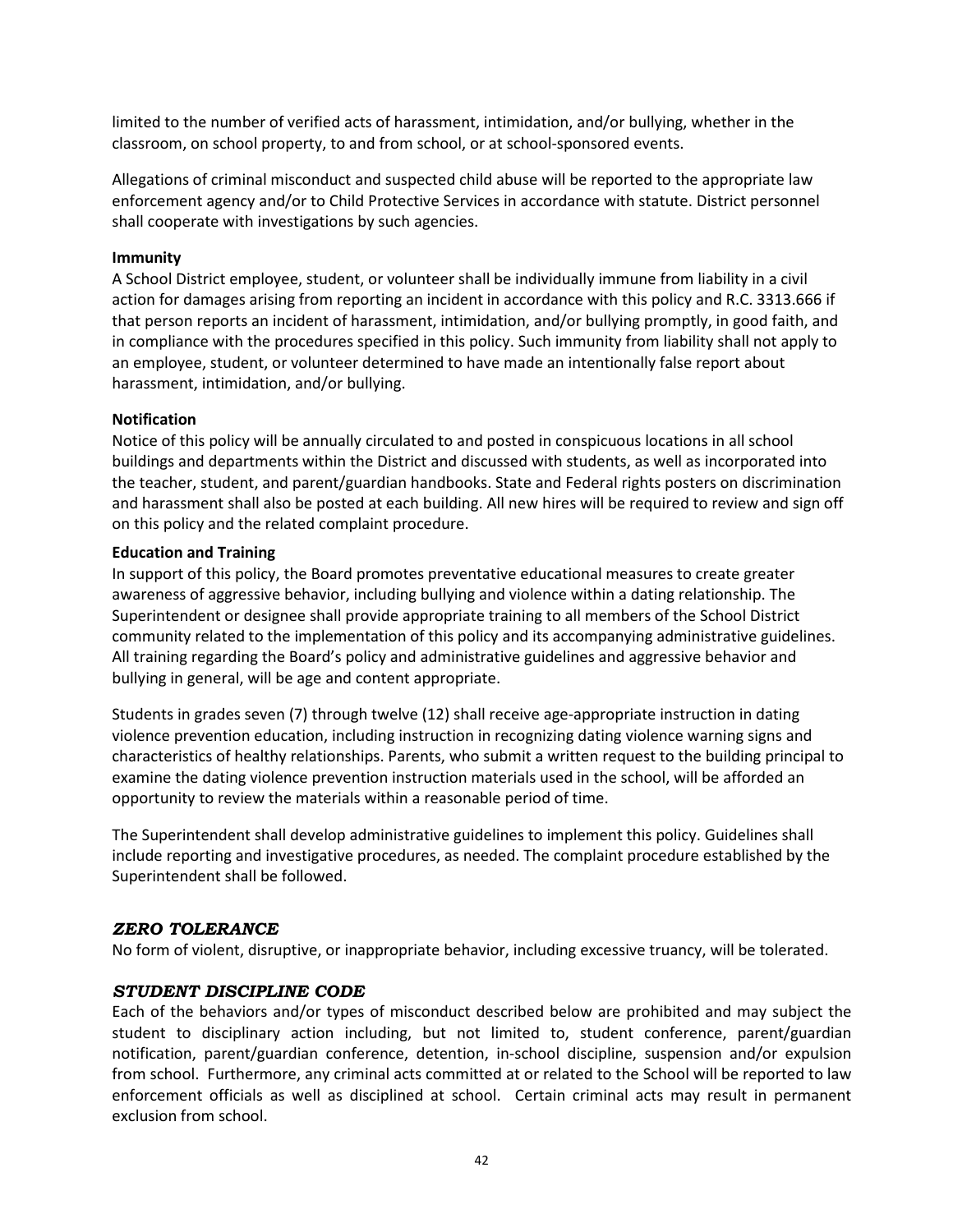limited to the number of verified acts of harassment, intimidation, and/or bullying, whether in the classroom, on school property, to and from school, or at school-sponsored events.

Allegations of criminal misconduct and suspected child abuse will be reported to the appropriate law enforcement agency and/or to Child Protective Services in accordance with statute. District personnel shall cooperate with investigations by such agencies.

**Immunity**
A School District employee, student, or volunteer shall be individually immune from liability in a civil action for damages arising from reporting an incident in accordance with this policy and R.C. 3313.666 if that person reports an incident of harassment, intimidation, and/or bullying promptly, in good faith, and in compliance with the procedures specified in this policy. Such immunity from liability shall not apply to an employee, student, or volunteer determined to have made an intentionally false report about harassment, intimidation, and/or bullying.

**Notification**
Notice of this policy will be annually circulated to and posted in conspicuous locations in all school buildings and departments within the District and discussed with students, as well as incorporated into the teacher, student, and parent/guardian handbooks. State and Federal rights posters on discrimination and harassment shall also be posted at each building. All new hires will be required to review and sign off on this policy and the related complaint procedure.

**Education and Training**
In support of this policy, the Board promotes preventative educational measures to create greater awareness of aggressive behavior, including bullying and violence within a dating relationship. The Superintendent or designee shall provide appropriate training to all members of the School District community related to the implementation of this policy and its accompanying administrative guidelines. All training regarding the Board's policy and administrative guidelines and aggressive behavior and bullying in general, will be age and content appropriate.

Students in grades seven (7) through twelve (12) shall receive age-appropriate instruction in dating violence prevention education, including instruction in recognizing dating violence warning signs and characteristics of healthy relationships. Parents, who submit a written request to the building principal to examine the dating violence prevention instruction materials used in the school, will be afforded an opportunity to review the materials within a reasonable period of time.

The Superintendent shall develop administrative guidelines to implement this policy. Guidelines shall include reporting and investigative procedures, as needed. The complaint procedure established by the Superintendent shall be followed.

## *ZERO TOLERANCE*

No form of violent, disruptive, or inappropriate behavior, including excessive truancy, will be tolerated.

## *STUDENT DISCIPLINE CODE*

Each of the behaviors and/or types of misconduct described below are prohibited and may subject the student to disciplinary action including, but not limited to, student conference, parent/guardian notification, parent/guardian conference, detention, in-school discipline, suspension and/or expulsion from school. Furthermore, any criminal acts committed at or related to the School will be reported to law enforcement officials as well as disciplined at school. Certain criminal acts may result in permanent exclusion from school.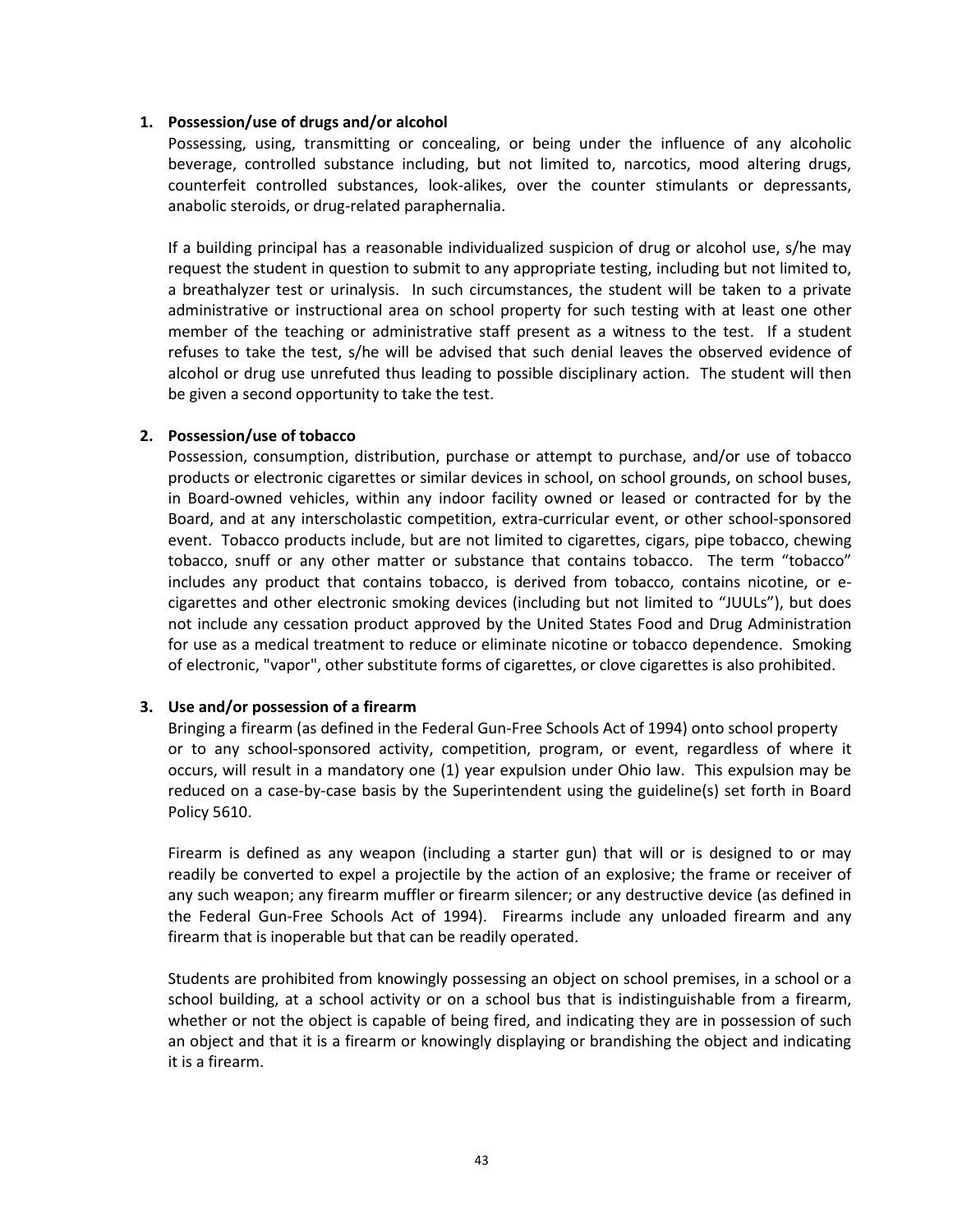1. **Possession/use of drugs and/or alcohol**

   Possessing, using, transmitting or concealing, or being under the influence of any alcoholic beverage, controlled substance including, but not limited to, narcotics, mood altering drugs, counterfeit controlled substances, look-alikes, over the counter stimulants or depressants, anabolic steroids, or drug-related paraphernalia.

   If a building principal has a reasonable individualized suspicion of drug or alcohol use, s/he may request the student in question to submit to any appropriate testing, including but not limited to, a breathalyzer test or urinalysis. In such circumstances, the student will be taken to a private administrative or instructional area on school property for such testing with at least one other member of the teaching or administrative staff present as a witness to the test. If a student refuses to take the test, s/he will be advised that such denial leaves the observed evidence of alcohol or drug use unrefuted thus leading to possible disciplinary action. The student will then be given a second opportunity to take the test.

2. **Possession/use of tobacco**

   Possession, consumption, distribution, purchase or attempt to purchase, and/or use of tobacco products or electronic cigarettes or similar devices in school, on school grounds, on school buses, in Board-owned vehicles, within any indoor facility owned or leased or contracted for by the Board, and at any interscholastic competition, extra-curricular event, or other school-sponsored event. Tobacco products include, but are not limited to cigarettes, cigars, pipe tobacco, chewing tobacco, snuff or any other matter or substance that contains tobacco. The term "tobacco" includes any product that contains tobacco, is derived from tobacco, contains nicotine, or e-cigarettes and other electronic smoking devices (including but not limited to "JUULs"), but does not include any cessation product approved by the United States Food and Drug Administration for use as a medical treatment to reduce or eliminate nicotine or tobacco dependence. Smoking of electronic, "vapor", other substitute forms of cigarettes, or clove cigarettes is also prohibited.

3. **Use and/or possession of a firearm**

   Bringing a firearm (as defined in the Federal Gun-Free Schools Act of 1994) onto school property or to any school-sponsored activity, competition, program, or event, regardless of where it occurs, will result in a mandatory one (1) year expulsion under Ohio law. This expulsion may be reduced on a case-by-case basis by the Superintendent using the guideline(s) set forth in Board Policy 5610.

   Firearm is defined as any weapon (including a starter gun) that will or is designed to or may readily be converted to expel a projectile by the action of an explosive; the frame or receiver of any such weapon; any firearm muffler or firearm silencer; or any destructive device (as defined in the Federal Gun-Free Schools Act of 1994). Firearms include any unloaded firearm and any firearm that is inoperable but that can be readily operated.

   Students are prohibited from knowingly possessing an object on school premises, in a school or a school building, at a school activity or on a school bus that is indistinguishable from a firearm, whether or not the object is capable of being fired, and indicating they are in possession of such an object and that it is a firearm or knowingly displaying or brandishing the object and indicating it is a firearm.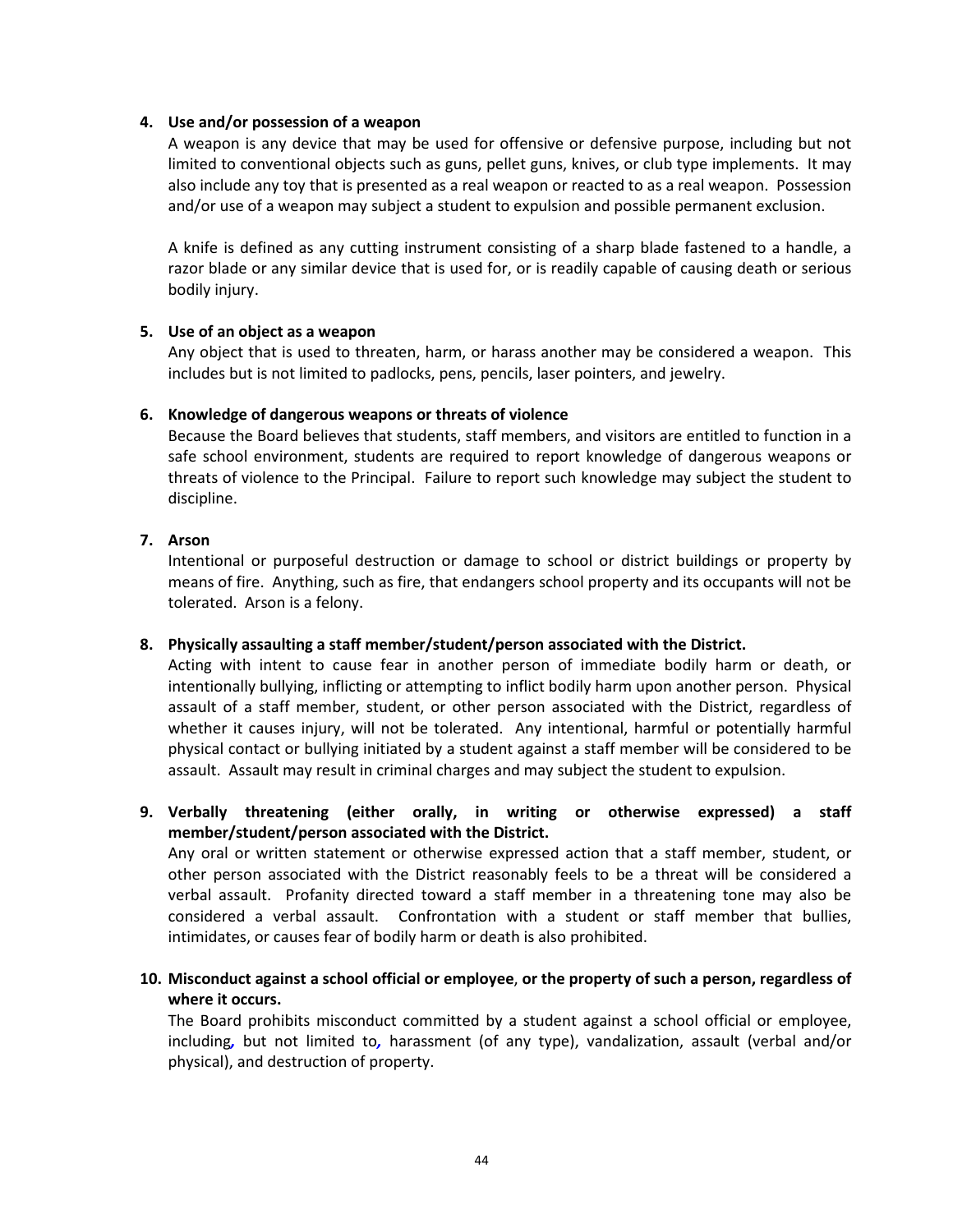4. **Use and/or possession of a weapon**

   A weapon is any device that may be used for offensive or defensive purpose, including but not limited to conventional objects such as guns, pellet guns, knives, or club type implements. It may also include any toy that is presented as a real weapon or reacted to as a real weapon. Possession and/or use of a weapon may subject a student to expulsion and possible permanent exclusion.

   A knife is defined as any cutting instrument consisting of a sharp blade fastened to a handle, a razor blade or any similar device that is used for, or is readily capable of causing death or serious bodily injury.

5. **Use of an object as a weapon**

   Any object that is used to threaten, harm, or harass another may be considered a weapon. This includes but is not limited to padlocks, pens, pencils, laser pointers, and jewelry.

6. **Knowledge of dangerous weapons or threats of violence**

   Because the Board believes that students, staff members, and visitors are entitled to function in a safe school environment, students are required to report knowledge of dangerous weapons or threats of violence to the Principal. Failure to report such knowledge may subject the student to discipline.

7. **Arson**

   Intentional or purposeful destruction or damage to school or district buildings or property by means of fire. Anything, such as fire, that endangers school property and its occupants will not be tolerated. Arson is a felony.

8. **Physically assaulting a staff member/student/person associated with the District.**

   Acting with intent to cause fear in another person of immediate bodily harm or death, or intentionally bullying, inflicting or attempting to inflict bodily harm upon another person. Physical assault of a staff member, student, or other person associated with the District, regardless of whether it causes injury, will not be tolerated. Any intentional, harmful or potentially harmful physical contact or bullying initiated by a student against a staff member will be considered to be assault. Assault may result in criminal charges and may subject the student to expulsion.

9. **Verbally threatening (either orally, in writing or otherwise expressed) a staff member/student/person associated with the District.**

   Any oral or written statement or otherwise expressed action that a staff member, student, or other person associated with the District reasonably feels to be a threat will be considered a verbal assault. Profanity directed toward a staff member in a threatening tone may also be considered a verbal assault. Confrontation with a student or staff member that bullies, intimidates, or causes fear of bodily harm or death is also prohibited.

10. **Misconduct against a school official or employee, or the property of such a person, regardless of where it occurs.**

    The Board prohibits misconduct committed by a student against a school official or employee, including, but not limited to, harassment (of any type), vandalization, assault (verbal and/or physical), and destruction of property.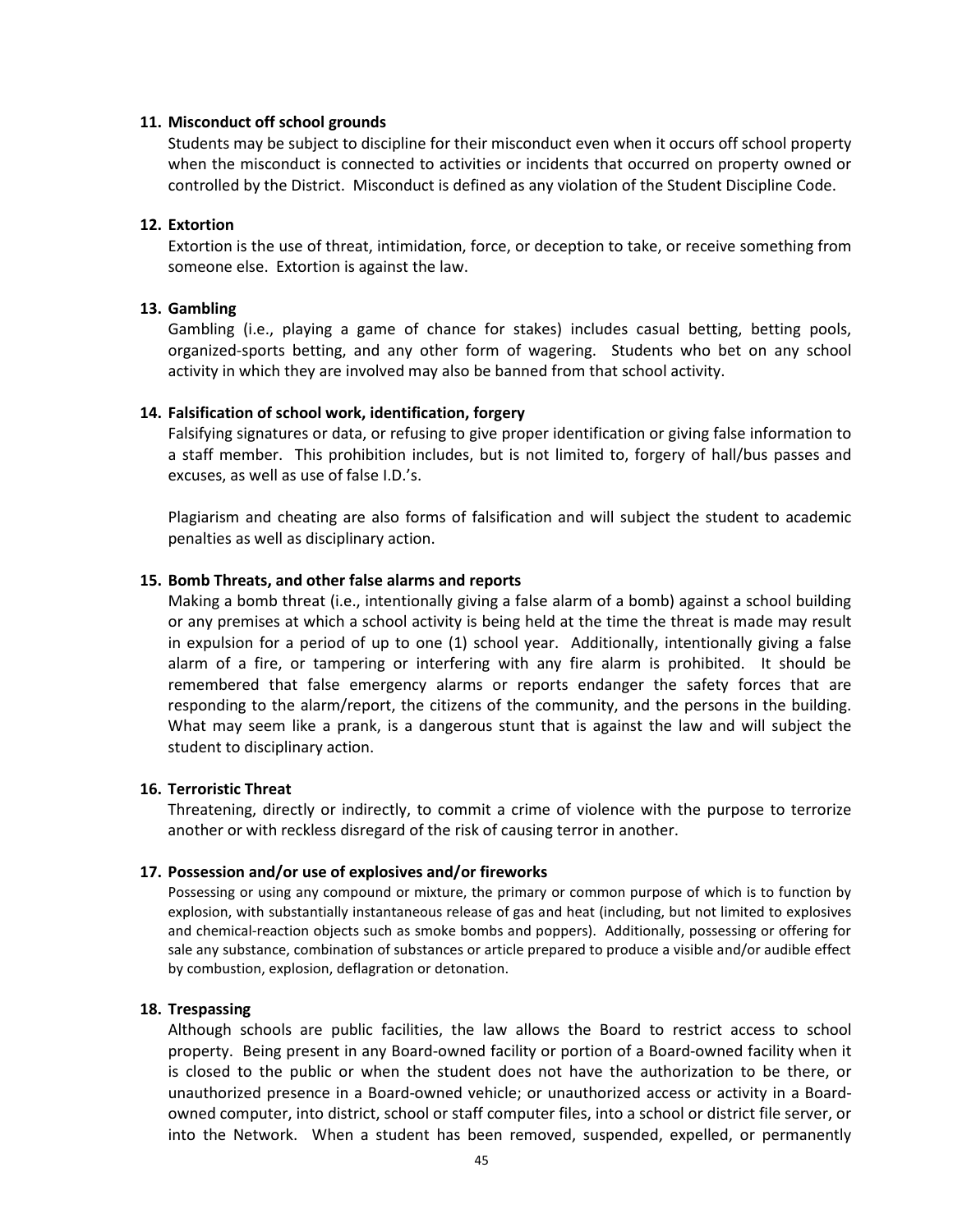**11. Misconduct off school grounds**

Students may be subject to discipline for their misconduct even when it occurs off school property when the misconduct is connected to activities or incidents that occurred on property owned or controlled by the District. Misconduct is defined as any violation of the Student Discipline Code.

**12. Extortion**

Extortion is the use of threat, intimidation, force, or deception to take, or receive something from someone else. Extortion is against the law.

**13. Gambling**

Gambling (i.e., playing a game of chance for stakes) includes casual betting, betting pools, organized-sports betting, and any other form of wagering. Students who bet on any school activity in which they are involved may also be banned from that school activity.

**14. Falsification of school work, identification, forgery**

Falsifying signatures or data, or refusing to give proper identification or giving false information to a staff member. This prohibition includes, but is not limited to, forgery of hall/bus passes and excuses, as well as use of false I.D.'s.

Plagiarism and cheating are also forms of falsification and will subject the student to academic penalties as well as disciplinary action.

**15. Bomb Threats, and other false alarms and reports**

Making a bomb threat (i.e., intentionally giving a false alarm of a bomb) against a school building or any premises at which a school activity is being held at the time the threat is made may result in expulsion for a period of up to one (1) school year. Additionally, intentionally giving a false alarm of a fire, or tampering or interfering with any fire alarm is prohibited. It should be remembered that false emergency alarms or reports endanger the safety forces that are responding to the alarm/report, the citizens of the community, and the persons in the building. What may seem like a prank, is a dangerous stunt that is against the law and will subject the student to disciplinary action.

**16. Terroristic Threat**

Threatening, directly or indirectly, to commit a crime of violence with the purpose to terrorize another or with reckless disregard of the risk of causing terror in another.

**17. Possession and/or use of explosives and/or fireworks**

Possessing or using any compound or mixture, the primary or common purpose of which is to function by explosion, with substantially instantaneous release of gas and heat (including, but not limited to explosives and chemical-reaction objects such as smoke bombs and poppers). Additionally, possessing or offering for sale any substance, combination of substances or article prepared to produce a visible and/or audible effect by combustion, explosion, deflagration or detonation.

**18. Trespassing**

Although schools are public facilities, the law allows the Board to restrict access to school property. Being present in any Board-owned facility or portion of a Board-owned facility when it is closed to the public or when the student does not have the authorization to be there, or unauthorized presence in a Board-owned vehicle; or unauthorized access or activity in a Board-owned computer, into district, school or staff computer files, into a school or district file server, or into the Network. When a student has been removed, suspended, expelled, or permanently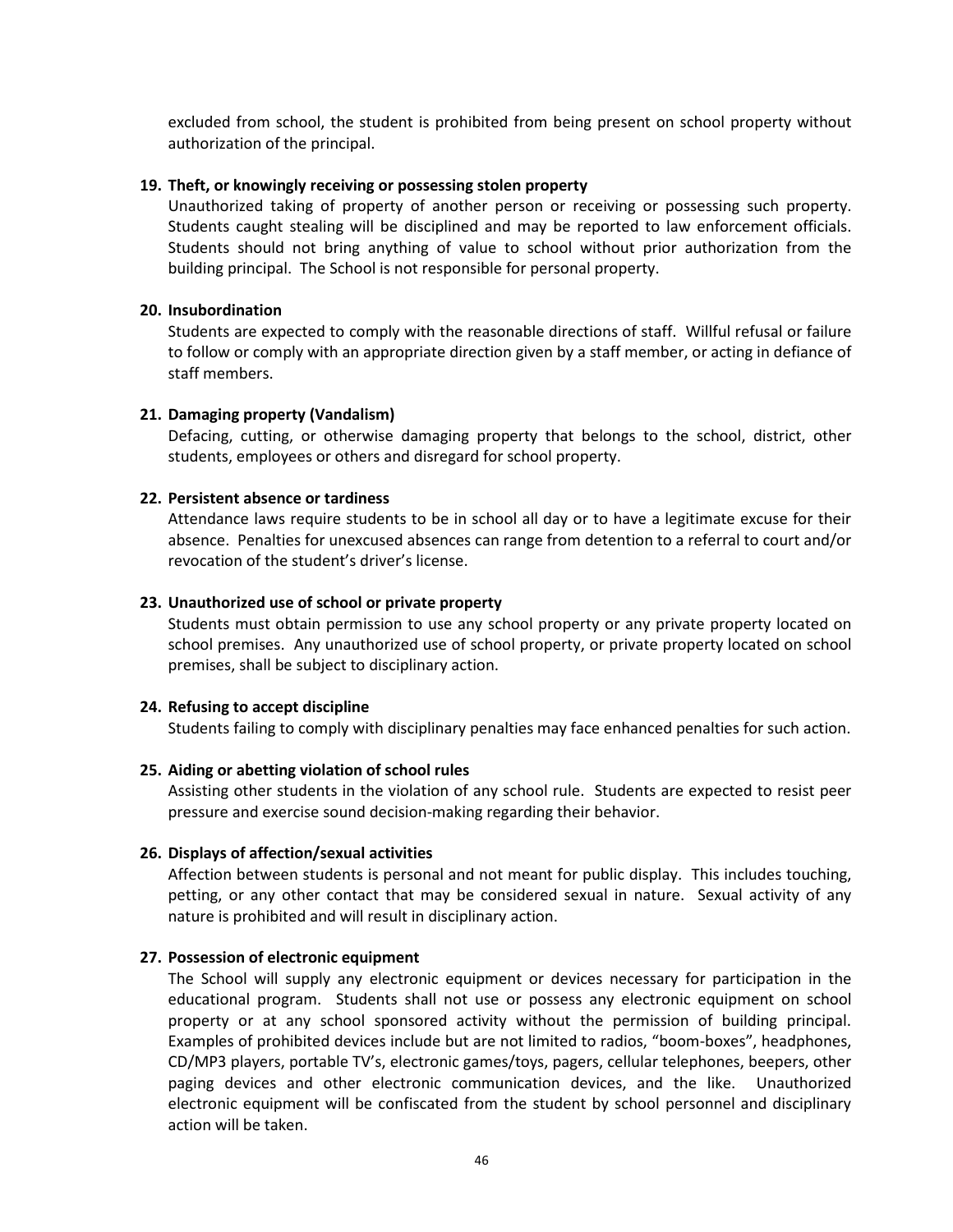excluded from school, the student is prohibited from being present on school property without authorization of the principal.

**19. Theft, or knowingly receiving or possessing stolen property**

Unauthorized taking of property of another person or receiving or possessing such property. Students caught stealing will be disciplined and may be reported to law enforcement officials. Students should not bring anything of value to school without prior authorization from the building principal. The School is not responsible for personal property.

**20. Insubordination**

Students are expected to comply with the reasonable directions of staff. Willful refusal or failure to follow or comply with an appropriate direction given by a staff member, or acting in defiance of staff members.

**21. Damaging property (Vandalism)**

Defacing, cutting, or otherwise damaging property that belongs to the school, district, other students, employees or others and disregard for school property.

**22. Persistent absence or tardiness**

Attendance laws require students to be in school all day or to have a legitimate excuse for their absence. Penalties for unexcused absences can range from detention to a referral to court and/or revocation of the student's driver's license.

**23. Unauthorized use of school or private property**

Students must obtain permission to use any school property or any private property located on school premises. Any unauthorized use of school property, or private property located on school premises, shall be subject to disciplinary action.

**24. Refusing to accept discipline**

Students failing to comply with disciplinary penalties may face enhanced penalties for such action.

**25. Aiding or abetting violation of school rules**

Assisting other students in the violation of any school rule. Students are expected to resist peer pressure and exercise sound decision-making regarding their behavior.

**26. Displays of affection/sexual activities**

Affection between students is personal and not meant for public display. This includes touching, petting, or any other contact that may be considered sexual in nature. Sexual activity of any nature is prohibited and will result in disciplinary action.

**27. Possession of electronic equipment**

The School will supply any electronic equipment or devices necessary for participation in the educational program. Students shall not use or possess any electronic equipment on school property or at any school sponsored activity without the permission of building principal. Examples of prohibited devices include but are not limited to radios, "boom-boxes", headphones, CD/MP3 players, portable TV's, electronic games/toys, pagers, cellular telephones, beepers, other paging devices and other electronic communication devices, and the like. Unauthorized electronic equipment will be confiscated from the student by school personnel and disciplinary action will be taken.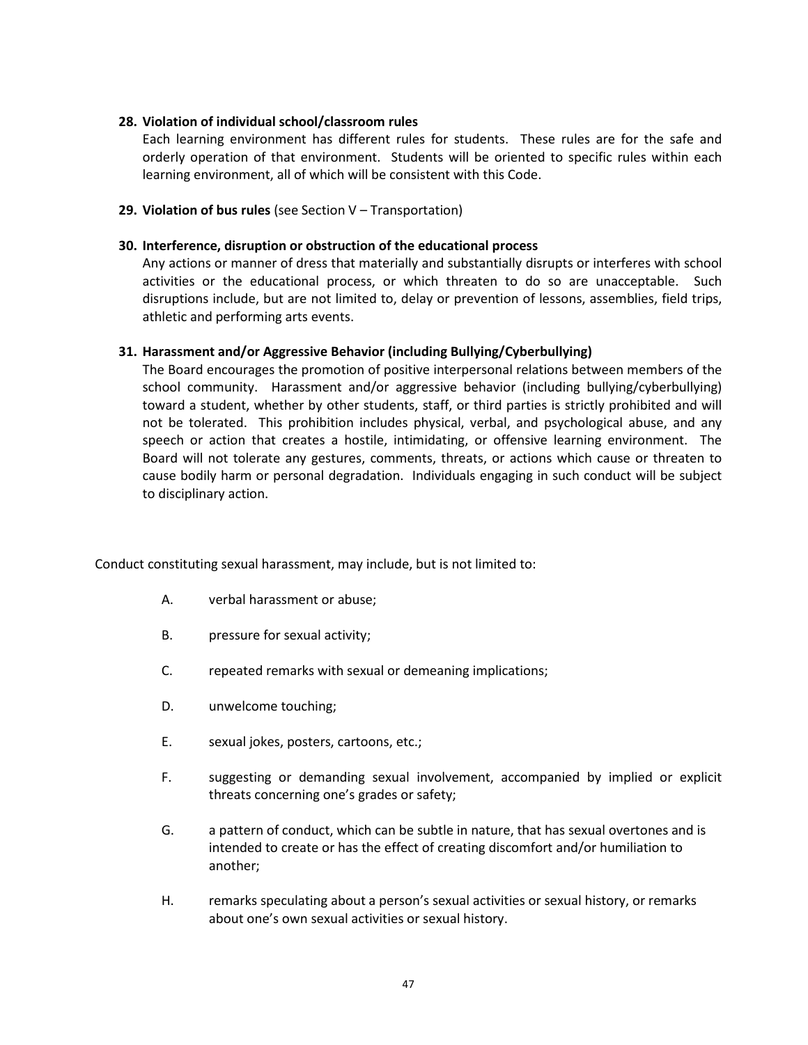**28. Violation of individual school/classroom rules**

Each learning environment has different rules for students. These rules are for the safe and orderly operation of that environment. Students will be oriented to specific rules within each learning environment, all of which will be consistent with this Code.

**29. Violation of bus rules** (see Section V – Transportation)

**30. Interference, disruption or obstruction of the educational process**

Any actions or manner of dress that materially and substantially disrupts or interferes with school activities or the educational process, or which threaten to do so are unacceptable. Such disruptions include, but are not limited to, delay or prevention of lessons, assemblies, field trips, athletic and performing arts events.

**31. Harassment and/or Aggressive Behavior (including Bullying/Cyberbullying)**

The Board encourages the promotion of positive interpersonal relations between members of the school community. Harassment and/or aggressive behavior (including bullying/cyberbullying) toward a student, whether by other students, staff, or third parties is strictly prohibited and will not be tolerated. This prohibition includes physical, verbal, and psychological abuse, and any speech or action that creates a hostile, intimidating, or offensive learning environment. The Board will not tolerate any gestures, comments, threats, or actions which cause or threaten to cause bodily harm or personal degradation. Individuals engaging in such conduct will be subject to disciplinary action.

Conduct constituting sexual harassment, may include, but is not limited to:

A. verbal harassment or abuse;

B. pressure for sexual activity;

C. repeated remarks with sexual or demeaning implications;

D. unwelcome touching;

E. sexual jokes, posters, cartoons, etc.;

F. suggesting or demanding sexual involvement, accompanied by implied or explicit threats concerning one's grades or safety;

G. a pattern of conduct, which can be subtle in nature, that has sexual overtones and is intended to create or has the effect of creating discomfort and/or humiliation to another;

H. remarks speculating about a person's sexual activities or sexual history, or remarks about one's own sexual activities or sexual history.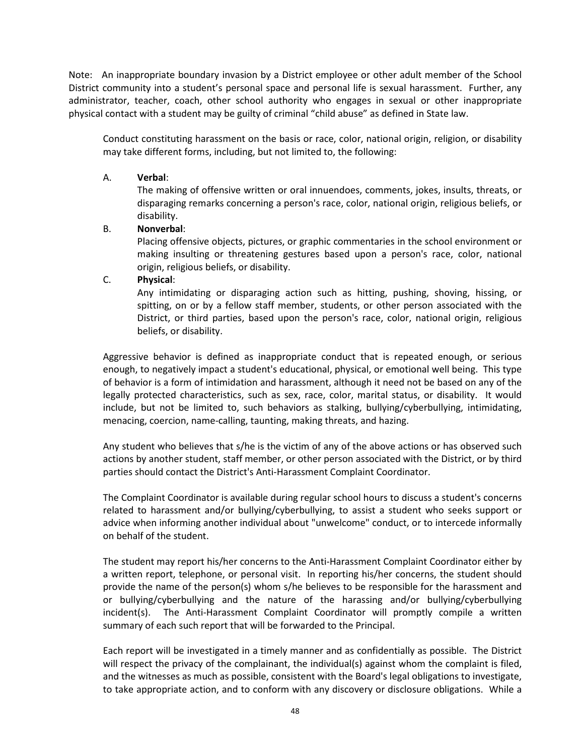Note: An inappropriate boundary invasion by a District employee or other adult member of the School District community into a student's personal space and personal life is sexual harassment. Further, any administrator, teacher, coach, other school authority who engages in sexual or other inappropriate physical contact with a student may be guilty of criminal "child abuse" as defined in State law.

Conduct constituting harassment on the basis or race, color, national origin, religion, or disability may take different forms, including, but not limited to, the following:

A. **Verbal**:
   The making of offensive written or oral innuendoes, comments, jokes, insults, threats, or disparaging remarks concerning a person's race, color, national origin, religious beliefs, or disability.

B. **Nonverbal**:
   Placing offensive objects, pictures, or graphic commentaries in the school environment or making insulting or threatening gestures based upon a person's race, color, national origin, religious beliefs, or disability.

C. **Physical**:
   Any intimidating or disparaging action such as hitting, pushing, shoving, hissing, or spitting, on or by a fellow staff member, students, or other person associated with the District, or third parties, based upon the person's race, color, national origin, religious beliefs, or disability.

Aggressive behavior is defined as inappropriate conduct that is repeated enough, or serious enough, to negatively impact a student's educational, physical, or emotional well being. This type of behavior is a form of intimidation and harassment, although it need not be based on any of the legally protected characteristics, such as sex, race, color, marital status, or disability. It would include, but not be limited to, such behaviors as stalking, bullying/cyberbullying, intimidating, menacing, coercion, name-calling, taunting, making threats, and hazing.

Any student who believes that s/he is the victim of any of the above actions or has observed such actions by another student, staff member, or other person associated with the District, or by third parties should contact the District's Anti-Harassment Complaint Coordinator.

The Complaint Coordinator is available during regular school hours to discuss a student's concerns related to harassment and/or bullying/cyberbullying, to assist a student who seeks support or advice when informing another individual about "unwelcome" conduct, or to intercede informally on behalf of the student.

The student may report his/her concerns to the Anti-Harassment Complaint Coordinator either by a written report, telephone, or personal visit. In reporting his/her concerns, the student should provide the name of the person(s) whom s/he believes to be responsible for the harassment and or bullying/cyberbullying and the nature of the harassing and/or bullying/cyberbullying incident(s). The Anti-Harassment Complaint Coordinator will promptly compile a written summary of each such report that will be forwarded to the Principal.

Each report will be investigated in a timely manner and as confidentially as possible. The District will respect the privacy of the complainant, the individual(s) against whom the complaint is filed, and the witnesses as much as possible, consistent with the Board's legal obligations to investigate, to take appropriate action, and to conform with any discovery or disclosure obligations. While a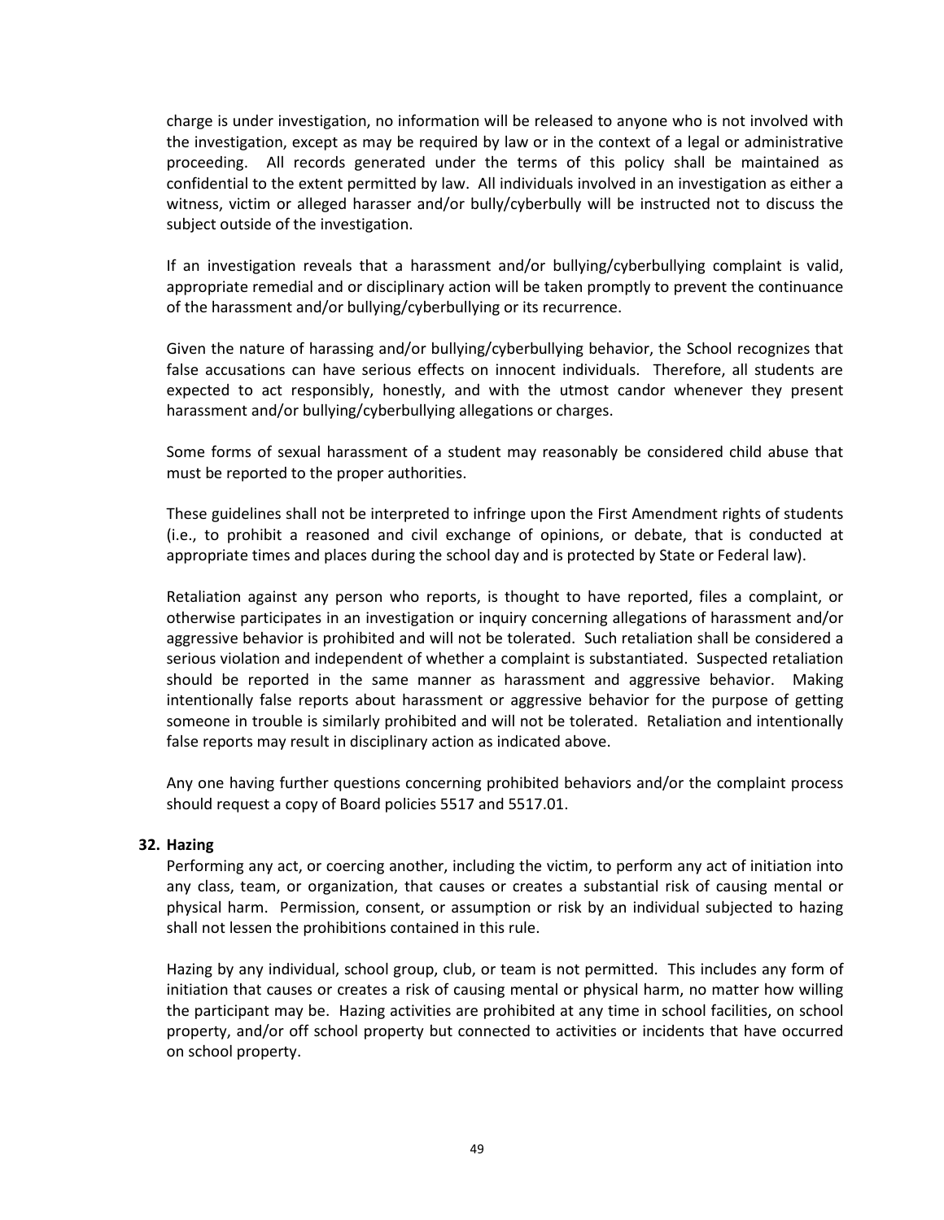charge is under investigation, no information will be released to anyone who is not involved with the investigation, except as may be required by law or in the context of a legal or administrative proceeding. All records generated under the terms of this policy shall be maintained as confidential to the extent permitted by law. All individuals involved in an investigation as either a witness, victim or alleged harasser and/or bully/cyberbully will be instructed not to discuss the subject outside of the investigation.

If an investigation reveals that a harassment and/or bullying/cyberbullying complaint is valid, appropriate remedial and or disciplinary action will be taken promptly to prevent the continuance of the harassment and/or bullying/cyberbullying or its recurrence.

Given the nature of harassing and/or bullying/cyberbullying behavior, the School recognizes that false accusations can have serious effects on innocent individuals. Therefore, all students are expected to act responsibly, honestly, and with the utmost candor whenever they present harassment and/or bullying/cyberbullying allegations or charges.

Some forms of sexual harassment of a student may reasonably be considered child abuse that must be reported to the proper authorities.

These guidelines shall not be interpreted to infringe upon the First Amendment rights of students (i.e., to prohibit a reasoned and civil exchange of opinions, or debate, that is conducted at appropriate times and places during the school day and is protected by State or Federal law).

Retaliation against any person who reports, is thought to have reported, files a complaint, or otherwise participates in an investigation or inquiry concerning allegations of harassment and/or aggressive behavior is prohibited and will not be tolerated. Such retaliation shall be considered a serious violation and independent of whether a complaint is substantiated. Suspected retaliation should be reported in the same manner as harassment and aggressive behavior. Making intentionally false reports about harassment or aggressive behavior for the purpose of getting someone in trouble is similarly prohibited and will not be tolerated. Retaliation and intentionally false reports may result in disciplinary action as indicated above.

Any one having further questions concerning prohibited behaviors and/or the complaint process should request a copy of Board policies 5517 and 5517.01.

**32. Hazing**

Performing any act, or coercing another, including the victim, to perform any act of initiation into any class, team, or organization, that causes or creates a substantial risk of causing mental or physical harm. Permission, consent, or assumption or risk by an individual subjected to hazing shall not lessen the prohibitions contained in this rule.

Hazing by any individual, school group, club, or team is not permitted. This includes any form of initiation that causes or creates a risk of causing mental or physical harm, no matter how willing the participant may be. Hazing activities are prohibited at any time in school facilities, on school property, and/or off school property but connected to activities or incidents that have occurred on school property.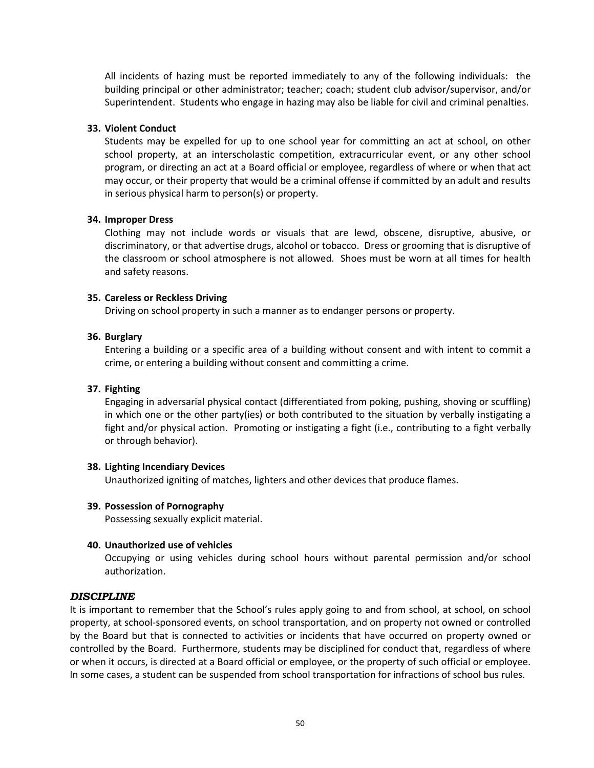All incidents of hazing must be reported immediately to any of the following individuals: the building principal or other administrator; teacher; coach; student club advisor/supervisor, and/or Superintendent. Students who engage in hazing may also be liable for civil and criminal penalties.

**33. Violent Conduct**

Students may be expelled for up to one school year for committing an act at school, on other school property, at an interscholastic competition, extracurricular event, or any other school program, or directing an act at a Board official or employee, regardless of where or when that act may occur, or their property that would be a criminal offense if committed by an adult and results in serious physical harm to person(s) or property.

**34. Improper Dress**

Clothing may not include words or visuals that are lewd, obscene, disruptive, abusive, or discriminatory, or that advertise drugs, alcohol or tobacco. Dress or grooming that is disruptive of the classroom or school atmosphere is not allowed. Shoes must be worn at all times for health and safety reasons.

**35. Careless or Reckless Driving**

Driving on school property in such a manner as to endanger persons or property.

**36. Burglary**

Entering a building or a specific area of a building without consent and with intent to commit a crime, or entering a building without consent and committing a crime.

**37. Fighting**

Engaging in adversarial physical contact (differentiated from poking, pushing, shoving or scuffling) in which one or the other party(ies) or both contributed to the situation by verbally instigating a fight and/or physical action. Promoting or instigating a fight (i.e., contributing to a fight verbally or through behavior).

**38. Lighting Incendiary Devices**

Unauthorized igniting of matches, lighters and other devices that produce flames.

**39. Possession of Pornography**

Possessing sexually explicit material.

**40. Unauthorized use of vehicles**

Occupying or using vehicles during school hours without parental permission and/or school authorization.

### *DISCIPLINE*

It is important to remember that the School's rules apply going to and from school, at school, on school property, at school-sponsored events, on school transportation, and on property not owned or controlled by the Board but that is connected to activities or incidents that have occurred on property owned or controlled by the Board. Furthermore, students may be disciplined for conduct that, regardless of where or when it occurs, is directed at a Board official or employee, or the property of such official or employee. In some cases, a student can be suspended from school transportation for infractions of school bus rules.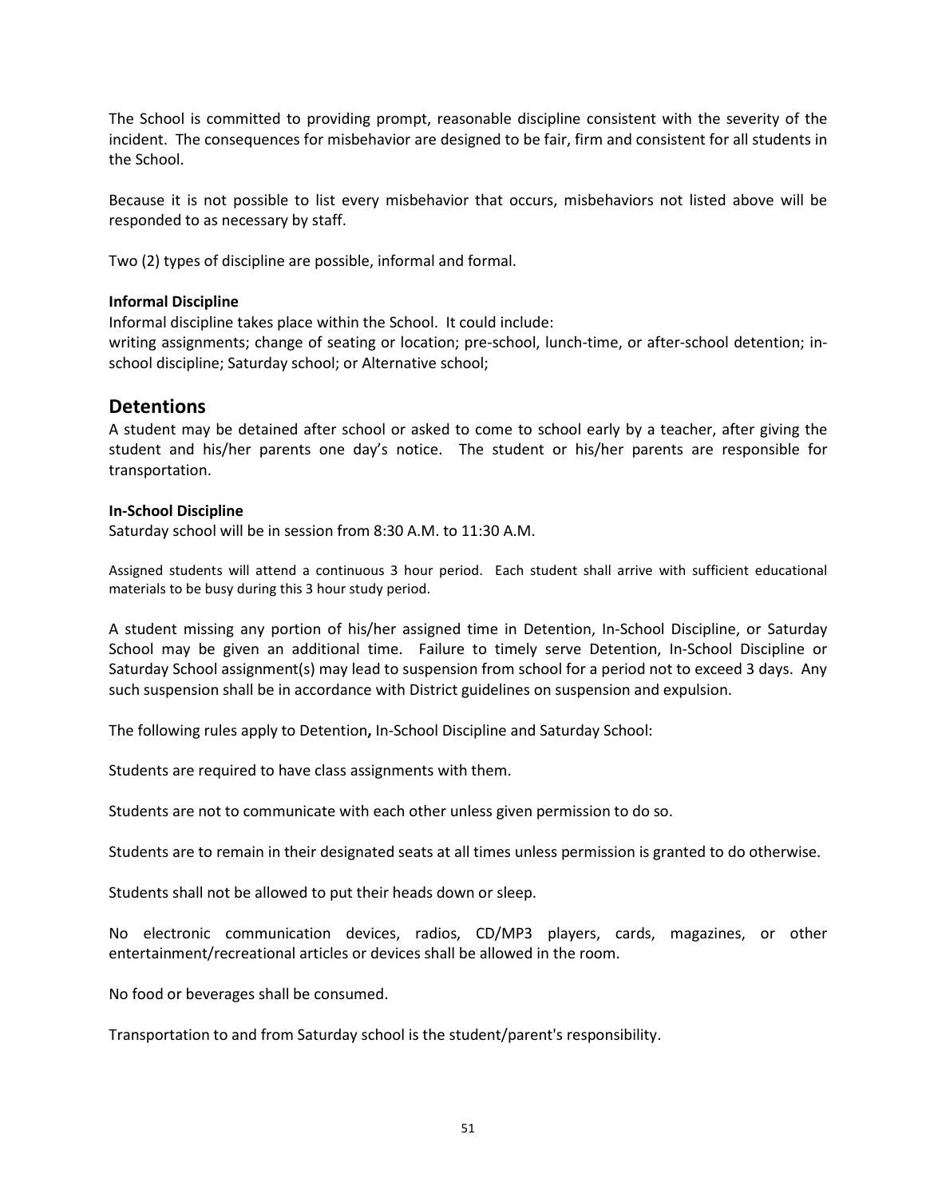The School is committed to providing prompt, reasonable discipline consistent with the severity of the incident. The consequences for misbehavior are designed to be fair, firm and consistent for all students in the School.

Because it is not possible to list every misbehavior that occurs, misbehaviors not listed above will be responded to as necessary by staff.

Two (2) types of discipline are possible, informal and formal.

**Informal Discipline**

Informal discipline takes place within the School. It could include:
writing assignments; change of seating or location; pre-school, lunch-time, or after-school detention; in-school discipline; Saturday school; or Alternative school;

## Detentions

A student may be detained after school or asked to come to school early by a teacher, after giving the student and his/her parents one day's notice. The student or his/her parents are responsible for transportation.

**In-School Discipline**

Saturday school will be in session from 8:30 A.M. to 11:30 A.M.

Assigned students will attend a continuous 3 hour period. Each student shall arrive with sufficient educational materials to be busy during this 3 hour study period.

A student missing any portion of his/her assigned time in Detention, In-School Discipline, or Saturday School may be given an additional time. Failure to timely serve Detention, In-School Discipline or Saturday School assignment(s) may lead to suspension from school for a period not to exceed 3 days. Any such suspension shall be in accordance with District guidelines on suspension and expulsion.

The following rules apply to Detention**,** In-School Discipline and Saturday School:

Students are required to have class assignments with them.

Students are not to communicate with each other unless given permission to do so.

Students are to remain in their designated seats at all times unless permission is granted to do otherwise.

Students shall not be allowed to put their heads down or sleep.

No electronic communication devices, radios, CD/MP3 players, cards, magazines, or other entertainment/recreational articles or devices shall be allowed in the room.

No food or beverages shall be consumed.

Transportation to and from Saturday school is the student/parent's responsibility.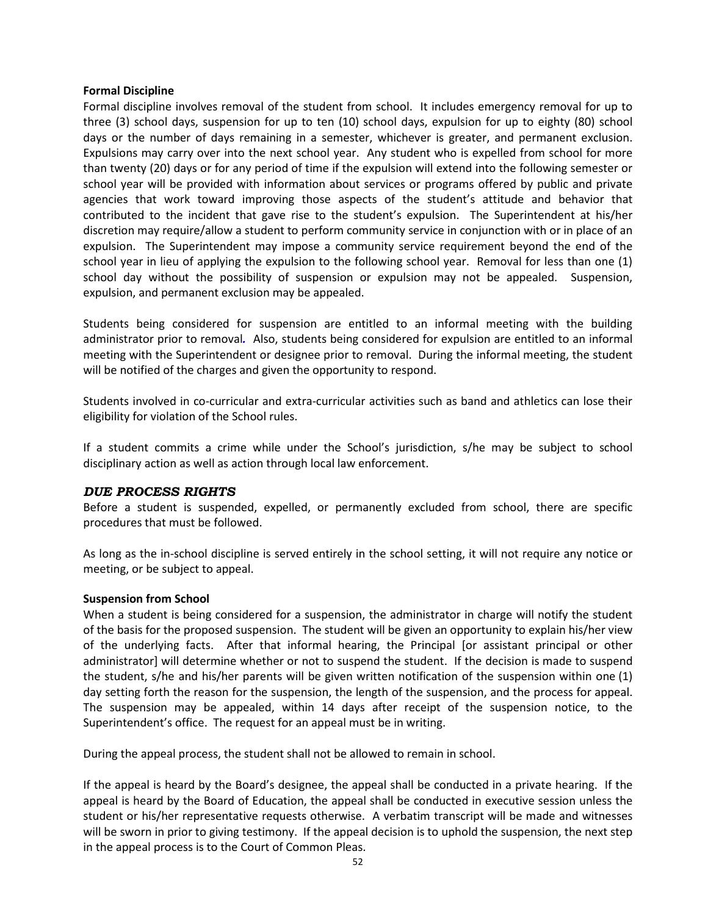**Formal Discipline**

Formal discipline involves removal of the student from school. It includes emergency removal for up to three (3) school days, suspension for up to ten (10) school days, expulsion for up to eighty (80) school days or the number of days remaining in a semester, whichever is greater, and permanent exclusion. Expulsions may carry over into the next school year. Any student who is expelled from school for more than twenty (20) days or for any period of time if the expulsion will extend into the following semester or school year will be provided with information about services or programs offered by public and private agencies that work toward improving those aspects of the student's attitude and behavior that contributed to the incident that gave rise to the student's expulsion. The Superintendent at his/her discretion may require/allow a student to perform community service in conjunction with or in place of an expulsion. The Superintendent may impose a community service requirement beyond the end of the school year in lieu of applying the expulsion to the following school year. Removal for less than one (1) school day without the possibility of suspension or expulsion may not be appealed. Suspension, expulsion, and permanent exclusion may be appealed.

Students being considered for suspension are entitled to an informal meeting with the building administrator prior to removal. Also, students being considered for expulsion are entitled to an informal meeting with the Superintendent or designee prior to removal. During the informal meeting, the student will be notified of the charges and given the opportunity to respond.

Students involved in co-curricular and extra-curricular activities such as band and athletics can lose their eligibility for violation of the School rules.

If a student commits a crime while under the School's jurisdiction, s/he may be subject to school disciplinary action as well as action through local law enforcement.

## *DUE PROCESS RIGHTS*

Before a student is suspended, expelled, or permanently excluded from school, there are specific procedures that must be followed.

As long as the in-school discipline is served entirely in the school setting, it will not require any notice or meeting, or be subject to appeal.

**Suspension from School**

When a student is being considered for a suspension, the administrator in charge will notify the student of the basis for the proposed suspension. The student will be given an opportunity to explain his/her view of the underlying facts. After that informal hearing, the Principal [or assistant principal or other administrator] will determine whether or not to suspend the student. If the decision is made to suspend the student, s/he and his/her parents will be given written notification of the suspension within one (1) day setting forth the reason for the suspension, the length of the suspension, and the process for appeal. The suspension may be appealed, within 14 days after receipt of the suspension notice, to the Superintendent's office. The request for an appeal must be in writing.

During the appeal process, the student shall not be allowed to remain in school.

If the appeal is heard by the Board's designee, the appeal shall be conducted in a private hearing. If the appeal is heard by the Board of Education, the appeal shall be conducted in executive session unless the student or his/her representative requests otherwise. A verbatim transcript will be made and witnesses will be sworn in prior to giving testimony. If the appeal decision is to uphold the suspension, the next step in the appeal process is to the Court of Common Pleas.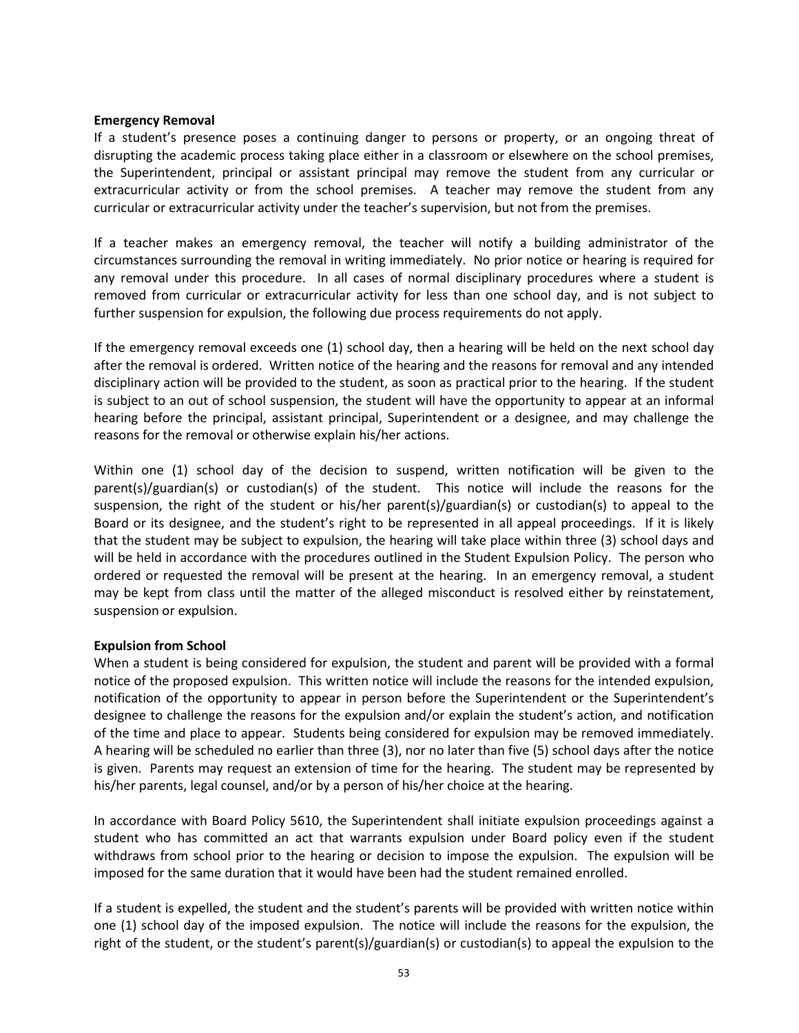**Emergency Removal**

If a student's presence poses a continuing danger to persons or property, or an ongoing threat of disrupting the academic process taking place either in a classroom or elsewhere on the school premises, the Superintendent, principal or assistant principal may remove the student from any curricular or extracurricular activity or from the school premises. A teacher may remove the student from any curricular or extracurricular activity under the teacher's supervision, but not from the premises.

If a teacher makes an emergency removal, the teacher will notify a building administrator of the circumstances surrounding the removal in writing immediately. No prior notice or hearing is required for any removal under this procedure. In all cases of normal disciplinary procedures where a student is removed from curricular or extracurricular activity for less than one school day, and is not subject to further suspension for expulsion, the following due process requirements do not apply.

If the emergency removal exceeds one (1) school day, then a hearing will be held on the next school day after the removal is ordered. Written notice of the hearing and the reasons for removal and any intended disciplinary action will be provided to the student, as soon as practical prior to the hearing. If the student is subject to an out of school suspension, the student will have the opportunity to appear at an informal hearing before the principal, assistant principal, Superintendent or a designee, and may challenge the reasons for the removal or otherwise explain his/her actions.

Within one (1) school day of the decision to suspend, written notification will be given to the parent(s)/guardian(s) or custodian(s) of the student. This notice will include the reasons for the suspension, the right of the student or his/her parent(s)/guardian(s) or custodian(s) to appeal to the Board or its designee, and the student's right to be represented in all appeal proceedings. If it is likely that the student may be subject to expulsion, the hearing will take place within three (3) school days and will be held in accordance with the procedures outlined in the Student Expulsion Policy. The person who ordered or requested the removal will be present at the hearing. In an emergency removal, a student may be kept from class until the matter of the alleged misconduct is resolved either by reinstatement, suspension or expulsion.

**Expulsion from School**

When a student is being considered for expulsion, the student and parent will be provided with a formal notice of the proposed expulsion. This written notice will include the reasons for the intended expulsion, notification of the opportunity to appear in person before the Superintendent or the Superintendent's designee to challenge the reasons for the expulsion and/or explain the student's action, and notification of the time and place to appear. Students being considered for expulsion may be removed immediately. A hearing will be scheduled no earlier than three (3), nor no later than five (5) school days after the notice is given. Parents may request an extension of time for the hearing. The student may be represented by his/her parents, legal counsel, and/or by a person of his/her choice at the hearing.

In accordance with Board Policy 5610, the Superintendent shall initiate expulsion proceedings against a student who has committed an act that warrants expulsion under Board policy even if the student withdraws from school prior to the hearing or decision to impose the expulsion. The expulsion will be imposed for the same duration that it would have been had the student remained enrolled.

If a student is expelled, the student and the student's parents will be provided with written notice within one (1) school day of the imposed expulsion. The notice will include the reasons for the expulsion, the right of the student, or the student's parent(s)/guardian(s) or custodian(s) to appeal the expulsion to the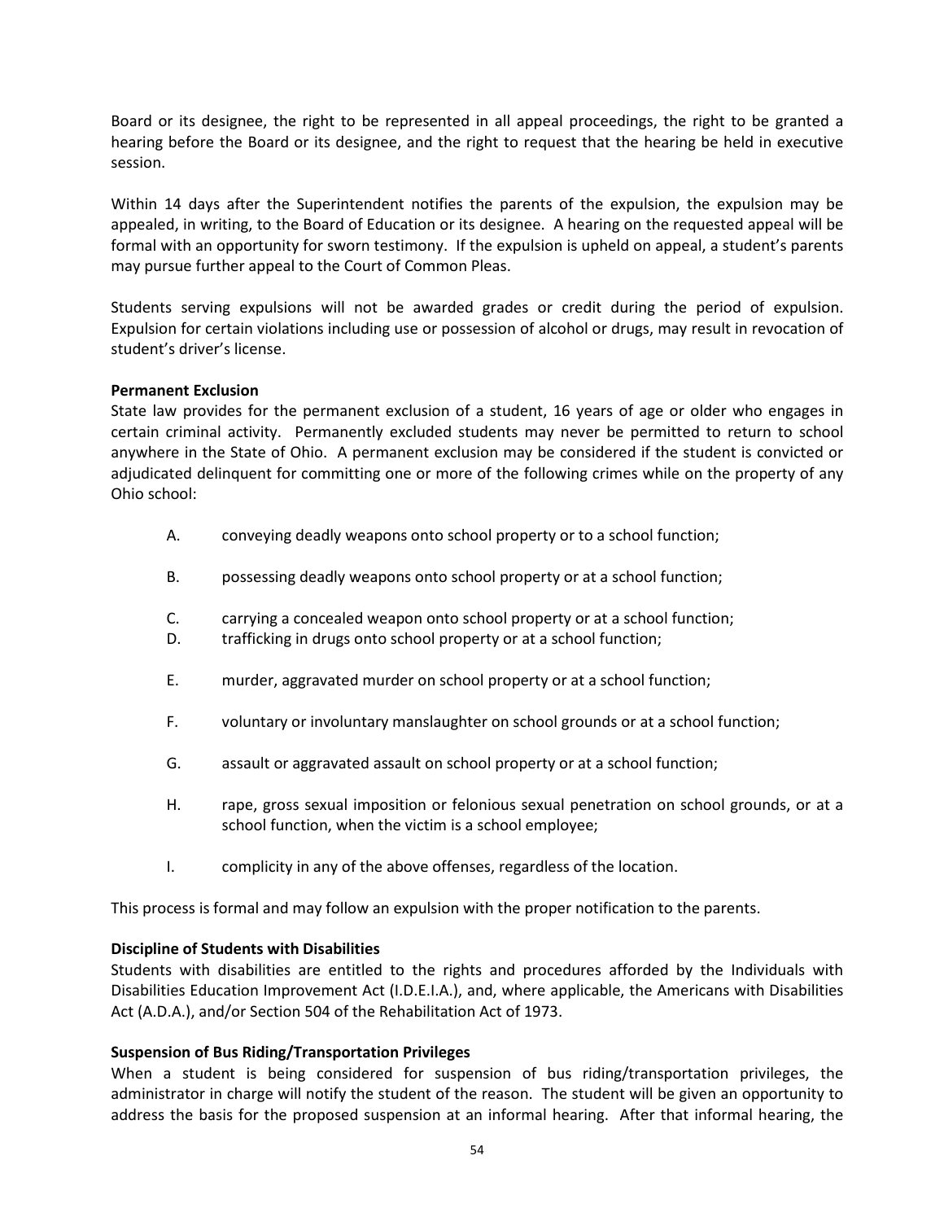Board or its designee, the right to be represented in all appeal proceedings, the right to be granted a hearing before the Board or its designee, and the right to request that the hearing be held in executive session.

Within 14 days after the Superintendent notifies the parents of the expulsion, the expulsion may be appealed, in writing, to the Board of Education or its designee. A hearing on the requested appeal will be formal with an opportunity for sworn testimony. If the expulsion is upheld on appeal, a student's parents may pursue further appeal to the Court of Common Pleas.

Students serving expulsions will not be awarded grades or credit during the period of expulsion. Expulsion for certain violations including use or possession of alcohol or drugs, may result in revocation of student's driver's license.

**Permanent Exclusion**

State law provides for the permanent exclusion of a student, 16 years of age or older who engages in certain criminal activity. Permanently excluded students may never be permitted to return to school anywhere in the State of Ohio. A permanent exclusion may be considered if the student is convicted or adjudicated delinquent for committing one or more of the following crimes while on the property of any Ohio school:

A. conveying deadly weapons onto school property or to a school function;

B. possessing deadly weapons onto school property or at a school function;

C. carrying a concealed weapon onto school property or at a school function;

D. trafficking in drugs onto school property or at a school function;

E. murder, aggravated murder on school property or at a school function;

F. voluntary or involuntary manslaughter on school grounds or at a school function;

G. assault or aggravated assault on school property or at a school function;

H. rape, gross sexual imposition or felonious sexual penetration on school grounds, or at a school function, when the victim is a school employee;

I. complicity in any of the above offenses, regardless of the location.

This process is formal and may follow an expulsion with the proper notification to the parents.

**Discipline of Students with Disabilities**

Students with disabilities are entitled to the rights and procedures afforded by the Individuals with Disabilities Education Improvement Act (I.D.E.I.A.), and, where applicable, the Americans with Disabilities Act (A.D.A.), and/or Section 504 of the Rehabilitation Act of 1973.

**Suspension of Bus Riding/Transportation Privileges**

When a student is being considered for suspension of bus riding/transportation privileges, the administrator in charge will notify the student of the reason. The student will be given an opportunity to address the basis for the proposed suspension at an informal hearing. After that informal hearing, the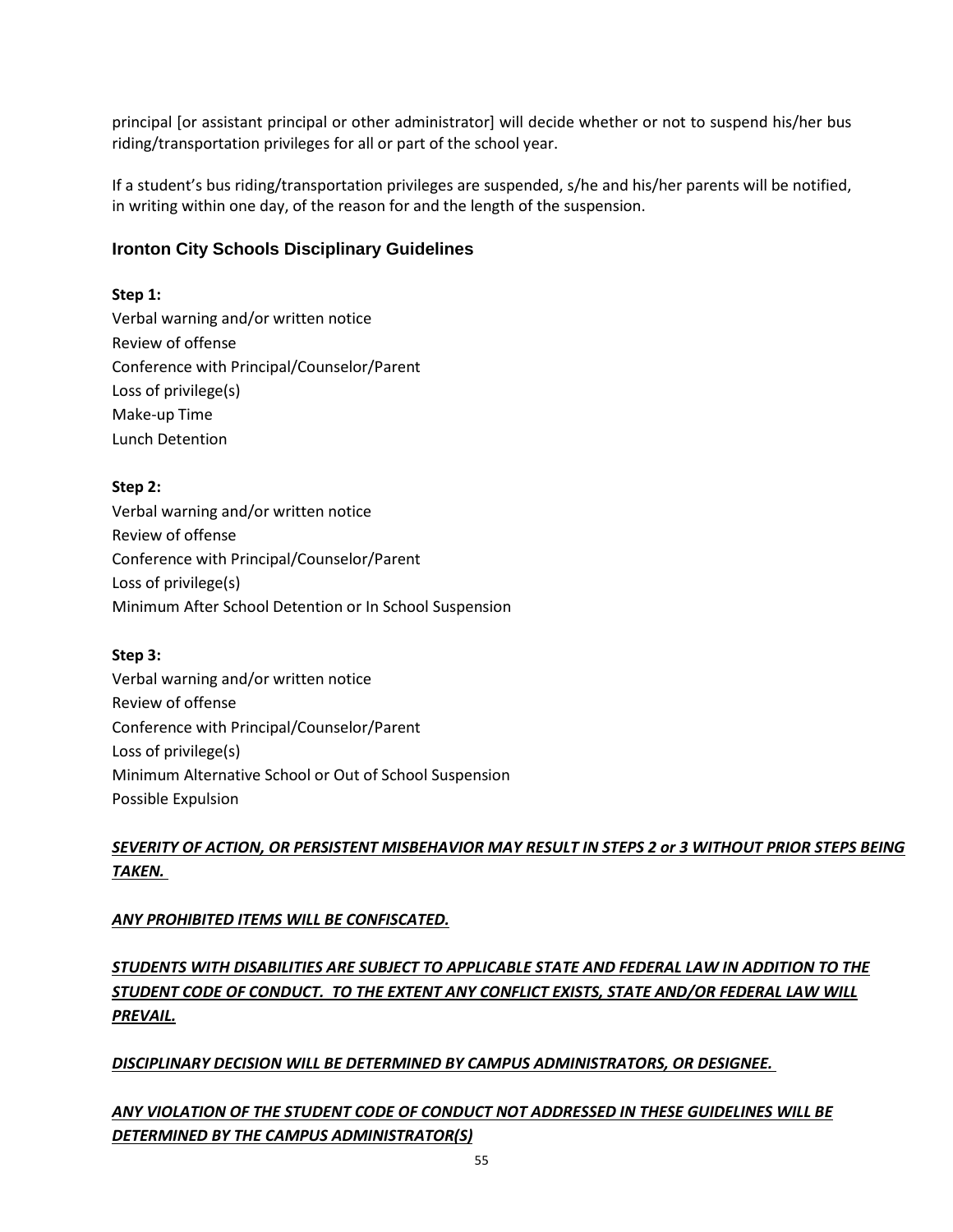principal [or assistant principal or other administrator] will decide whether or not to suspend his/her bus riding/transportation privileges for all or part of the school year.

If a student's bus riding/transportation privileges are suspended, s/he and his/her parents will be notified, in writing within one day, of the reason for and the length of the suspension.

## Ironton City Schools Disciplinary Guidelines

**Step 1:**

Verbal warning and/or written notice
Review of offense
Conference with Principal/Counselor/Parent
Loss of privilege(s)
Make-up Time
Lunch Detention

**Step 2:**

Verbal warning and/or written notice
Review of offense
Conference with Principal/Counselor/Parent
Loss of privilege(s)
Minimum After School Detention or In School Suspension

**Step 3:**

Verbal warning and/or written notice
Review of offense
Conference with Principal/Counselor/Parent
Loss of privilege(s)
Minimum Alternative School or Out of School Suspension
Possible Expulsion

***SEVERITY OF ACTION, OR PERSISTENT MISBEHAVIOR MAY RESULT IN STEPS 2 or 3 WITHOUT PRIOR STEPS BEING TAKEN.***

***ANY PROHIBITED ITEMS WILL BE CONFISCATED.***

***STUDENTS WITH DISABILITIES ARE SUBJECT TO APPLICABLE STATE AND FEDERAL LAW IN ADDITION TO THE STUDENT CODE OF CONDUCT. TO THE EXTENT ANY CONFLICT EXISTS, STATE AND/OR FEDERAL LAW WILL PREVAIL.***

***DISCIPLINARY DECISION WILL BE DETERMINED BY CAMPUS ADMINISTRATORS, OR DESIGNEE.***

***ANY VIOLATION OF THE STUDENT CODE OF CONDUCT NOT ADDRESSED IN THESE GUIDELINES WILL BE DETERMINED BY THE CAMPUS ADMINISTRATOR(S)***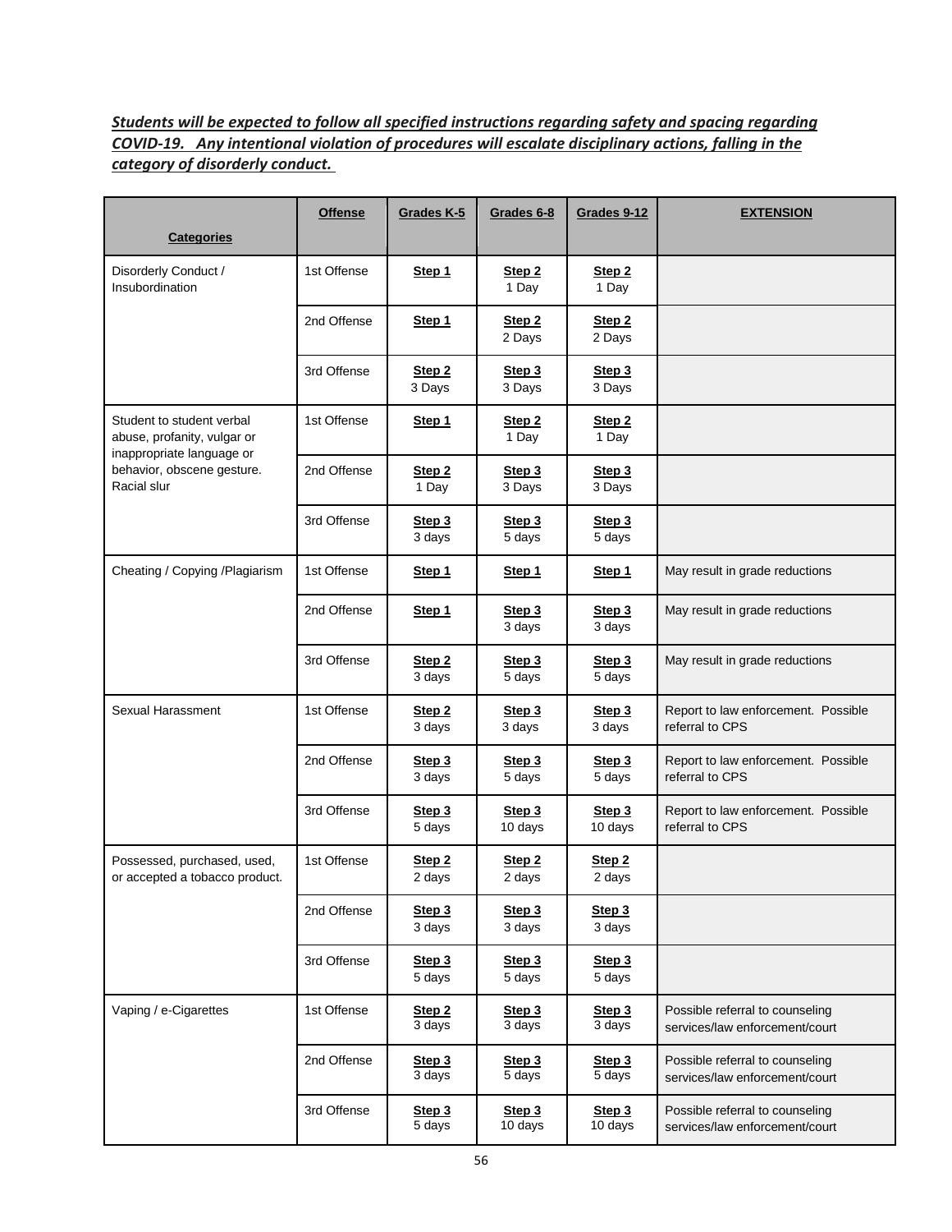***<u>Students will be expected to follow all specified instructions regarding safety and spacing regarding COVID-19. Any intentional violation of procedures will escalate disciplinary actions, falling in the category of disorderly conduct.</u>***

| **Categories** | **Offense** | **Grades K-5** | **Grades 6-8** | **Grades 9-12** | **EXTENSION** |
|---|---|---|---|---|---|
| Disorderly Conduct / Insubordination | 1st Offense | **Step 1** | **Step 2** 1 Day | **Step 2** 1 Day | |
| | 2nd Offense | **Step 1** | **Step 2** 2 Days | **Step 2** 2 Days | |
| | 3rd Offense | **Step 2** 3 Days | **Step 3** 3 Days | **Step 3** 3 Days | |
| Student to student verbal abuse, profanity, vulgar or inappropriate language or behavior, obscene gesture. Racial slur | 1st Offense | **Step 1** | **Step 2** 1 Day | **Step 2** 1 Day | |
| | 2nd Offense | **Step 2** 1 Day | **Step 3** 3 Days | **Step 3** 3 Days | |
| | 3rd Offense | **Step 3** 3 days | **Step 3** 5 days | **Step 3** 5 days | |
| Cheating / Copying /Plagiarism | 1st Offense | **Step 1** | **Step 1** | **Step 1** | May result in grade reductions |
| | 2nd Offense | **Step 1** | **Step 3** 3 days | **Step 3** 3 days | May result in grade reductions |
| | 3rd Offense | **Step 2** 3 days | **Step 3** 5 days | **Step 3** 5 days | May result in grade reductions |
| Sexual Harassment | 1st Offense | **Step 2** 3 days | **Step 3** 3 days | **Step 3** 3 days | Report to law enforcement. Possible referral to CPS |
| | 2nd Offense | **Step 3** 3 days | **Step 3** 5 days | **Step 3** 5 days | Report to law enforcement. Possible referral to CPS |
| | 3rd Offense | **Step 3** 5 days | **Step 3** 10 days | **Step 3** 10 days | Report to law enforcement. Possible referral to CPS |
| Possessed, purchased, used, or accepted a tobacco product. | 1st Offense | **Step 2** 2 days | **Step 2** 2 days | **Step 2** 2 days | |
| | 2nd Offense | **Step 3** 3 days | **Step 3** 3 days | **Step 3** 3 days | |
| | 3rd Offense | **Step 3** 5 days | **Step 3** 5 days | **Step 3** 5 days | |
| Vaping / e-Cigarettes | 1st Offense | **Step 2** 3 days | **Step 3** 3 days | **Step 3** 3 days | Possible referral to counseling services/law enforcement/court |
| | 2nd Offense | **Step 3** 3 days | **Step 3** 5 days | **Step 3** 5 days | Possible referral to counseling services/law enforcement/court |
| | 3rd Offense | **Step 3** 5 days | **Step 3** 10 days | **Step 3** 10 days | Possible referral to counseling services/law enforcement/court |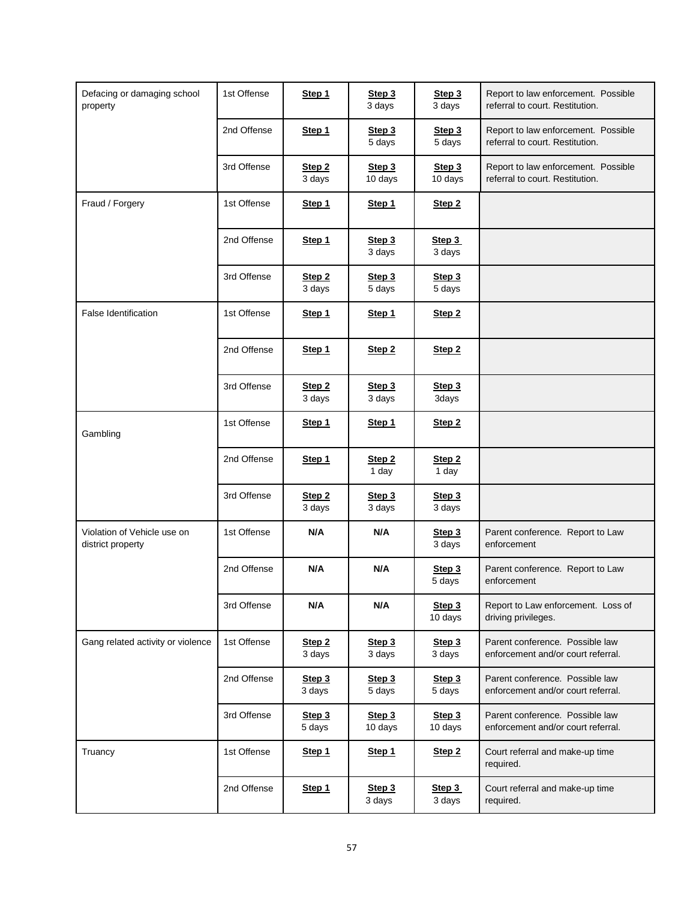| | | | | | |
|---|---|---|---|---|---|
| Defacing or damaging school property | 1st Offense | **Step 1** | **Step 3** 3 days | **Step 3** 3 days | Report to law enforcement. Possible referral to court. Restitution. |
| | 2nd Offense | **Step 1** | **Step 3** 5 days | **Step 3** 5 days | Report to law enforcement. Possible referral to court. Restitution. |
| | 3rd Offense | **Step 2** 3 days | **Step 3** 10 days | **Step 3** 10 days | Report to law enforcement. Possible referral to court. Restitution. |
| Fraud / Forgery | 1st Offense | **Step 1** | **Step 1** | **Step 2** | |
| | 2nd Offense | **Step 1** | **Step 3** 3 days | **Step 3** 3 days | |
| | 3rd Offense | **Step 2** 3 days | **Step 3** 5 days | **Step 3** 5 days | |
| False Identification | 1st Offense | **Step 1** | **Step 1** | **Step 2** | |
| | 2nd Offense | **Step 1** | **Step 2** | **Step 2** | |
| | 3rd Offense | **Step 2** 3 days | **Step 3** 3 days | **Step 3** 3days | |
| Gambling | 1st Offense | **Step 1** | **Step 1** | **Step 2** | |
| | 2nd Offense | **Step 1** | **Step 2** 1 day | **Step 2** 1 day | |
| | 3rd Offense | **Step 2** 3 days | **Step 3** 3 days | **Step 3** 3 days | |
| Violation of Vehicle use on district property | 1st Offense | **N/A** | **N/A** | **Step 3** 3 days | Parent conference. Report to Law enforcement |
| | 2nd Offense | **N/A** | **N/A** | **Step 3** 5 days | Parent conference. Report to Law enforcement |
| | 3rd Offense | **N/A** | **N/A** | **Step 3** 10 days | Report to Law enforcement. Loss of driving privileges. |
| Gang related activity or violence | 1st Offense | **Step 2** 3 days | **Step 3** 3 days | **Step 3** 3 days | Parent conference. Possible law enforcement and/or court referral. |
| | 2nd Offense | **Step 3** 3 days | **Step 3** 5 days | **Step 3** 5 days | Parent conference. Possible law enforcement and/or court referral. |
| | 3rd Offense | **Step 3** 5 days | **Step 3** 10 days | **Step 3** 10 days | Parent conference. Possible law enforcement and/or court referral. |
| Truancy | 1st Offense | **Step 1** | **Step 1** | **Step 2** | Court referral and make-up time required. |
| | 2nd Offense | **Step 1** | **Step 3** 3 days | **Step 3** 3 days | Court referral and make-up time required. |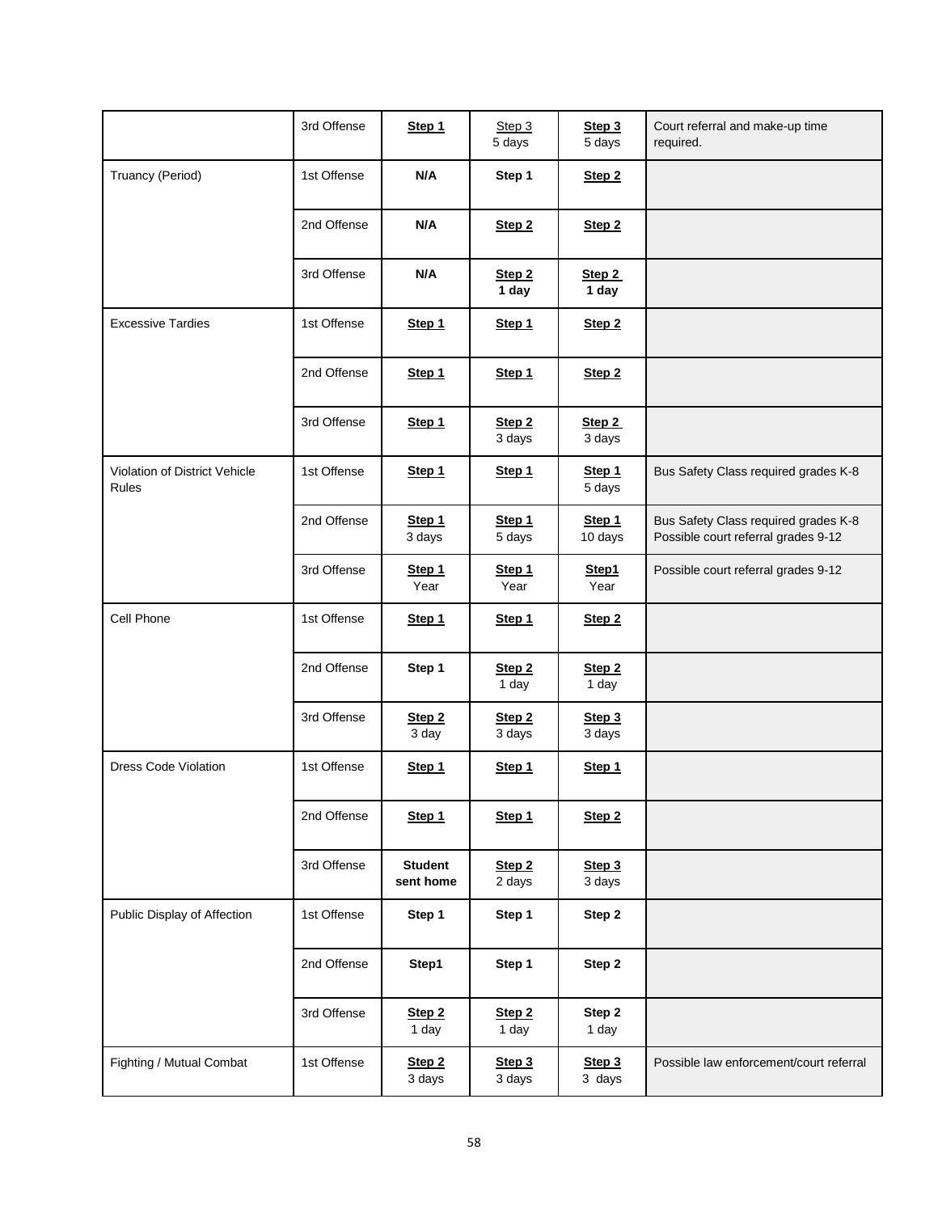| | 3rd Offense | Step 1 | Step 3<br>5 days | Step 3<br>5 days | Court referral and make-up time required. |
|---|---|---|---|---|---|
| Truancy (Period) | 1st Offense | N/A | Step 1 | Step 2 | |
| | 2nd Offense | N/A | Step 2 | Step 2 | |
| | 3rd Offense | N/A | Step 2<br>1 day | Step 2<br>1 day | |
| Excessive Tardies | 1st Offense | Step 1 | Step 1 | Step 2 | |
| | 2nd Offense | Step 1 | Step 1 | Step 2 | |
| | 3rd Offense | Step 1 | Step 2<br>3 days | Step 2<br>3 days | |
| Violation of District Vehicle Rules | 1st Offense | Step 1 | Step 1 | Step 1<br>5 days | Bus Safety Class required grades K-8 |
| | 2nd Offense | Step 1<br>3 days | Step 1<br>5 days | Step 1<br>10 days | Bus Safety Class required grades K-8<br>Possible court referral grades 9-12 |
| | 3rd Offense | Step 1<br>Year | Step 1<br>Year | Step1<br>Year | Possible court referral grades 9-12 |
| Cell Phone | 1st Offense | Step 1 | Step 1 | Step 2 | |
| | 2nd Offense | Step 1 | Step 2<br>1 day | Step 2<br>1 day | |
| | 3rd Offense | Step 2<br>3 day | Step 2<br>3 days | Step 3<br>3 days | |
| Dress Code Violation | 1st Offense | Step 1 | Step 1 | Step 1 | |
| | 2nd Offense | Step 1 | Step 1 | Step 2 | |
| | 3rd Offense | **Student sent home** | Step 2<br>2 days | Step 3<br>3 days | |
| Public Display of Affection | 1st Offense | Step 1 | Step 1 | Step 2 | |
| | 2nd Offense | Step1 | Step 1 | Step 2 | |
| | 3rd Offense | Step 2<br>1 day | Step 2<br>1 day | Step 2<br>1 day | |
| Fighting / Mutual Combat | 1st Offense | Step 2<br>3 days | Step 3<br>3 days | Step 3<br>3 days | Possible law enforcement/court referral |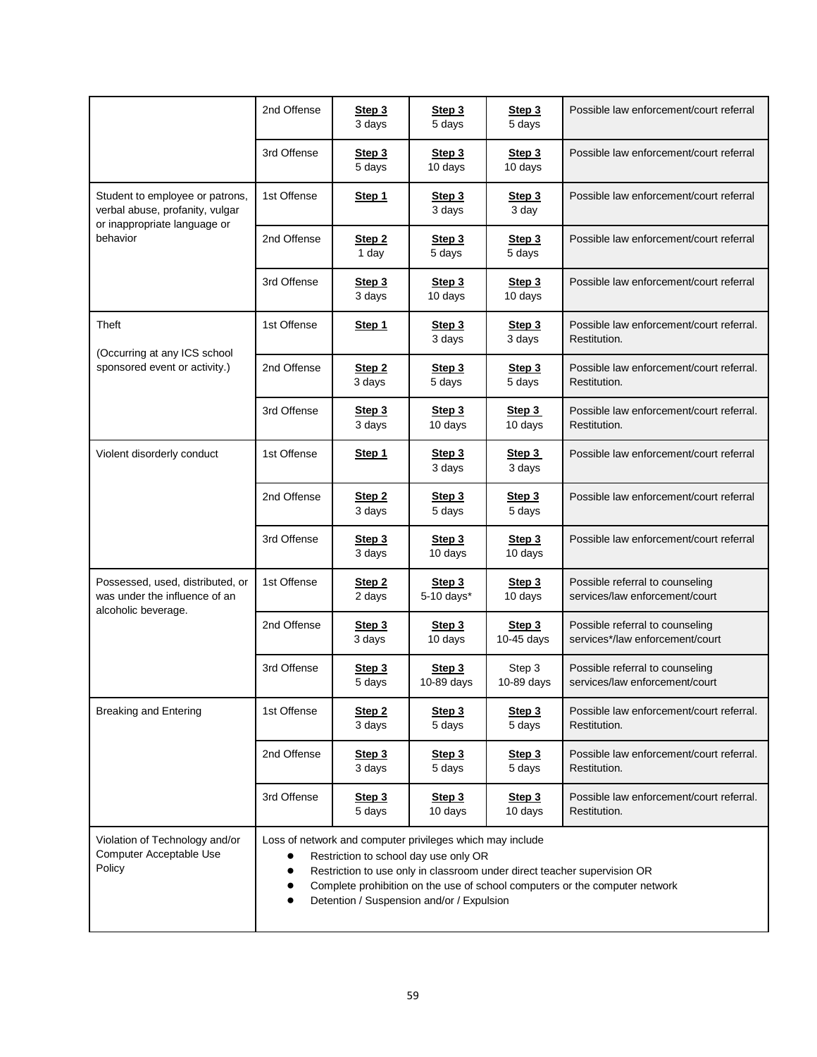| | | | | | |
|---|---|---|---|---|---|
| | 2nd Offense | **Step 3** 3 days | **Step 3** 5 days | **Step 3** 5 days | Possible law enforcement/court referral |
| | 3rd Offense | **Step 3** 5 days | **Step 3** 10 days | **Step 3** 10 days | Possible law enforcement/court referral |
| Student to employee or patrons, verbal abuse, profanity, vulgar or inappropriate language or behavior | 1st Offense | **Step 1** | **Step 3** 3 days | **Step 3** 3 day | Possible law enforcement/court referral |
| | 2nd Offense | **Step 2** 1 day | **Step 3** 5 days | **Step 3** 5 days | Possible law enforcement/court referral |
| | 3rd Offense | **Step 3** 3 days | **Step 3** 10 days | **Step 3** 10 days | Possible law enforcement/court referral |
| Theft (Occurring at any ICS school sponsored event or activity.) | 1st Offense | **Step 1** | **Step 3** 3 days | **Step 3** 3 days | Possible law enforcement/court referral. Restitution. |
| | 2nd Offense | **Step 2** 3 days | **Step 3** 5 days | **Step 3** 5 days | Possible law enforcement/court referral. Restitution. |
| | 3rd Offense | **Step 3** 3 days | **Step 3** 10 days | **Step 3** 10 days | Possible law enforcement/court referral. Restitution. |
| Violent disorderly conduct | 1st Offense | **Step 1** | **Step 3** 3 days | **Step 3** 3 days | Possible law enforcement/court referral |
| | 2nd Offense | **Step 2** 3 days | **Step 3** 5 days | **Step 3** 5 days | Possible law enforcement/court referral |
| | 3rd Offense | **Step 3** 3 days | **Step 3** 10 days | **Step 3** 10 days | Possible law enforcement/court referral |
| Possessed, used, distributed, or was under the influence of an alcoholic beverage. | 1st Offense | **Step 2** 2 days | **Step 3** 5-10 days* | **Step 3** 10 days | Possible referral to counseling services/law enforcement/court |
| | 2nd Offense | **Step 3** 3 days | **Step 3** 10 days | **Step 3** 10-45 days | Possible referral to counseling services*/law enforcement/court |
| | 3rd Offense | **Step 3** 5 days | **Step 3** 10-89 days | Step 3 10-89 days | Possible referral to counseling services/law enforcement/court |
| Breaking and Entering | 1st Offense | **Step 2** 3 days | **Step 3** 5 days | **Step 3** 5 days | Possible law enforcement/court referral. Restitution. |
| | 2nd Offense | **Step 3** 3 days | **Step 3** 5 days | **Step 3** 5 days | Possible law enforcement/court referral. Restitution. |
| | 3rd Offense | **Step 3** 5 days | **Step 3** 10 days | **Step 3** 10 days | Possible law enforcement/court referral. Restitution. |
| Violation of Technology and/or Computer Acceptable Use Policy | Loss of network and computer privileges which may include<br>• Restriction to school day use only OR<br>• Restriction to use only in classroom under direct teacher supervision OR<br>• Complete prohibition on the use of school computers or the computer network<br>• Detention / Suspension and/or / Expulsion | | | | |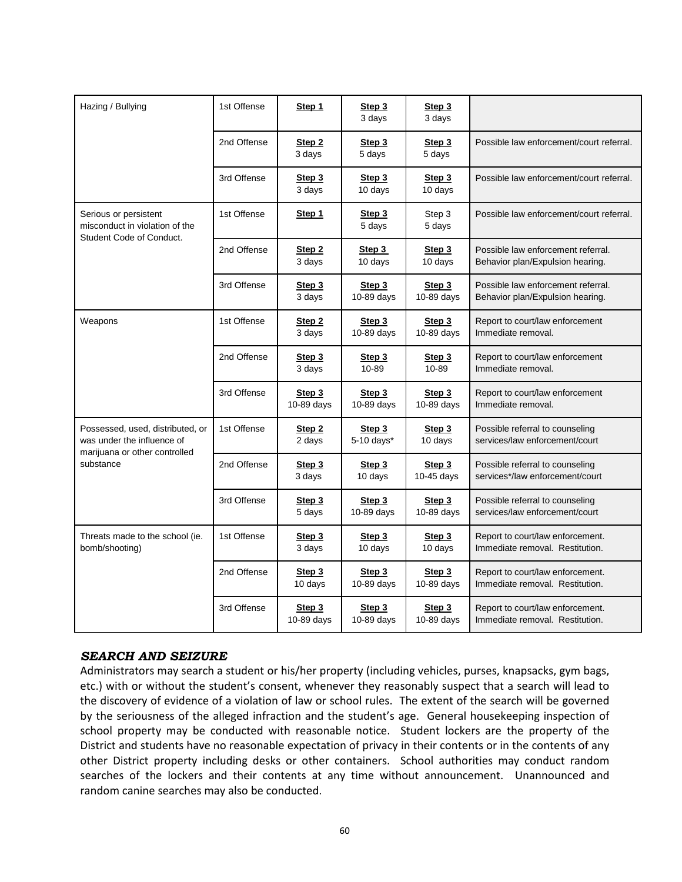| Hazing / Bullying | 1st Offense | **Step 1** | **Step 3** 3 days | **Step 3** 3 days | |
|---|---|---|---|---|---|
| | 2nd Offense | **Step 2** 3 days | **Step 3** 5 days | **Step 3** 5 days | Possible law enforcement/court referral. |
| | 3rd Offense | **Step 3** 3 days | **Step 3** 10 days | **Step 3** 10 days | Possible law enforcement/court referral. |
| Serious or persistent misconduct in violation of the Student Code of Conduct. | 1st Offense | **Step 1** | **Step 3** 5 days | Step 3 5 days | Possible law enforcement/court referral. |
| | 2nd Offense | **Step 2** 3 days | **Step 3** 10 days | **Step 3** 10 days | Possible law enforcement referral. Behavior plan/Expulsion hearing. |
| | 3rd Offense | **Step 3** 3 days | **Step 3** 10-89 days | **Step 3** 10-89 days | Possible law enforcement referral. Behavior plan/Expulsion hearing. |
| Weapons | 1st Offense | **Step 2** 3 days | **Step 3** 10-89 days | **Step 3** 10-89 days | Report to court/law enforcement Immediate removal. |
| | 2nd Offense | **Step 3** 3 days | **Step 3** 10-89 | **Step 3** 10-89 | Report to court/law enforcement Immediate removal. |
| | 3rd Offense | **Step 3** 10-89 days | **Step 3** 10-89 days | **Step 3** 10-89 days | Report to court/law enforcement Immediate removal. |
| Possessed, used, distributed, or was under the influence of marijuana or other controlled substance | 1st Offense | **Step 2** 2 days | **Step 3** 5-10 days* | **Step 3** 10 days | Possible referral to counseling services/law enforcement/court |
| | 2nd Offense | **Step 3** 3 days | **Step 3** 10 days | **Step 3** 10-45 days | Possible referral to counseling services*/law enforcement/court |
| | 3rd Offense | **Step 3** 5 days | **Step 3** 10-89 days | **Step 3** 10-89 days | Possible referral to counseling services/law enforcement/court |
| Threats made to the school (ie. bomb/shooting) | 1st Offense | **Step 3** 3 days | **Step 3** 10 days | **Step 3** 10 days | Report to court/law enforcement. Immediate removal. Restitution. |
| | 2nd Offense | **Step 3** 10 days | **Step 3** 10-89 days | **Step 3** 10-89 days | Report to court/law enforcement. Immediate removal. Restitution. |
| | 3rd Offense | **Step 3** 10-89 days | **Step 3** 10-89 days | **Step 3** 10-89 days | Report to court/law enforcement. Immediate removal. Restitution. |

### *SEARCH AND SEIZURE*

Administrators may search a student or his/her property (including vehicles, purses, knapsacks, gym bags, etc.) with or without the student's consent, whenever they reasonably suspect that a search will lead to the discovery of evidence of a violation of law or school rules. The extent of the search will be governed by the seriousness of the alleged infraction and the student's age. General housekeeping inspection of school property may be conducted with reasonable notice. Student lockers are the property of the District and students have no reasonable expectation of privacy in their contents or in the contents of any other District property including desks or other containers. School authorities may conduct random searches of the lockers and their contents at any time without announcement. Unannounced and random canine searches may also be conducted.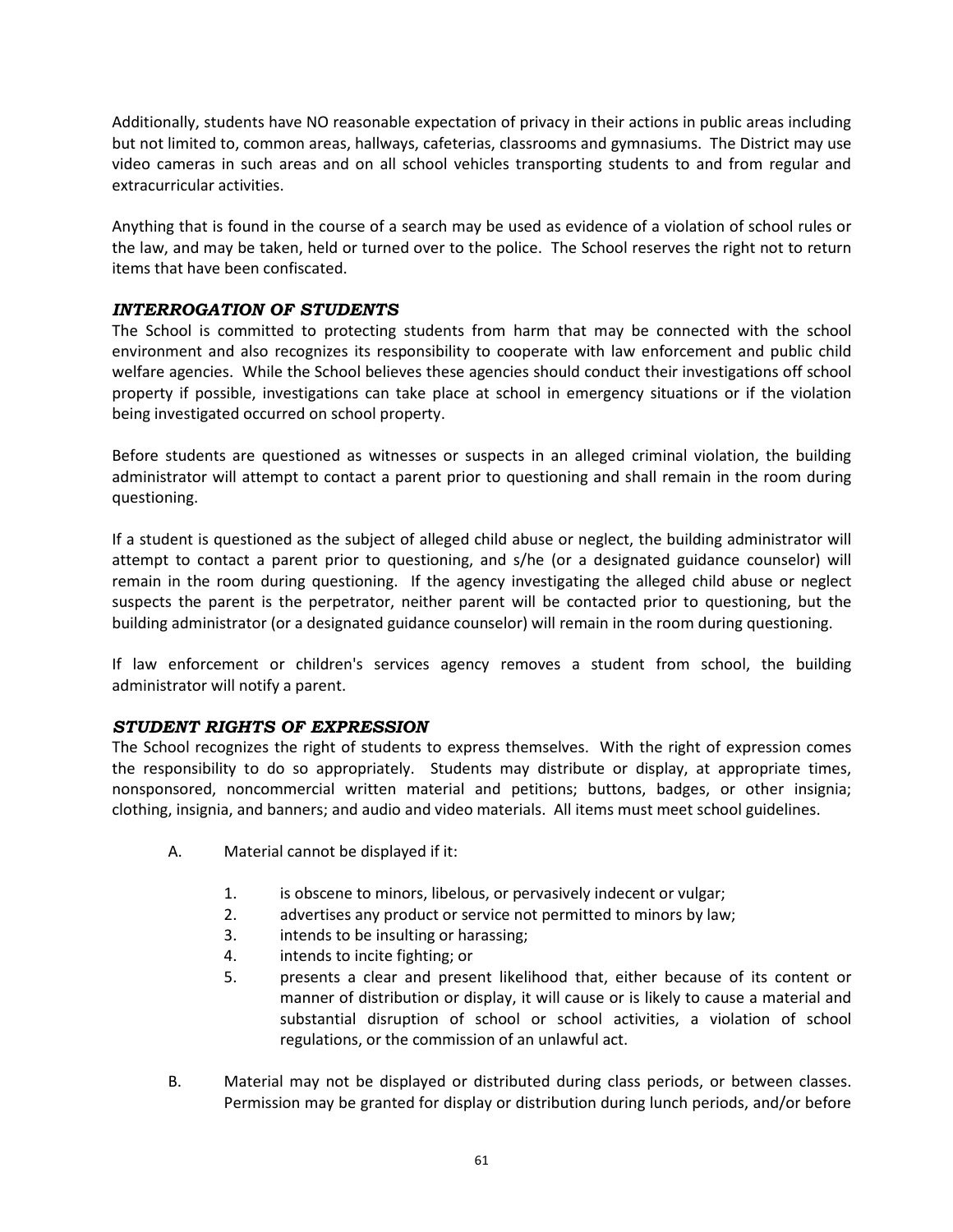Additionally, students have NO reasonable expectation of privacy in their actions in public areas including but not limited to, common areas, hallways, cafeterias, classrooms and gymnasiums. The District may use video cameras in such areas and on all school vehicles transporting students to and from regular and extracurricular activities.

Anything that is found in the course of a search may be used as evidence of a violation of school rules or the law, and may be taken, held or turned over to the police. The School reserves the right not to return items that have been confiscated.

### *INTERROGATION OF STUDENTS*

The School is committed to protecting students from harm that may be connected with the school environment and also recognizes its responsibility to cooperate with law enforcement and public child welfare agencies. While the School believes these agencies should conduct their investigations off school property if possible, investigations can take place at school in emergency situations or if the violation being investigated occurred on school property.

Before students are questioned as witnesses or suspects in an alleged criminal violation, the building administrator will attempt to contact a parent prior to questioning and shall remain in the room during questioning.

If a student is questioned as the subject of alleged child abuse or neglect, the building administrator will attempt to contact a parent prior to questioning, and s/he (or a designated guidance counselor) will remain in the room during questioning. If the agency investigating the alleged child abuse or neglect suspects the parent is the perpetrator, neither parent will be contacted prior to questioning, but the building administrator (or a designated guidance counselor) will remain in the room during questioning.

If law enforcement or children's services agency removes a student from school, the building administrator will notify a parent.

### *STUDENT RIGHTS OF EXPRESSION*

The School recognizes the right of students to express themselves. With the right of expression comes the responsibility to do so appropriately. Students may distribute or display, at appropriate times, nonsponsored, noncommercial written material and petitions; buttons, badges, or other insignia; clothing, insignia, and banners; and audio and video materials. All items must meet school guidelines.

A. Material cannot be displayed if it:

   1. is obscene to minors, libelous, or pervasively indecent or vulgar;
   2. advertises any product or service not permitted to minors by law;
   3. intends to be insulting or harassing;
   4. intends to incite fighting; or
   5. presents a clear and present likelihood that, either because of its content or manner of distribution or display, it will cause or is likely to cause a material and substantial disruption of school or school activities, a violation of school regulations, or the commission of an unlawful act.

B. Material may not be displayed or distributed during class periods, or between classes. Permission may be granted for display or distribution during lunch periods, and/or before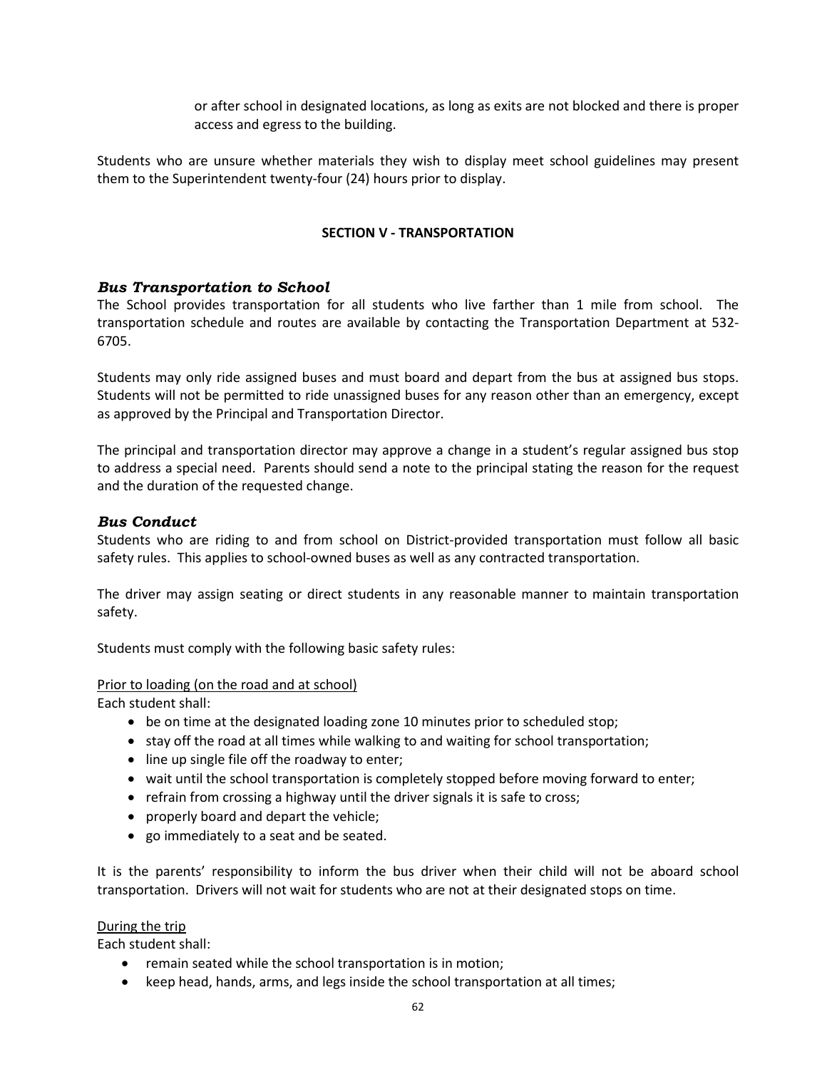or after school in designated locations, as long as exits are not blocked and there is proper access and egress to the building.

Students who are unsure whether materials they wish to display meet school guidelines may present them to the Superintendent twenty-four (24) hours prior to display.

## SECTION V - TRANSPORTATION

### *Bus Transportation to School*

The School provides transportation for all students who live farther than 1 mile from school. The transportation schedule and routes are available by contacting the Transportation Department at 532-6705.

Students may only ride assigned buses and must board and depart from the bus at assigned bus stops. Students will not be permitted to ride unassigned buses for any reason other than an emergency, except as approved by the Principal and Transportation Director.

The principal and transportation director may approve a change in a student's regular assigned bus stop to address a special need. Parents should send a note to the principal stating the reason for the request and the duration of the requested change.

### *Bus Conduct*

Students who are riding to and from school on District-provided transportation must follow all basic safety rules. This applies to school-owned buses as well as any contracted transportation.

The driver may assign seating or direct students in any reasonable manner to maintain transportation safety.

Students must comply with the following basic safety rules:

<u>Prior to loading (on the road and at school)</u>

Each student shall:

- be on time at the designated loading zone 10 minutes prior to scheduled stop;
- stay off the road at all times while walking to and waiting for school transportation;
- line up single file off the roadway to enter;
- wait until the school transportation is completely stopped before moving forward to enter;
- refrain from crossing a highway until the driver signals it is safe to cross;
- properly board and depart the vehicle;
- go immediately to a seat and be seated.

It is the parents' responsibility to inform the bus driver when their child will not be aboard school transportation. Drivers will not wait for students who are not at their designated stops on time.

<u>During the trip</u>

Each student shall:

- remain seated while the school transportation is in motion;
- keep head, hands, arms, and legs inside the school transportation at all times;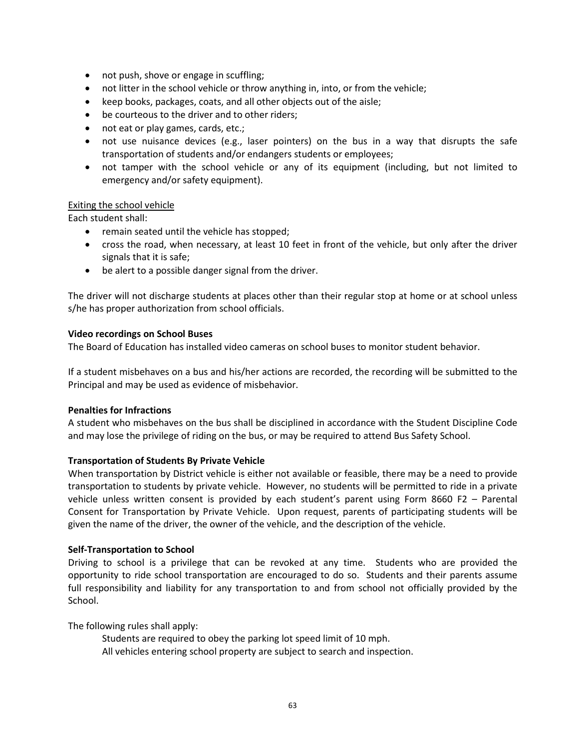- not push, shove or engage in scuffling;
- not litter in the school vehicle or throw anything in, into, or from the vehicle;
- keep books, packages, coats, and all other objects out of the aisle;
- be courteous to the driver and to other riders;
- not eat or play games, cards, etc.;
- not use nuisance devices (e.g., laser pointers) on the bus in a way that disrupts the safe transportation of students and/or endangers students or employees;
- not tamper with the school vehicle or any of its equipment (including, but not limited to emergency and/or safety equipment).

Exiting the school vehicle

Each student shall:

- remain seated until the vehicle has stopped;
- cross the road, when necessary, at least 10 feet in front of the vehicle, but only after the driver signals that it is safe;
- be alert to a possible danger signal from the driver.

The driver will not discharge students at places other than their regular stop at home or at school unless s/he has proper authorization from school officials.

**Video recordings on School Buses**

The Board of Education has installed video cameras on school buses to monitor student behavior.

If a student misbehaves on a bus and his/her actions are recorded, the recording will be submitted to the Principal and may be used as evidence of misbehavior.

**Penalties for Infractions**

A student who misbehaves on the bus shall be disciplined in accordance with the Student Discipline Code and may lose the privilege of riding on the bus, or may be required to attend Bus Safety School.

**Transportation of Students By Private Vehicle**

When transportation by District vehicle is either not available or feasible, there may be a need to provide transportation to students by private vehicle. However, no students will be permitted to ride in a private vehicle unless written consent is provided by each student's parent using Form 8660 F2 – Parental Consent for Transportation by Private Vehicle. Upon request, parents of participating students will be given the name of the driver, the owner of the vehicle, and the description of the vehicle.

**Self-Transportation to School**

Driving to school is a privilege that can be revoked at any time. Students who are provided the opportunity to ride school transportation are encouraged to do so. Students and their parents assume full responsibility and liability for any transportation to and from school not officially provided by the School.

The following rules shall apply:

Students are required to obey the parking lot speed limit of 10 mph.
All vehicles entering school property are subject to search and inspection.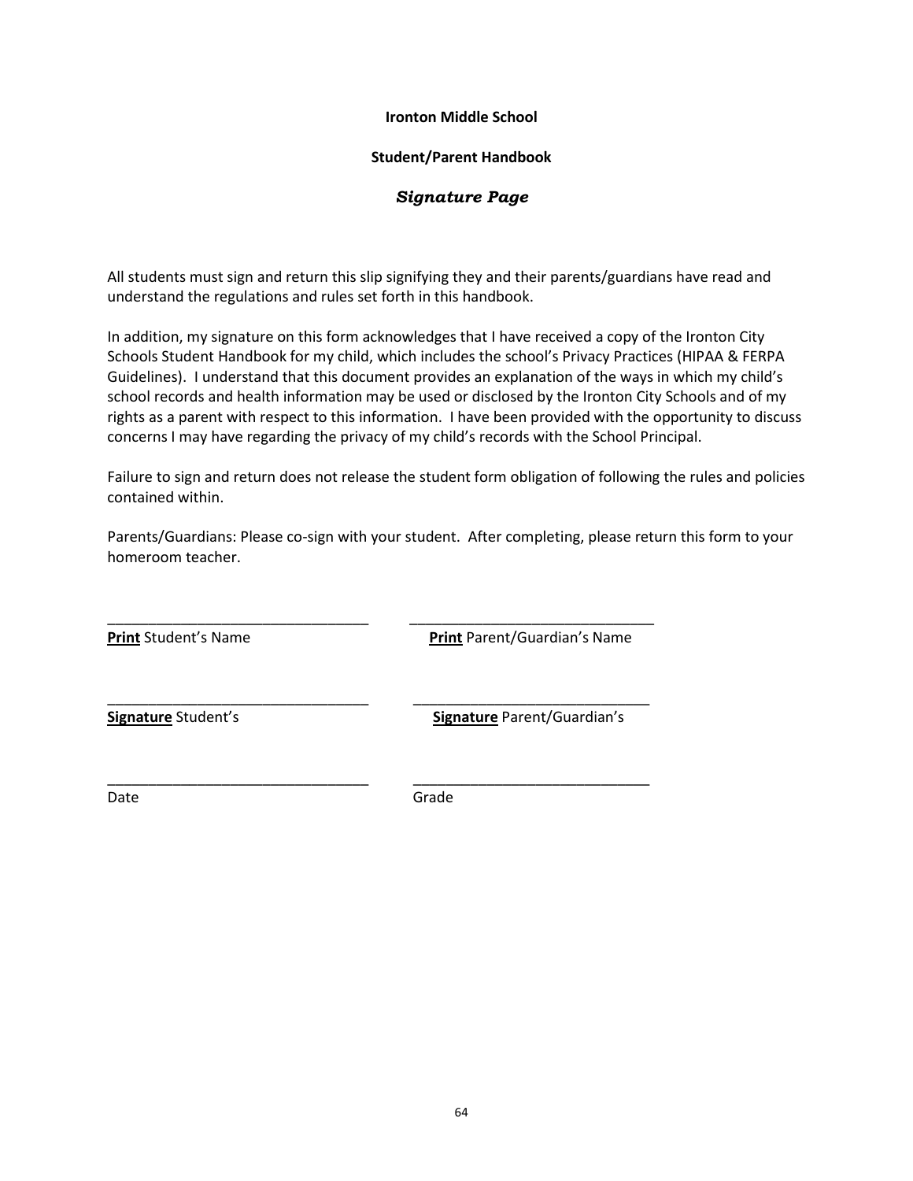**Ironton Middle School**

**Student/Parent Handbook**

***Signature Page***

All students must sign and return this slip signifying they and their parents/guardians have read and understand the regulations and rules set forth in this handbook.

In addition, my signature on this form acknowledges that I have received a copy of the Ironton City Schools Student Handbook for my child, which includes the school's Privacy Practices (HIPAA & FERPA Guidelines). I understand that this document provides an explanation of the ways in which my child's school records and health information may be used or disclosed by the Ironton City Schools and of my rights as a parent with respect to this information. I have been provided with the opportunity to discuss concerns I may have regarding the privacy of my child's records with the School Principal.

Failure to sign and return does not release the student form obligation of following the rules and policies contained within.

Parents/Guardians: Please co-sign with your student. After completing, please return this form to your homeroom teacher.

| | |
|---|---|
| _________________________________ | _________________________________ |
| **Print** Student's Name | **Print** Parent/Guardian's Name |
| _________________________________ | _________________________________ |
| **Signature** Student's | **Signature** Parent/Guardian's |
| _________________________________ | _________________________________ |
| Date | Grade |